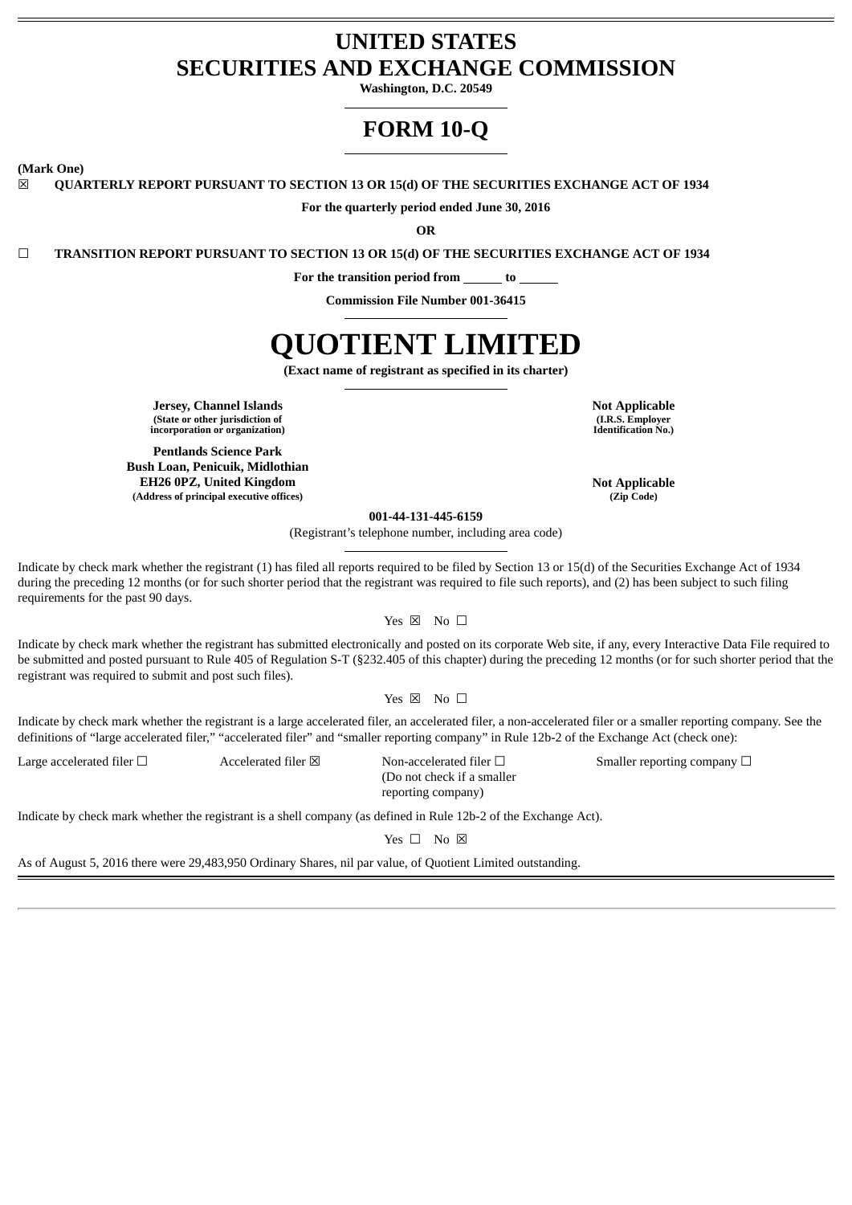# UNITED STATES
# SECURITIES AND EXCHANGE COMMISSION

**Washington, D.C. 20549**

# FORM 10-Q

**(Mark One)**

☒ **QUARTERLY REPORT PURSUANT TO SECTION 13 OR 15(d) OF THE SECURITIES EXCHANGE ACT OF 1934**

**For the quarterly period ended June 30, 2016**

**OR**

☐ **TRANSITION REPORT PURSUANT TO SECTION 13 OR 15(d) OF THE SECURITIES EXCHANGE ACT OF 1934**

**For the transition period from \_\_\_\_\_\_ to \_\_\_\_\_\_**

**Commission File Number 001-36415**

# QUOTIENT LIMITED

**(Exact name of registrant as specified in its charter)**

| | |
|---|---|
| **Jersey, Channel Islands**<br>**(State or other jurisdiction of incorporation or organization)** | **Not Applicable**<br>**(I.R.S. Employer Identification No.)** |
| **Pentlands Science Park**<br>**Bush Loan, Penicuik, Midlothian**<br>**EH26 0PZ, United Kingdom**<br>**(Address of principal executive offices)** | **Not Applicable**<br>**(Zip Code)** |

**001-44-131-445-6159**

(Registrant's telephone number, including area code)

Indicate by check mark whether the registrant (1) has filed all reports required to be filed by Section 13 or 15(d) of the Securities Exchange Act of 1934 during the preceding 12 months (or for such shorter period that the registrant was required to file such reports), and (2) has been subject to such filing requirements for the past 90 days.

Yes ☒ No ☐

Indicate by check mark whether the registrant has submitted electronically and posted on its corporate Web site, if any, every Interactive Data File required to be submitted and posted pursuant to Rule 405 of Regulation S-T (§232.405 of this chapter) during the preceding 12 months (or for such shorter period that the registrant was required to submit and post such files).

Yes ☒ No ☐

Indicate by check mark whether the registrant is a large accelerated filer, an accelerated filer, a non-accelerated filer or a smaller reporting company. See the definitions of "large accelerated filer," "accelerated filer" and "smaller reporting company" in Rule 12b-2 of the Exchange Act (check one):

| | | | |
|---|---|---|---|
| Large accelerated filer ☐ | Accelerated filer ☒ | Non-accelerated filer ☐<br>(Do not check if a smaller reporting company) | Smaller reporting company ☐ |

Indicate by check mark whether the registrant is a shell company (as defined in Rule 12b-2 of the Exchange Act).

Yes ☐ No ☒

As of August 5, 2016 there were 29,483,950 Ordinary Shares, nil par value, of Quotient Limited outstanding.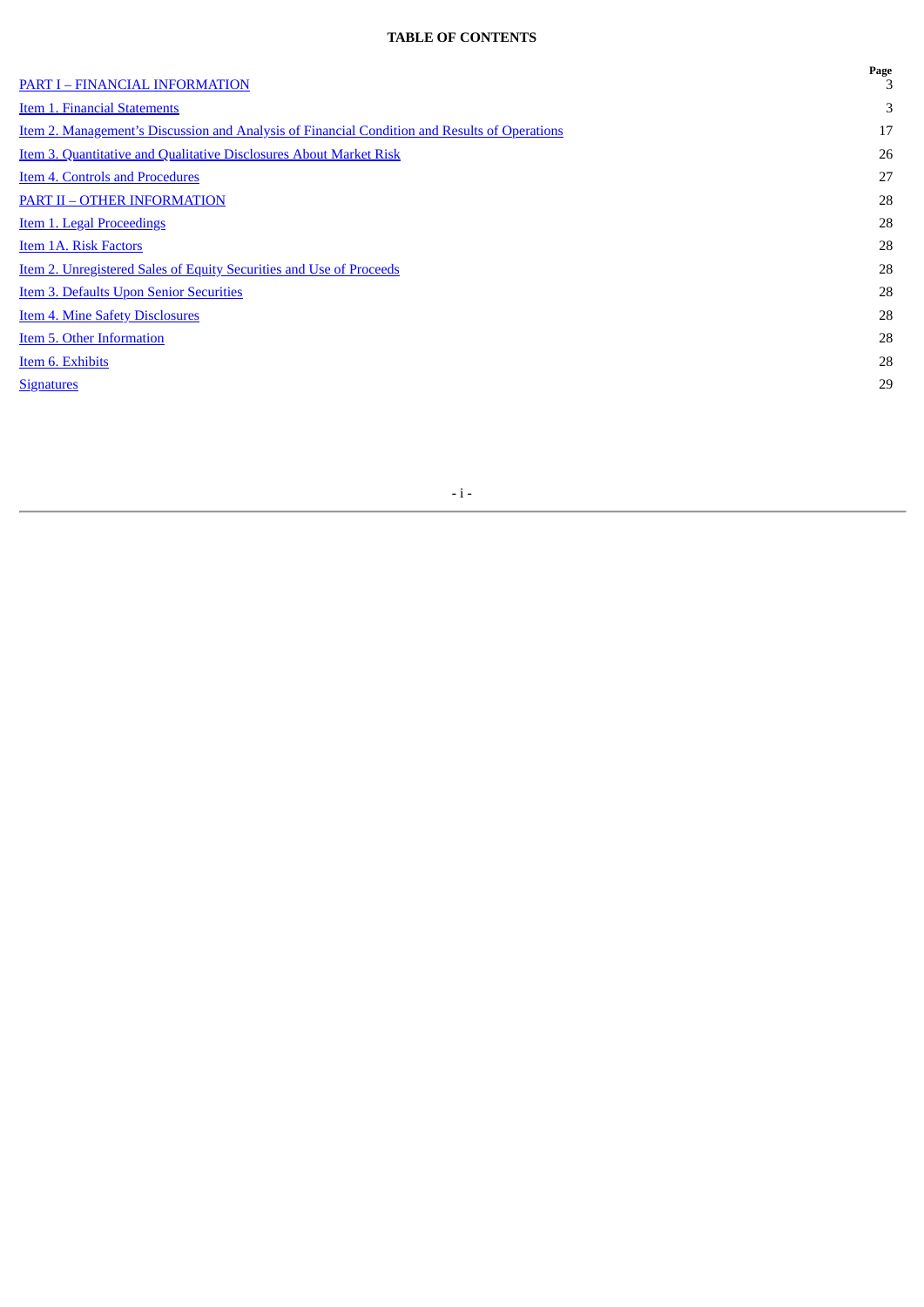**TABLE OF CONTENTS**

| | Page |
|---|---|
| PART I – FINANCIAL INFORMATION | 3 |
| Item 1. Financial Statements | 3 |
| Item 2. Management's Discussion and Analysis of Financial Condition and Results of Operations | 17 |
| Item 3. Quantitative and Qualitative Disclosures About Market Risk | 26 |
| Item 4. Controls and Procedures | 27 |
| PART II – OTHER INFORMATION | 28 |
| Item 1. Legal Proceedings | 28 |
| Item 1A. Risk Factors | 28 |
| Item 2. Unregistered Sales of Equity Securities and Use of Proceeds | 28 |
| Item 3. Defaults Upon Senior Securities | 28 |
| Item 4. Mine Safety Disclosures | 28 |
| Item 5. Other Information | 28 |
| Item 6. Exhibits | 28 |
| Signatures | 29 |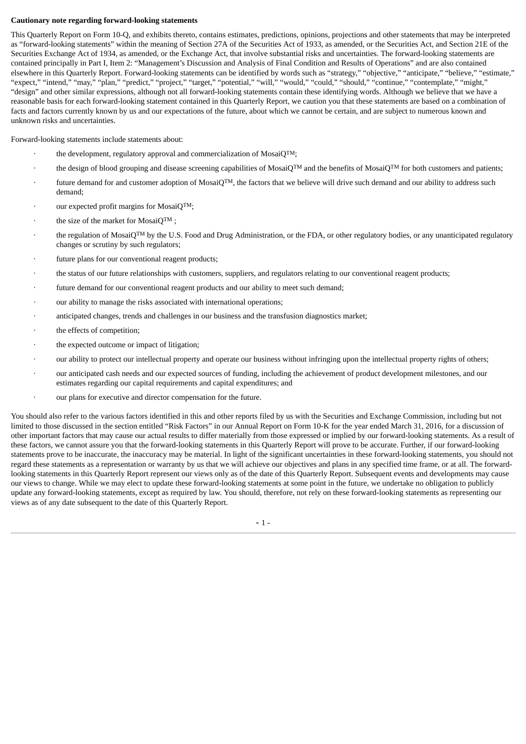**Cautionary note regarding forward-looking statements**

This Quarterly Report on Form 10-Q, and exhibits thereto, contains estimates, predictions, opinions, projections and other statements that may be interpreted as "forward-looking statements" within the meaning of Section 27A of the Securities Act of 1933, as amended, or the Securities Act, and Section 21E of the Securities Exchange Act of 1934, as amended, or the Exchange Act, that involve substantial risks and uncertainties. The forward-looking statements are contained principally in Part I, Item 2: "Management's Discussion and Analysis of Final Condition and Results of Operations" and are also contained elsewhere in this Quarterly Report. Forward-looking statements can be identified by words such as "strategy," "objective," "anticipate," "believe," "estimate," "expect," "intend," "may," "plan," "predict," "project," "target," "potential," "will," "would," "could," "should," "continue," "contemplate," "might," "design" and other similar expressions, although not all forward-looking statements contain these identifying words. Although we believe that we have a reasonable basis for each forward-looking statement contained in this Quarterly Report, we caution you that these statements are based on a combination of facts and factors currently known by us and our expectations of the future, about which we cannot be certain, and are subject to numerous known and unknown risks and uncertainties.

Forward-looking statements include statements about:

- the development, regulatory approval and commercialization of MosaiQ™;
- the design of blood grouping and disease screening capabilities of MosaiQ™ and the benefits of MosaiQ™ for both customers and patients;
- future demand for and customer adoption of MosaiQ™, the factors that we believe will drive such demand and our ability to address such demand;
- our expected profit margins for MosaiQ™;
- the size of the market for MosaiQ™ ;
- the regulation of MosaiQ™ by the U.S. Food and Drug Administration, or the FDA, or other regulatory bodies, or any unanticipated regulatory changes or scrutiny by such regulators;
- future plans for our conventional reagent products;
- the status of our future relationships with customers, suppliers, and regulators relating to our conventional reagent products;
- future demand for our conventional reagent products and our ability to meet such demand;
- our ability to manage the risks associated with international operations;
- anticipated changes, trends and challenges in our business and the transfusion diagnostics market;
- the effects of competition;
- the expected outcome or impact of litigation;
- our ability to protect our intellectual property and operate our business without infringing upon the intellectual property rights of others;
- our anticipated cash needs and our expected sources of funding, including the achievement of product development milestones, and our estimates regarding our capital requirements and capital expenditures; and
- our plans for executive and director compensation for the future.

You should also refer to the various factors identified in this and other reports filed by us with the Securities and Exchange Commission, including but not limited to those discussed in the section entitled "Risk Factors" in our Annual Report on Form 10-K for the year ended March 31, 2016, for a discussion of other important factors that may cause our actual results to differ materially from those expressed or implied by our forward-looking statements. As a result of these factors, we cannot assure you that the forward-looking statements in this Quarterly Report will prove to be accurate. Further, if our forward-looking statements prove to be inaccurate, the inaccuracy may be material. In light of the significant uncertainties in these forward-looking statements, you should not regard these statements as a representation or warranty by us that we will achieve our objectives and plans in any specified time frame, or at all. The forward-looking statements in this Quarterly Report represent our views only as of the date of this Quarterly Report. Subsequent events and developments may cause our views to change. While we may elect to update these forward-looking statements at some point in the future, we undertake no obligation to publicly update any forward-looking statements, except as required by law. You should, therefore, not rely on these forward-looking statements as representing our views as of any date subsequent to the date of this Quarterly Report.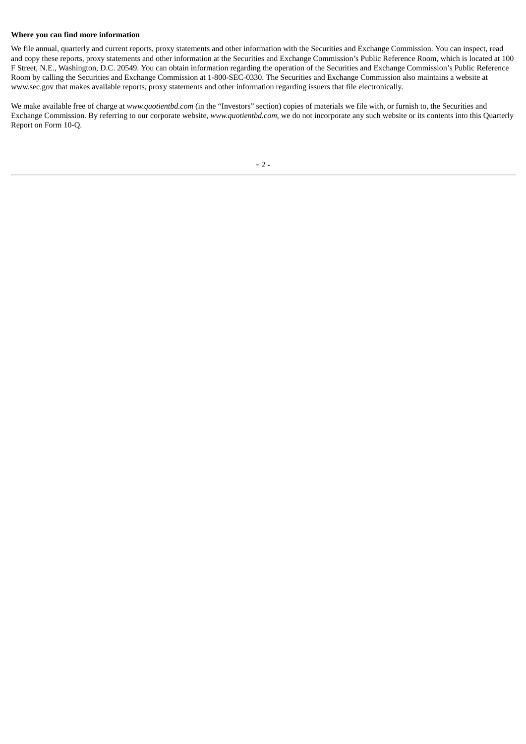**Where you can find more information**

We file annual, quarterly and current reports, proxy statements and other information with the Securities and Exchange Commission. You can inspect, read and copy these reports, proxy statements and other information at the Securities and Exchange Commission's Public Reference Room, which is located at 100 F Street, N.E., Washington, D.C. 20549. You can obtain information regarding the operation of the Securities and Exchange Commission's Public Reference Room by calling the Securities and Exchange Commission at 1-800-SEC-0330. The Securities and Exchange Commission also maintains a website at www.sec.gov that makes available reports, proxy statements and other information regarding issuers that file electronically.

We make available free of charge at *www.quotientbd.com* (in the "Investors" section) copies of materials we file with, or furnish to, the Securities and Exchange Commission. By referring to our corporate website, *www.quotientbd.com*, we do not incorporate any such website or its contents into this Quarterly Report on Form 10-Q.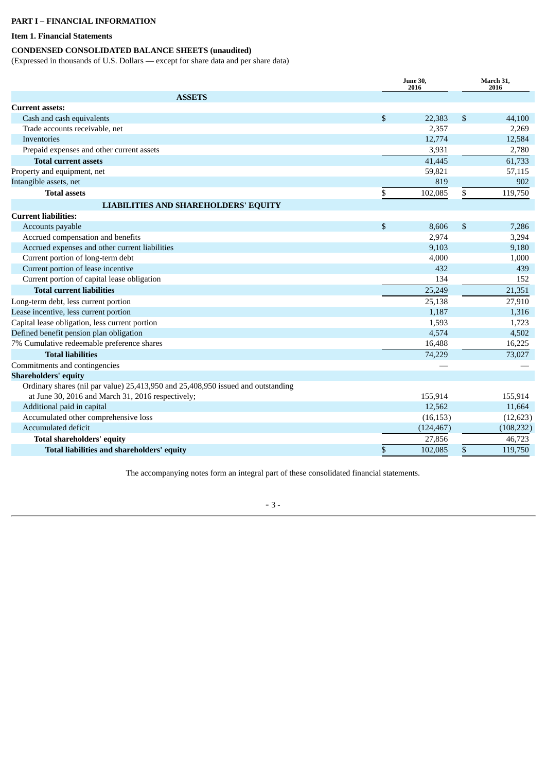**PART I – FINANCIAL INFORMATION**

**Item 1. Financial Statements**

**CONDENSED CONSOLIDATED BALANCE SHEETS (unaudited)**

(Expressed in thousands of U.S. Dollars — except for share data and per share data)

| | June 30, 2016 | March 31, 2016 |
|---|---|---|
| **ASSETS** | | |
| **Current assets:** | | |
| Cash and cash equivalents | $ 22,383 | $ 44,100 |
| Trade accounts receivable, net | 2,357 | 2,269 |
| Inventories | 12,774 | 12,584 |
| Prepaid expenses and other current assets | 3,931 | 2,780 |
| **Total current assets** | 41,445 | 61,733 |
| Property and equipment, net | 59,821 | 57,115 |
| Intangible assets, net | 819 | 902 |
| **Total assets** | $ 102,085 | $ 119,750 |
| **LIABILITIES AND SHAREHOLDERS' EQUITY** | | |
| **Current liabilities:** | | |
| Accounts payable | $ 8,606 | $ 7,286 |
| Accrued compensation and benefits | 2,974 | 3,294 |
| Accrued expenses and other current liabilities | 9,103 | 9,180 |
| Current portion of long-term debt | 4,000 | 1,000 |
| Current portion of lease incentive | 432 | 439 |
| Current portion of capital lease obligation | 134 | 152 |
| **Total current liabilities** | 25,249 | 21,351 |
| Long-term debt, less current portion | 25,138 | 27,910 |
| Lease incentive, less current portion | 1,187 | 1,316 |
| Capital lease obligation, less current portion | 1,593 | 1,723 |
| Defined benefit pension plan obligation | 4,574 | 4,502 |
| 7% Cumulative redeemable preference shares | 16,488 | 16,225 |
| **Total liabilities** | 74,229 | 73,027 |
| Commitments and contingencies | — | — |
| **Shareholders' equity** | | |
| Ordinary shares (nil par value) 25,413,950 and 25,408,950 issued and outstanding at June 30, 2016 and March 31, 2016 respectively; | 155,914 | 155,914 |
| Additional paid in capital | 12,562 | 11,664 |
| Accumulated other comprehensive loss | (16,153) | (12,623) |
| Accumulated deficit | (124,467) | (108,232) |
| **Total shareholders' equity** | 27,856 | 46,723 |
| **Total liabilities and shareholders' equity** | $ 102,085 | $ 119,750 |

The accompanying notes form an integral part of these consolidated financial statements.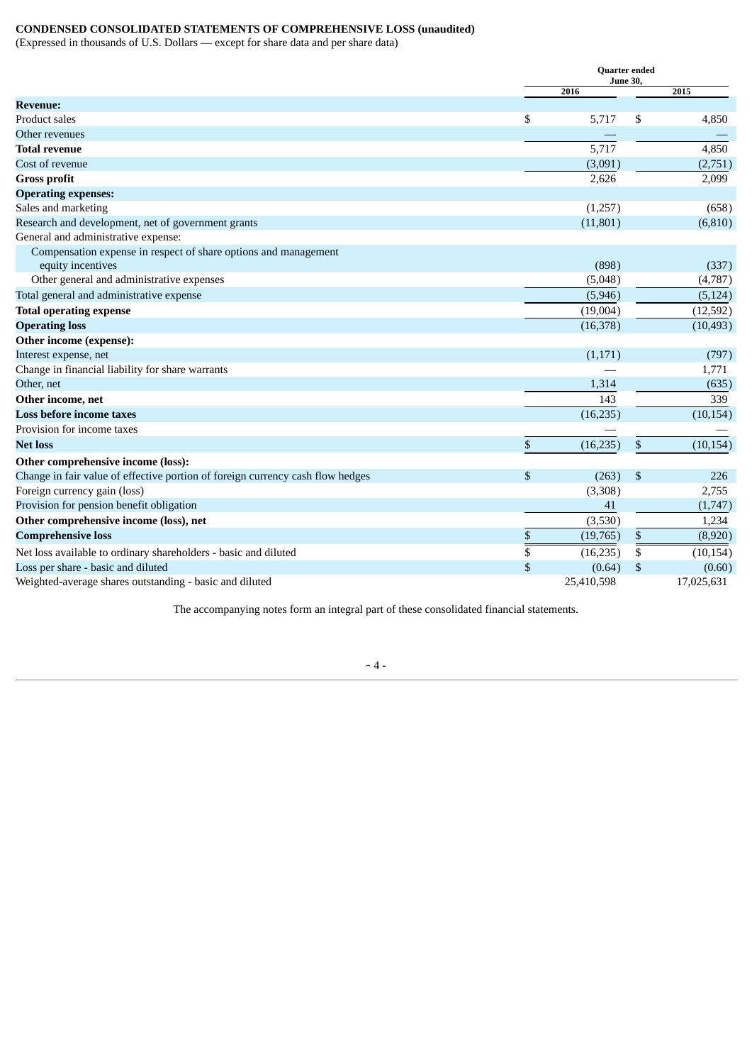**CONDENSED CONSOLIDATED STATEMENTS OF COMPREHENSIVE LOSS (unaudited)**

(Expressed in thousands of U.S. Dollars — except for share data and per share data)

| | Quarter ended June 30, | |
|---|---|---|
| | 2016 | 2015 |
| **Revenue:** | | |
| Product sales | $ 5,717 | $ 4,850 |
| Other revenues | — | — |
| **Total revenue** | 5,717 | 4,850 |
| Cost of revenue | (3,091) | (2,751) |
| **Gross profit** | 2,626 | 2,099 |
| **Operating expenses:** | | |
| Sales and marketing | (1,257) | (658) |
| Research and development, net of government grants | (11,801) | (6,810) |
| General and administrative expense: | | |
| Compensation expense in respect of share options and management equity incentives | (898) | (337) |
| Other general and administrative expenses | (5,048) | (4,787) |
| Total general and administrative expense | (5,946) | (5,124) |
| **Total operating expense** | (19,004) | (12,592) |
| **Operating loss** | (16,378) | (10,493) |
| **Other income (expense):** | | |
| Interest expense, net | (1,171) | (797) |
| Change in financial liability for share warrants | — | 1,771 |
| Other, net | 1,314 | (635) |
| **Other income, net** | 143 | 339 |
| **Loss before income taxes** | (16,235) | (10,154) |
| Provision for income taxes | — | — |
| **Net loss** | $ (16,235) | $ (10,154) |
| **Other comprehensive income (loss):** | | |
| Change in fair value of effective portion of foreign currency cash flow hedges | $ (263) | $ 226 |
| Foreign currency gain (loss) | (3,308) | 2,755 |
| Provision for pension benefit obligation | 41 | (1,747) |
| **Other comprehensive income (loss), net** | (3,530) | 1,234 |
| **Comprehensive loss** | $ (19,765) | $ (8,920) |
| Net loss available to ordinary shareholders - basic and diluted | $ (16,235) | $ (10,154) |
| Loss per share - basic and diluted | $ (0.64) | $ (0.60) |
| Weighted-average shares outstanding - basic and diluted | 25,410,598 | 17,025,631 |

The accompanying notes form an integral part of these consolidated financial statements.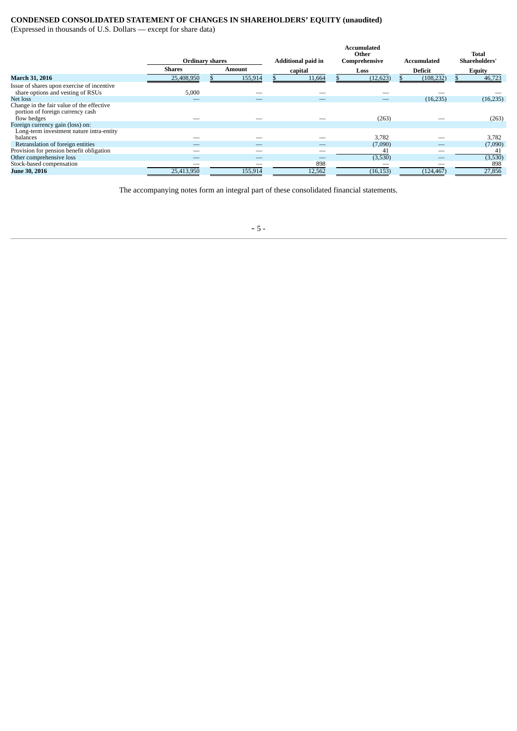**CONDENSED CONSOLIDATED STATEMENT OF CHANGES IN SHAREHOLDERS' EQUITY (unaudited)**
(Expressed in thousands of U.S. Dollars — except for share data)

| | Ordinary shares | | Additional paid in | Accumulated Other Comprehensive | Accumulated | Total Shareholders' |
|---|---|---|---|---|---|---|
| | Shares | Amount | capital | Loss | Deficit | Equity |
| **March 31, 2016** | 25,408,950 | $ 155,914 | $ 11,664 | $ (12,623) | $ (108,232) | $ 46,723 |
| Issue of shares upon exercise of incentive share options and vesting of RSUs | 5,000 | — | — | — | — | — |
| Net loss | — | — | — | — | (16,235) | (16,235) |
| Change in the fair value of the effective portion of foreign currency cash flow hedges | — | — | — | (263) | — | (263) |
| Foreign currency gain (loss) on: | | | | | | |
| Long-term investment nature intra-entity balances | — | — | — | 3,782 | — | 3,782 |
| Retranslation of foreign entities | — | — | — | (7,090) | — | (7,090) |
| Provision for pension benefit obligation | — | — | — | 41 | — | 41 |
| Other comprehensive loss | — | — | — | (3,530) | — | (3,530) |
| Stock-based compensation | — | — | 898 | — | — | 898 |
| **June 30, 2016** | 25,413,950 | 155,914 | 12,562 | (16,153) | (124,467) | 27,856 |

The accompanying notes form an integral part of these consolidated financial statements.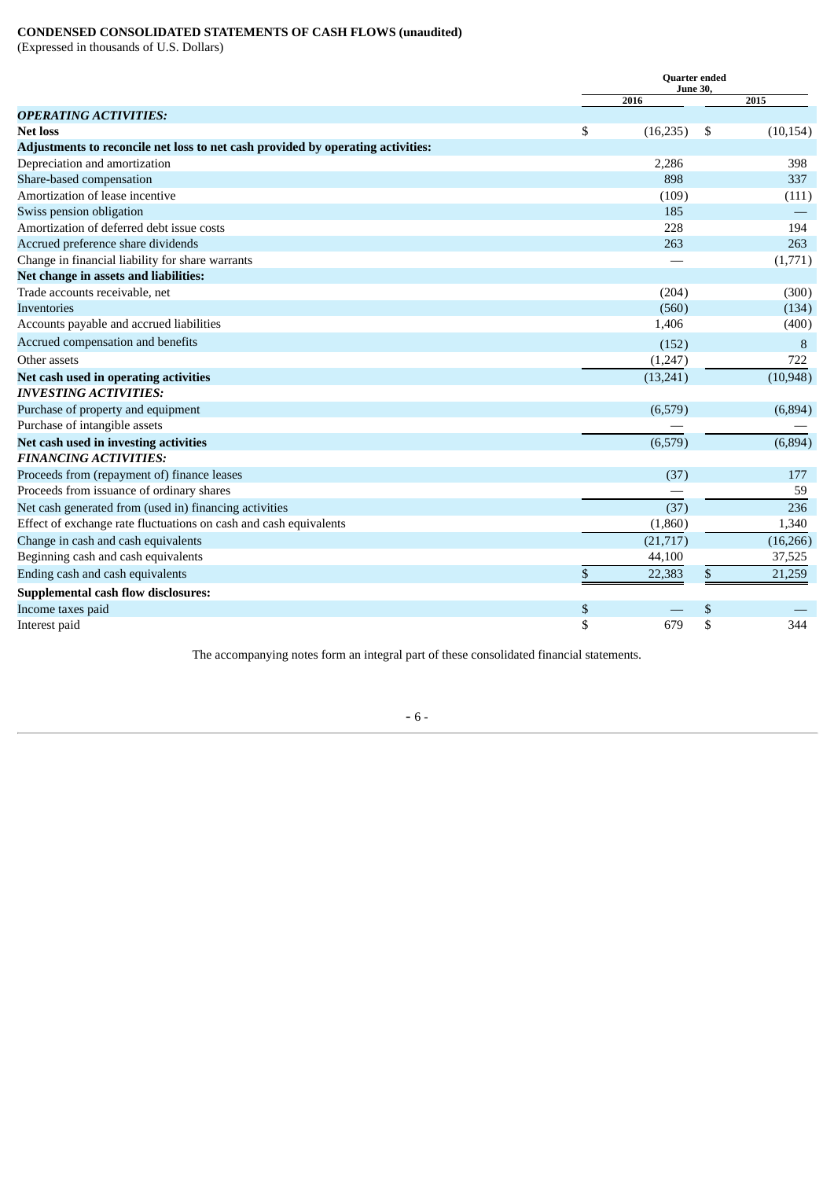**CONDENSED CONSOLIDATED STATEMENTS OF CASH FLOWS (unaudited)**
(Expressed in thousands of U.S. Dollars)

| | Quarter ended June 30, | |
|---|---|---|
| | 2016 | 2015 |
| ***OPERATING ACTIVITIES:*** | | |
| **Net loss** | $ (16,235) | $ (10,154) |
| **Adjustments to reconcile net loss to net cash provided by operating activities:** | | |
| Depreciation and amortization | 2,286 | 398 |
| Share-based compensation | 898 | 337 |
| Amortization of lease incentive | (109) | (111) |
| Swiss pension obligation | 185 | — |
| Amortization of deferred debt issue costs | 228 | 194 |
| Accrued preference share dividends | 263 | 263 |
| Change in financial liability for share warrants | — | (1,771) |
| **Net change in assets and liabilities:** | | |
| Trade accounts receivable, net | (204) | (300) |
| Inventories | (560) | (134) |
| Accounts payable and accrued liabilities | 1,406 | (400) |
| Accrued compensation and benefits | (152) | 8 |
| Other assets | (1,247) | 722 |
| **Net cash used in operating activities** | (13,241) | (10,948) |
| ***INVESTING ACTIVITIES:*** | | |
| Purchase of property and equipment | (6,579) | (6,894) |
| Purchase of intangible assets | — | — |
| **Net cash used in investing activities** | (6,579) | (6,894) |
| ***FINANCING ACTIVITIES:*** | | |
| Proceeds from (repayment of) finance leases | (37) | 177 |
| Proceeds from issuance of ordinary shares | — | 59 |
| Net cash generated from (used in) financing activities | (37) | 236 |
| Effect of exchange rate fluctuations on cash and cash equivalents | (1,860) | 1,340 |
| Change in cash and cash equivalents | (21,717) | (16,266) |
| Beginning cash and cash equivalents | 44,100 | 37,525 |
| Ending cash and cash equivalents | $ 22,383 | $ 21,259 |
| **Supplemental cash flow disclosures:** | | |
| Income taxes paid | $ — | $ — |
| Interest paid | $ 679 | $ 344 |

The accompanying notes form an integral part of these consolidated financial statements.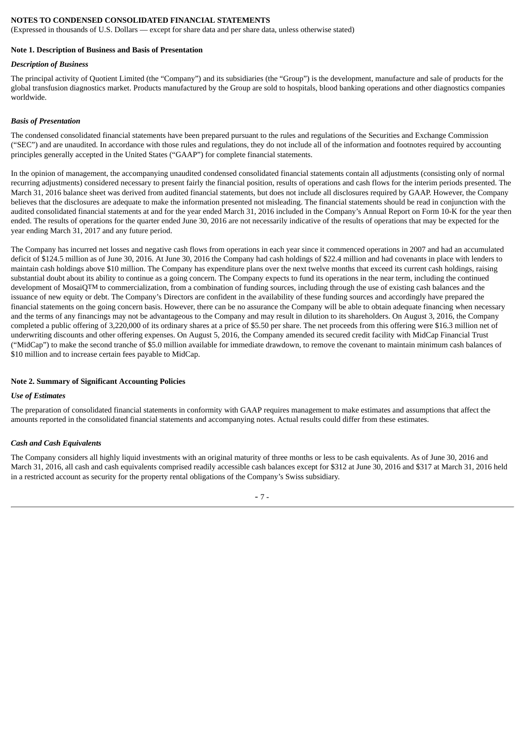**NOTES TO CONDENSED CONSOLIDATED FINANCIAL STATEMENTS**
(Expressed in thousands of U.S. Dollars — except for share data and per share data, unless otherwise stated)

**Note 1. Description of Business and Basis of Presentation**

***Description of Business***

The principal activity of Quotient Limited (the "Company") and its subsidiaries (the "Group") is the development, manufacture and sale of products for the global transfusion diagnostics market. Products manufactured by the Group are sold to hospitals, blood banking operations and other diagnostics companies worldwide.

***Basis of Presentation***

The condensed consolidated financial statements have been prepared pursuant to the rules and regulations of the Securities and Exchange Commission ("SEC") and are unaudited. In accordance with those rules and regulations, they do not include all of the information and footnotes required by accounting principles generally accepted in the United States ("GAAP") for complete financial statements.

In the opinion of management, the accompanying unaudited condensed consolidated financial statements contain all adjustments (consisting only of normal recurring adjustments) considered necessary to present fairly the financial position, results of operations and cash flows for the interim periods presented. The March 31, 2016 balance sheet was derived from audited financial statements, but does not include all disclosures required by GAAP. However, the Company believes that the disclosures are adequate to make the information presented not misleading. The financial statements should be read in conjunction with the audited consolidated financial statements at and for the year ended March 31, 2016 included in the Company's Annual Report on Form 10-K for the year then ended. The results of operations for the quarter ended June 30, 2016 are not necessarily indicative of the results of operations that may be expected for the year ending March 31, 2017 and any future period.

The Company has incurred net losses and negative cash flows from operations in each year since it commenced operations in 2007 and had an accumulated deficit of $124.5 million as of June 30, 2016. At June 30, 2016 the Company had cash holdings of $22.4 million and had covenants in place with lenders to maintain cash holdings above $10 million. The Company has expenditure plans over the next twelve months that exceed its current cash holdings, raising substantial doubt about its ability to continue as a going concern. The Company expects to fund its operations in the near term, including the continued development of MosaiQTM to commercialization, from a combination of funding sources, including through the use of existing cash balances and the issuance of new equity or debt. The Company's Directors are confident in the availability of these funding sources and accordingly have prepared the financial statements on the going concern basis. However, there can be no assurance the Company will be able to obtain adequate financing when necessary and the terms of any financings may not be advantageous to the Company and may result in dilution to its shareholders. On August 3, 2016, the Company completed a public offering of 3,220,000 of its ordinary shares at a price of $5.50 per share. The net proceeds from this offering were $16.3 million net of underwriting discounts and other offering expenses. On August 5, 2016, the Company amended its secured credit facility with MidCap Financial Trust ("MidCap") to make the second tranche of $5.0 million available for immediate drawdown, to remove the covenant to maintain minimum cash balances of $10 million and to increase certain fees payable to MidCap.

**Note 2. Summary of Significant Accounting Policies**

***Use of Estimates***

The preparation of consolidated financial statements in conformity with GAAP requires management to make estimates and assumptions that affect the amounts reported in the consolidated financial statements and accompanying notes. Actual results could differ from these estimates.

***Cash and Cash Equivalents***

The Company considers all highly liquid investments with an original maturity of three months or less to be cash equivalents. As of June 30, 2016 and March 31, 2016, all cash and cash equivalents comprised readily accessible cash balances except for $312 at June 30, 2016 and $317 at March 31, 2016 held in a restricted account as security for the property rental obligations of the Company's Swiss subsidiary.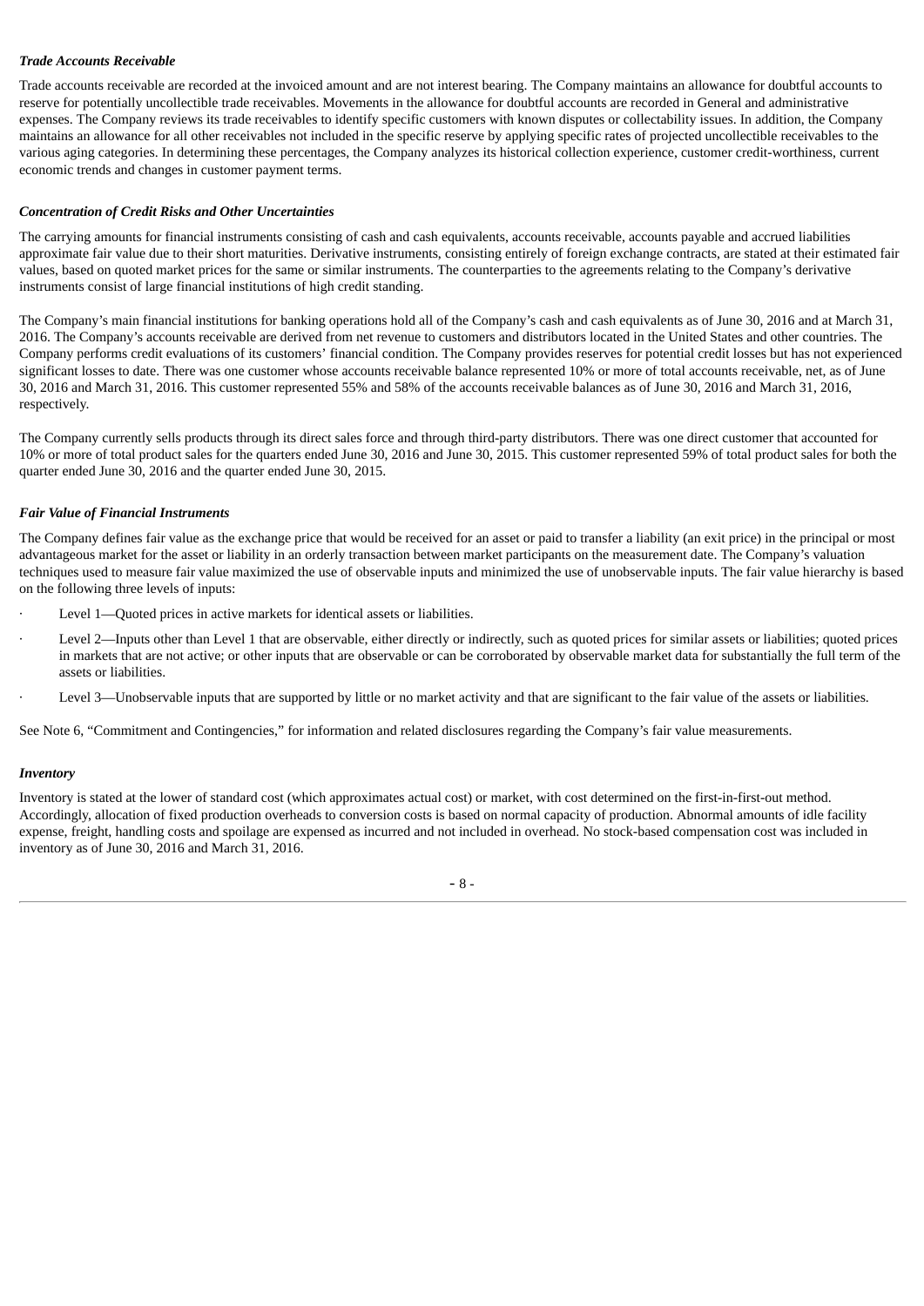***Trade Accounts Receivable***

Trade accounts receivable are recorded at the invoiced amount and are not interest bearing. The Company maintains an allowance for doubtful accounts to reserve for potentially uncollectible trade receivables. Movements in the allowance for doubtful accounts are recorded in General and administrative expenses. The Company reviews its trade receivables to identify specific customers with known disputes or collectability issues. In addition, the Company maintains an allowance for all other receivables not included in the specific reserve by applying specific rates of projected uncollectible receivables to the various aging categories. In determining these percentages, the Company analyzes its historical collection experience, customer credit-worthiness, current economic trends and changes in customer payment terms.

***Concentration of Credit Risks and Other Uncertainties***

The carrying amounts for financial instruments consisting of cash and cash equivalents, accounts receivable, accounts payable and accrued liabilities approximate fair value due to their short maturities. Derivative instruments, consisting entirely of foreign exchange contracts, are stated at their estimated fair values, based on quoted market prices for the same or similar instruments. The counterparties to the agreements relating to the Company's derivative instruments consist of large financial institutions of high credit standing.

The Company's main financial institutions for banking operations hold all of the Company's cash and cash equivalents as of June 30, 2016 and at March 31, 2016. The Company's accounts receivable are derived from net revenue to customers and distributors located in the United States and other countries. The Company performs credit evaluations of its customers' financial condition. The Company provides reserves for potential credit losses but has not experienced significant losses to date. There was one customer whose accounts receivable balance represented 10% or more of total accounts receivable, net, as of June 30, 2016 and March 31, 2016. This customer represented 55% and 58% of the accounts receivable balances as of June 30, 2016 and March 31, 2016, respectively.

The Company currently sells products through its direct sales force and through third-party distributors. There was one direct customer that accounted for 10% or more of total product sales for the quarters ended June 30, 2016 and June 30, 2015. This customer represented 59% of total product sales for both the quarter ended June 30, 2016 and the quarter ended June 30, 2015.

***Fair Value of Financial Instruments***

The Company defines fair value as the exchange price that would be received for an asset or paid to transfer a liability (an exit price) in the principal or most advantageous market for the asset or liability in an orderly transaction between market participants on the measurement date. The Company's valuation techniques used to measure fair value maximized the use of observable inputs and minimized the use of unobservable inputs. The fair value hierarchy is based on the following three levels of inputs:

- Level 1—Quoted prices in active markets for identical assets or liabilities.
- Level 2—Inputs other than Level 1 that are observable, either directly or indirectly, such as quoted prices for similar assets or liabilities; quoted prices in markets that are not active; or other inputs that are observable or can be corroborated by observable market data for substantially the full term of the assets or liabilities.
- Level 3—Unobservable inputs that are supported by little or no market activity and that are significant to the fair value of the assets or liabilities.

See Note 6, "Commitment and Contingencies," for information and related disclosures regarding the Company's fair value measurements.

***Inventory***

Inventory is stated at the lower of standard cost (which approximates actual cost) or market, with cost determined on the first-in-first-out method. Accordingly, allocation of fixed production overheads to conversion costs is based on normal capacity of production. Abnormal amounts of idle facility expense, freight, handling costs and spoilage are expensed as incurred and not included in overhead. No stock-based compensation cost was included in inventory as of June 30, 2016 and March 31, 2016.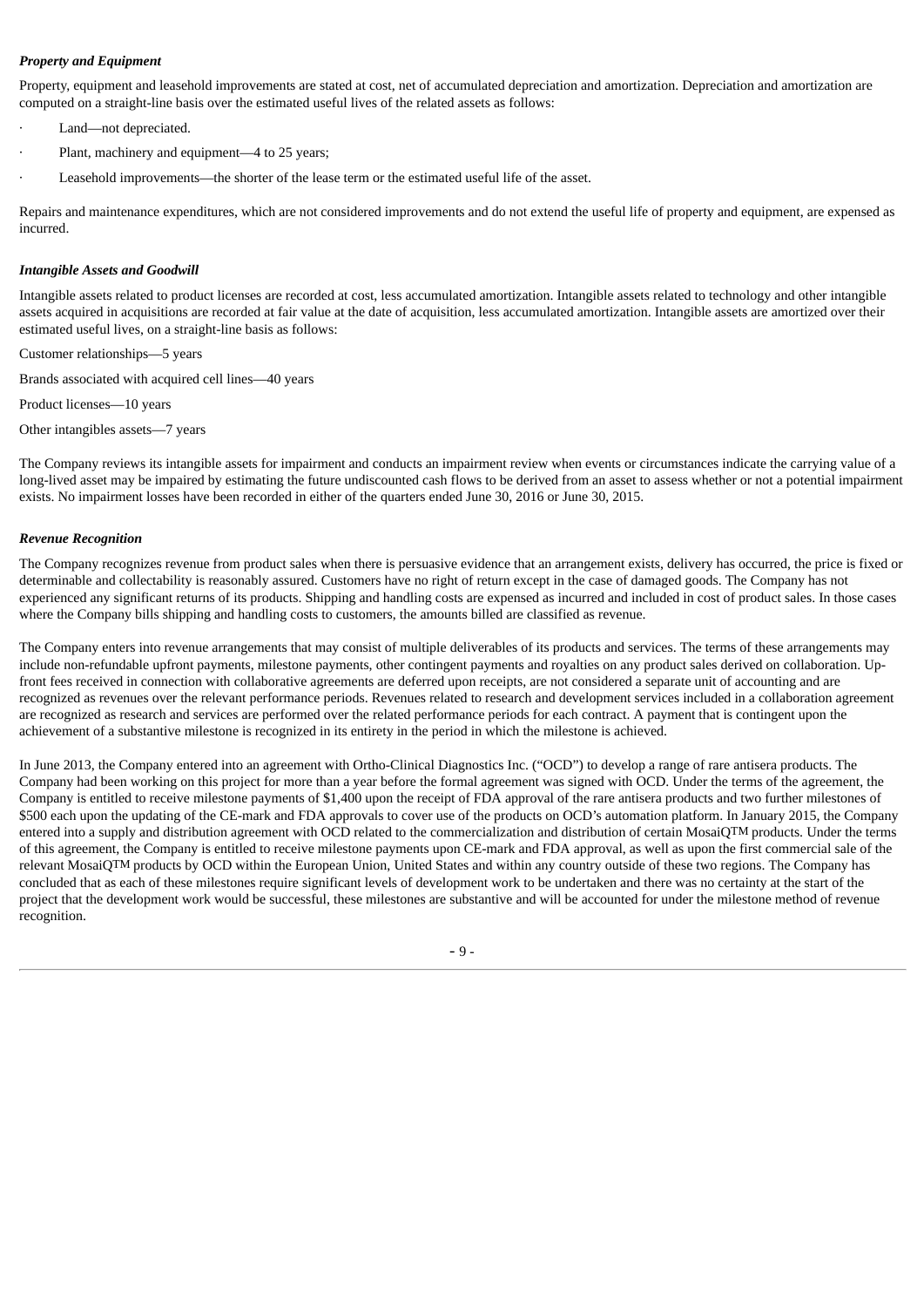***Property and Equipment***

Property, equipment and leasehold improvements are stated at cost, net of accumulated depreciation and amortization. Depreciation and amortization are computed on a straight-line basis over the estimated useful lives of the related assets as follows:

- Land—not depreciated.
- Plant, machinery and equipment—4 to 25 years;
- Leasehold improvements—the shorter of the lease term or the estimated useful life of the asset.

Repairs and maintenance expenditures, which are not considered improvements and do not extend the useful life of property and equipment, are expensed as incurred.

***Intangible Assets and Goodwill***

Intangible assets related to product licenses are recorded at cost, less accumulated amortization. Intangible assets related to technology and other intangible assets acquired in acquisitions are recorded at fair value at the date of acquisition, less accumulated amortization. Intangible assets are amortized over their estimated useful lives, on a straight-line basis as follows:

Customer relationships—5 years

Brands associated with acquired cell lines—40 years

Product licenses—10 years

Other intangibles assets—7 years

The Company reviews its intangible assets for impairment and conducts an impairment review when events or circumstances indicate the carrying value of a long-lived asset may be impaired by estimating the future undiscounted cash flows to be derived from an asset to assess whether or not a potential impairment exists. No impairment losses have been recorded in either of the quarters ended June 30, 2016 or June 30, 2015.

***Revenue Recognition***

The Company recognizes revenue from product sales when there is persuasive evidence that an arrangement exists, delivery has occurred, the price is fixed or determinable and collectability is reasonably assured. Customers have no right of return except in the case of damaged goods. The Company has not experienced any significant returns of its products. Shipping and handling costs are expensed as incurred and included in cost of product sales. In those cases where the Company bills shipping and handling costs to customers, the amounts billed are classified as revenue.

The Company enters into revenue arrangements that may consist of multiple deliverables of its products and services. The terms of these arrangements may include non-refundable upfront payments, milestone payments, other contingent payments and royalties on any product sales derived on collaboration. Up-front fees received in connection with collaborative agreements are deferred upon receipts, are not considered a separate unit of accounting and are recognized as revenues over the relevant performance periods. Revenues related to research and development services included in a collaboration agreement are recognized as research and services are performed over the related performance periods for each contract. A payment that is contingent upon the achievement of a substantive milestone is recognized in its entirety in the period in which the milestone is achieved.

In June 2013, the Company entered into an agreement with Ortho-Clinical Diagnostics Inc. ("OCD") to develop a range of rare antisera products. The Company had been working on this project for more than a year before the formal agreement was signed with OCD. Under the terms of the agreement, the Company is entitled to receive milestone payments of $1,400 upon the receipt of FDA approval of the rare antisera products and two further milestones of $500 each upon the updating of the CE-mark and FDA approvals to cover use of the products on OCD's automation platform. In January 2015, the Company entered into a supply and distribution agreement with OCD related to the commercialization and distribution of certain MosaiQTM products. Under the terms of this agreement, the Company is entitled to receive milestone payments upon CE-mark and FDA approval, as well as upon the first commercial sale of the relevant MosaiQTM products by OCD within the European Union, United States and within any country outside of these two regions. The Company has concluded that as each of these milestones require significant levels of development work to be undertaken and there was no certainty at the start of the project that the development work would be successful, these milestones are substantive and will be accounted for under the milestone method of revenue recognition.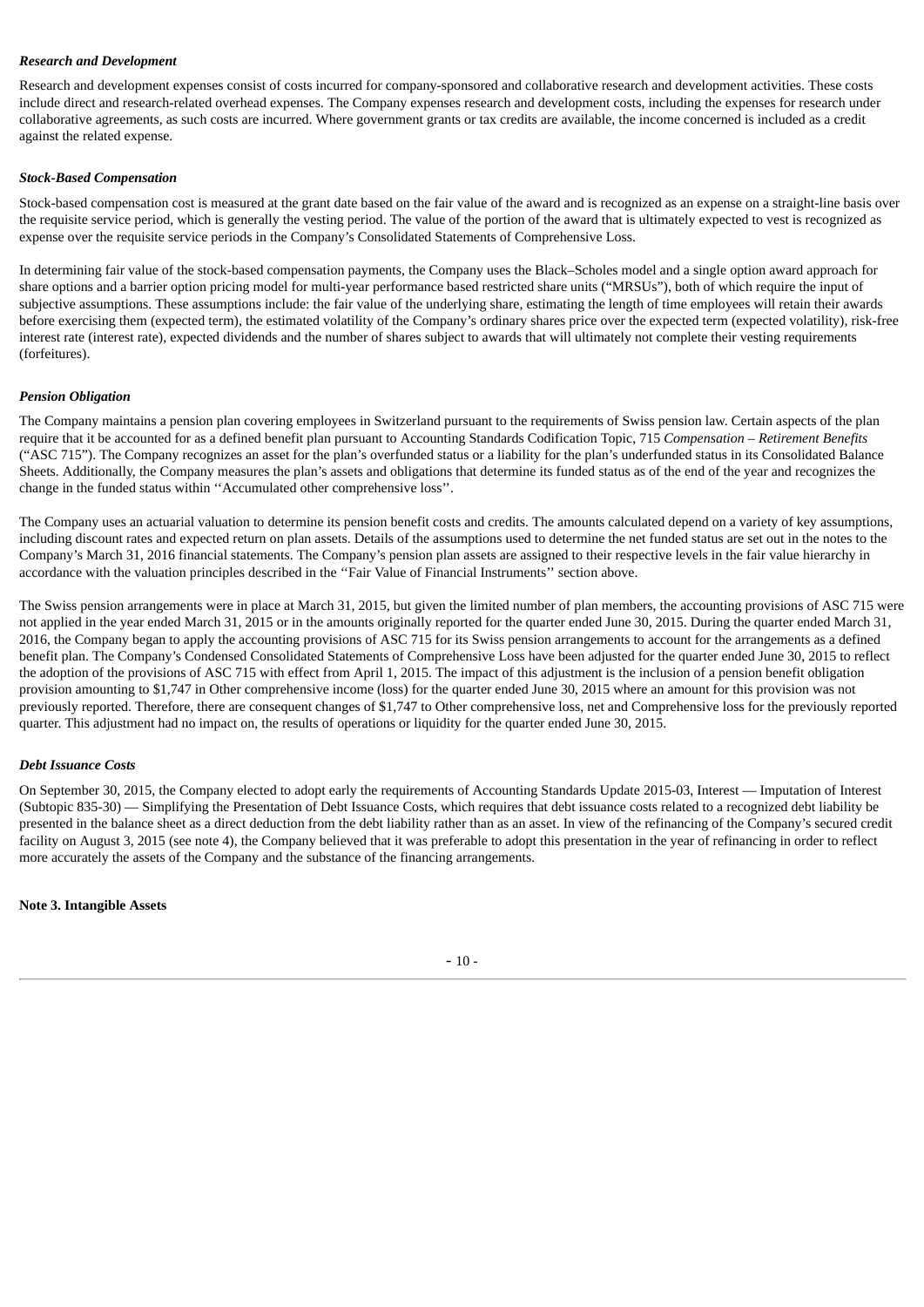### *Research and Development*

Research and development expenses consist of costs incurred for company-sponsored and collaborative research and development activities. These costs include direct and research-related overhead expenses. The Company expenses research and development costs, including the expenses for research under collaborative agreements, as such costs are incurred. Where government grants or tax credits are available, the income concerned is included as a credit against the related expense.

### *Stock-Based Compensation*

Stock-based compensation cost is measured at the grant date based on the fair value of the award and is recognized as an expense on a straight-line basis over the requisite service period, which is generally the vesting period. The value of the portion of the award that is ultimately expected to vest is recognized as expense over the requisite service periods in the Company's Consolidated Statements of Comprehensive Loss.

In determining fair value of the stock-based compensation payments, the Company uses the Black–Scholes model and a single option award approach for share options and a barrier option pricing model for multi-year performance based restricted share units ("MRSUs"), both of which require the input of subjective assumptions. These assumptions include: the fair value of the underlying share, estimating the length of time employees will retain their awards before exercising them (expected term), the estimated volatility of the Company's ordinary shares price over the expected term (expected volatility), risk-free interest rate (interest rate), expected dividends and the number of shares subject to awards that will ultimately not complete their vesting requirements (forfeitures).

### *Pension Obligation*

The Company maintains a pension plan covering employees in Switzerland pursuant to the requirements of Swiss pension law. Certain aspects of the plan require that it be accounted for as a defined benefit plan pursuant to Accounting Standards Codification Topic, 715 *Compensation – Retirement Benefits* ("ASC 715"). The Company recognizes an asset for the plan's overfunded status or a liability for the plan's underfunded status in its Consolidated Balance Sheets. Additionally, the Company measures the plan's assets and obligations that determine its funded status as of the end of the year and recognizes the change in the funded status within ''Accumulated other comprehensive loss''.

The Company uses an actuarial valuation to determine its pension benefit costs and credits. The amounts calculated depend on a variety of key assumptions, including discount rates and expected return on plan assets. Details of the assumptions used to determine the net funded status are set out in the notes to the Company's March 31, 2016 financial statements. The Company's pension plan assets are assigned to their respective levels in the fair value hierarchy in accordance with the valuation principles described in the ''Fair Value of Financial Instruments'' section above.

The Swiss pension arrangements were in place at March 31, 2015, but given the limited number of plan members, the accounting provisions of ASC 715 were not applied in the year ended March 31, 2015 or in the amounts originally reported for the quarter ended June 30, 2015. During the quarter ended March 31, 2016, the Company began to apply the accounting provisions of ASC 715 for its Swiss pension arrangements to account for the arrangements as a defined benefit plan. The Company's Condensed Consolidated Statements of Comprehensive Loss have been adjusted for the quarter ended June 30, 2015 to reflect the adoption of the provisions of ASC 715 with effect from April 1, 2015. The impact of this adjustment is the inclusion of a pension benefit obligation provision amounting to $1,747 in Other comprehensive income (loss) for the quarter ended June 30, 2015 where an amount for this provision was not previously reported. Therefore, there are consequent changes of $1,747 to Other comprehensive loss, net and Comprehensive loss for the previously reported quarter. This adjustment had no impact on, the results of operations or liquidity for the quarter ended June 30, 2015.

### *Debt Issuance Costs*

On September 30, 2015, the Company elected to adopt early the requirements of Accounting Standards Update 2015-03, Interest — Imputation of Interest (Subtopic 835-30) — Simplifying the Presentation of Debt Issuance Costs, which requires that debt issuance costs related to a recognized debt liability be presented in the balance sheet as a direct deduction from the debt liability rather than as an asset. In view of the refinancing of the Company's secured credit facility on August 3, 2015 (see note 4), the Company believed that it was preferable to adopt this presentation in the year of refinancing in order to reflect more accurately the assets of the Company and the substance of the financing arrangements.

## Note 3. Intangible Assets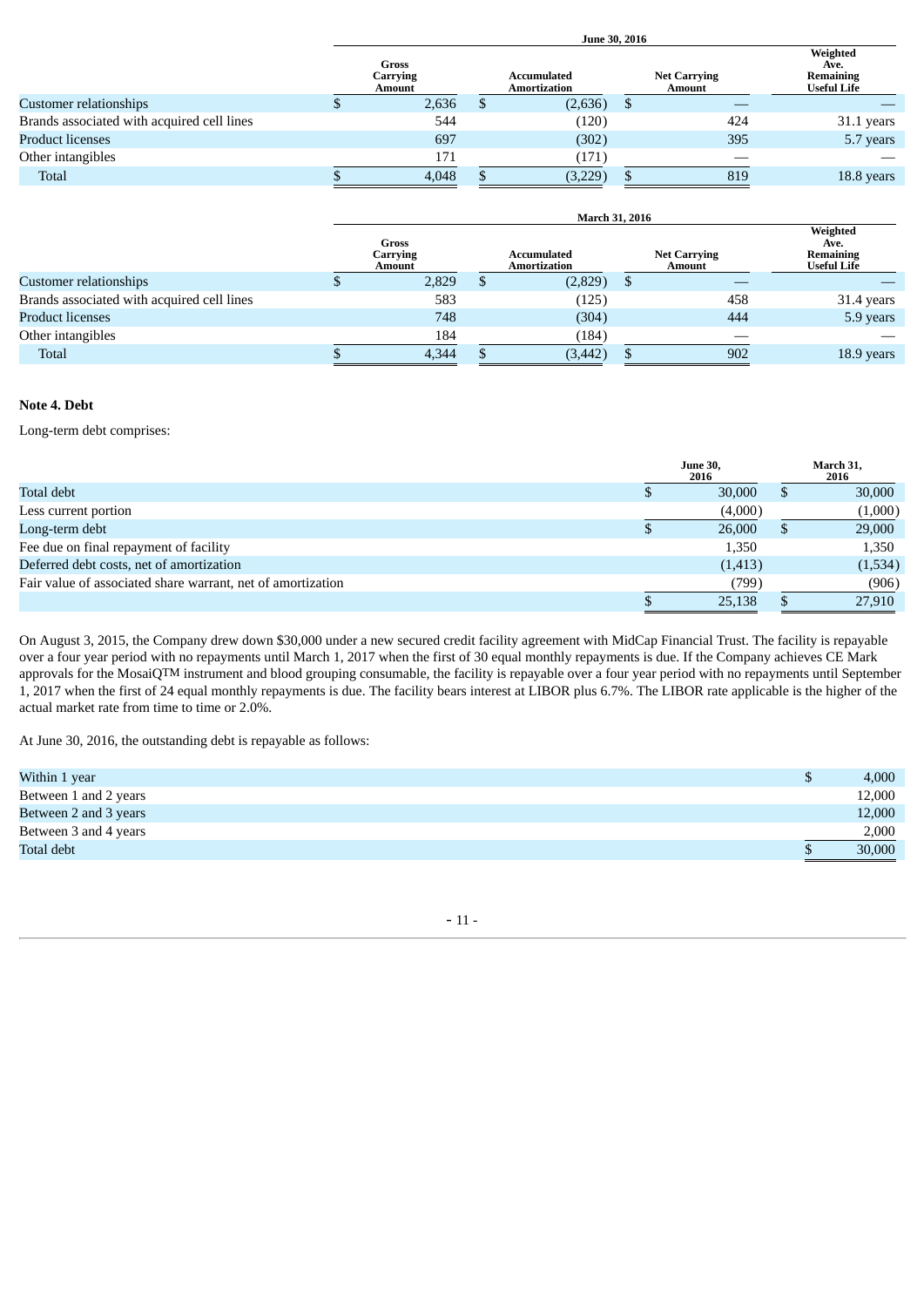| | June 30, 2016 | | | |
|---|---|---|---|---|
| | Gross Carrying Amount | Accumulated Amortization | Net Carrying Amount | Weighted Ave. Remaining Useful Life |
| Customer relationships | $ 2,636 | $ (2,636) | $ — | — |
| Brands associated with acquired cell lines | 544 | (120) | 424 | 31.1 years |
| Product licenses | 697 | (302) | 395 | 5.7 years |
| Other intangibles | 171 | (171) | — | — |
| Total | $ 4,048 | $ (3,229) | $ 819 | 18.8 years |

| | March 31, 2016 | | | |
|---|---|---|---|---|
| | Gross Carrying Amount | Accumulated Amortization | Net Carrying Amount | Weighted Ave. Remaining Useful Life |
| Customer relationships | $ 2,829 | $ (2,829) | $ — | — |
| Brands associated with acquired cell lines | 583 | (125) | 458 | 31.4 years |
| Product licenses | 748 | (304) | 444 | 5.9 years |
| Other intangibles | 184 | (184) | — | — |
| Total | $ 4,344 | $ (3,442) | $ 902 | 18.9 years |

**Note 4. Debt**

Long-term debt comprises:

| | June 30, 2016 | March 31, 2016 |
|---|---|---|
| Total debt | $ 30,000 | $ 30,000 |
| Less current portion | (4,000) | (1,000) |
| Long-term debt | $ 26,000 | $ 29,000 |
| Fee due on final repayment of facility | 1,350 | 1,350 |
| Deferred debt costs, net of amortization | (1,413) | (1,534) |
| Fair value of associated share warrant, net of amortization | (799) | (906) |
| | $ 25,138 | $ 27,910 |

On August 3, 2015, the Company drew down $30,000 under a new secured credit facility agreement with MidCap Financial Trust. The facility is repayable over a four year period with no repayments until March 1, 2017 when the first of 30 equal monthly repayments is due. If the Company achieves CE Mark approvals for the MosaiQTM instrument and blood grouping consumable, the facility is repayable over a four year period with no repayments until September 1, 2017 when the first of 24 equal monthly repayments is due. The facility bears interest at LIBOR plus 6.7%. The LIBOR rate applicable is the higher of the actual market rate from time to time or 2.0%.

At June 30, 2016, the outstanding debt is repayable as follows:

| | |
|---|---|
| Within 1 year | $ 4,000 |
| Between 1 and 2 years | 12,000 |
| Between 2 and 3 years | 12,000 |
| Between 3 and 4 years | 2,000 |
| Total debt | $ 30,000 |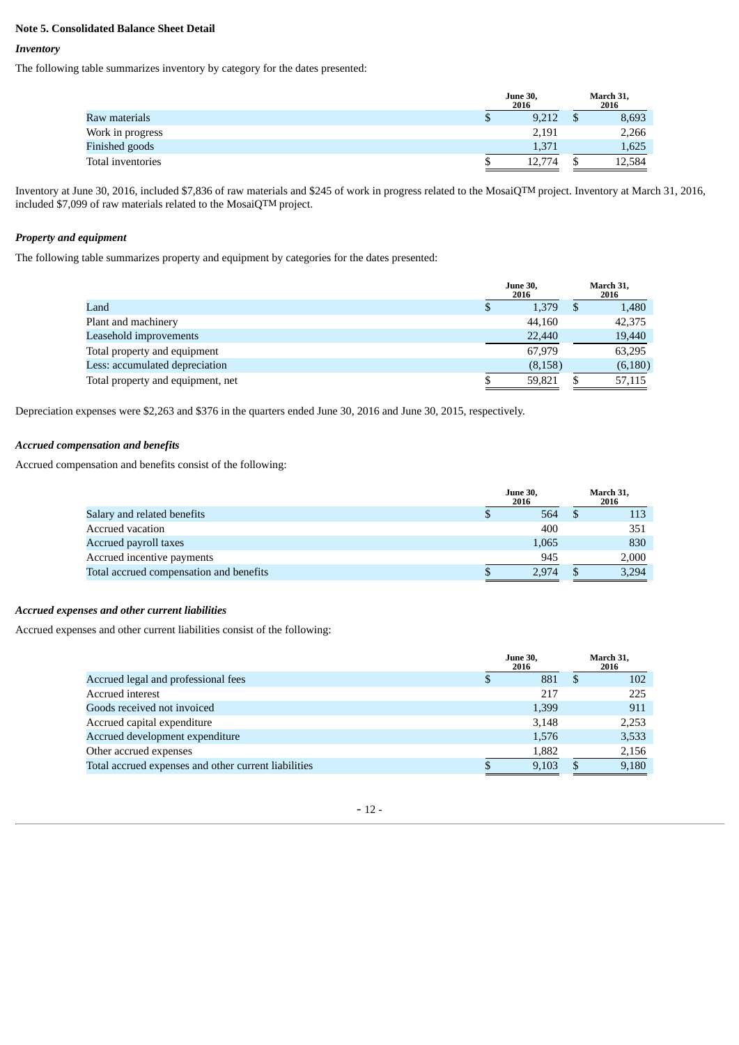## Note 5. Consolidated Balance Sheet Detail

### *Inventory*

The following table summarizes inventory by category for the dates presented:

| | June 30, 2016 | March 31, 2016 |
|---|---|---|
| Raw materials | $ 9,212 | $ 8,693 |
| Work in progress | 2,191 | 2,266 |
| Finished goods | 1,371 | 1,625 |
| Total inventories | $ 12,774 | $ 12,584 |

Inventory at June 30, 2016, included $7,836 of raw materials and $245 of work in progress related to the MosaiQTM project. Inventory at March 31, 2016, included $7,099 of raw materials related to the MosaiQTM project.

### *Property and equipment*

The following table summarizes property and equipment by categories for the dates presented:

| | June 30, 2016 | March 31, 2016 |
|---|---|---|
| Land | $ 1,379 | $ 1,480 |
| Plant and machinery | 44,160 | 42,375 |
| Leasehold improvements | 22,440 | 19,440 |
| Total property and equipment | 67,979 | 63,295 |
| Less: accumulated depreciation | (8,158) | (6,180) |
| Total property and equipment, net | $ 59,821 | $ 57,115 |

Depreciation expenses were $2,263 and $376 in the quarters ended June 30, 2016 and June 30, 2015, respectively.

### *Accrued compensation and benefits*

Accrued compensation and benefits consist of the following:

| | June 30, 2016 | March 31, 2016 |
|---|---|---|
| Salary and related benefits | $ 564 | $ 113 |
| Accrued vacation | 400 | 351 |
| Accrued payroll taxes | 1,065 | 830 |
| Accrued incentive payments | 945 | 2,000 |
| Total accrued compensation and benefits | $ 2,974 | $ 3,294 |

### *Accrued expenses and other current liabilities*

Accrued expenses and other current liabilities consist of the following:

| | June 30, 2016 | March 31, 2016 |
|---|---|---|
| Accrued legal and professional fees | $ 881 | $ 102 |
| Accrued interest | 217 | 225 |
| Goods received not invoiced | 1,399 | 911 |
| Accrued capital expenditure | 3,148 | 2,253 |
| Accrued development expenditure | 1,576 | 3,533 |
| Other accrued expenses | 1,882 | 2,156 |
| Total accrued expenses and other current liabilities | $ 9,103 | $ 9,180 |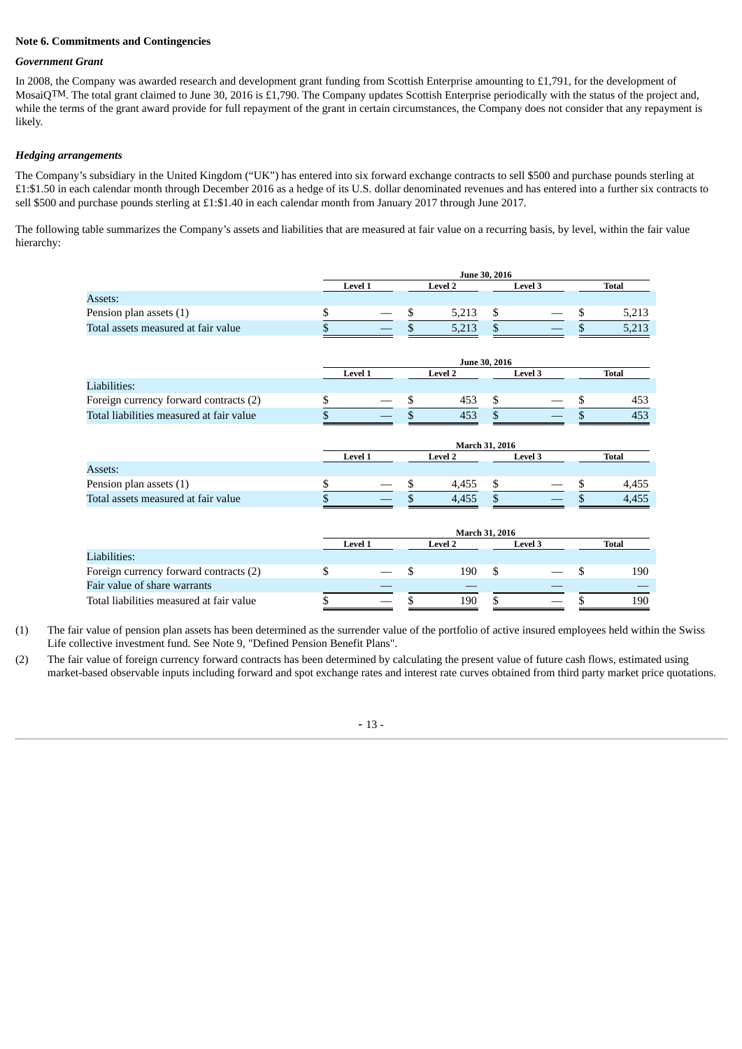## Note 6. Commitments and Contingencies

### *Government Grant*

In 2008, the Company was awarded research and development grant funding from Scottish Enterprise amounting to £1,791, for the development of MosaiQ™. The total grant claimed to June 30, 2016 is £1,790. The Company updates Scottish Enterprise periodically with the status of the project and, while the terms of the grant award provide for full repayment of the grant in certain circumstances, the Company does not consider that any repayment is likely.

### *Hedging arrangements*

The Company's subsidiary in the United Kingdom ("UK") has entered into six forward exchange contracts to sell $500 and purchase pounds sterling at £1:$1.50 in each calendar month through December 2016 as a hedge of its U.S. dollar denominated revenues and has entered into a further six contracts to sell $500 and purchase pounds sterling at £1:$1.40 in each calendar month from January 2017 through June 2017.

The following table summarizes the Company's assets and liabilities that are measured at fair value on a recurring basis, by level, within the fair value hierarchy:

| | June 30, 2016 | | | |
|---|---|---|---|---|
| | Level 1 | Level 2 | Level 3 | Total |
| Assets: | | | | |
| Pension plan assets (1) | $ — | $ 5,213 | $ — | $ 5,213 |
| Total assets measured at fair value | $ — | $ 5,213 | $ — | $ 5,213 |

| | June 30, 2016 | | | |
|---|---|---|---|---|
| | Level 1 | Level 2 | Level 3 | Total |
| Liabilities: | | | | |
| Foreign currency forward contracts (2) | $ — | $ 453 | $ — | $ 453 |
| Total liabilities measured at fair value | $ — | $ 453 | $ — | $ 453 |

| | March 31, 2016 | | | |
|---|---|---|---|---|
| | Level 1 | Level 2 | Level 3 | Total |
| Assets: | | | | |
| Pension plan assets (1) | $ — | $ 4,455 | $ — | $ 4,455 |
| Total assets measured at fair value | $ — | $ 4,455 | $ — | $ 4,455 |

| | March 31, 2016 | | | |
|---|---|---|---|---|
| | Level 1 | Level 2 | Level 3 | Total |
| Liabilities: | | | | |
| Foreign currency forward contracts (2) | $ — | $ 190 | $ — | $ 190 |
| Fair value of share warrants | — | — | — | — |
| Total liabilities measured at fair value | $ — | $ 190 | $ — | $ 190 |

(1) The fair value of pension plan assets has been determined as the surrender value of the portfolio of active insured employees held within the Swiss Life collective investment fund. See Note 9, "Defined Pension Benefit Plans".

(2) The fair value of foreign currency forward contracts has been determined by calculating the present value of future cash flows, estimated using market-based observable inputs including forward and spot exchange rates and interest rate curves obtained from third party market price quotations.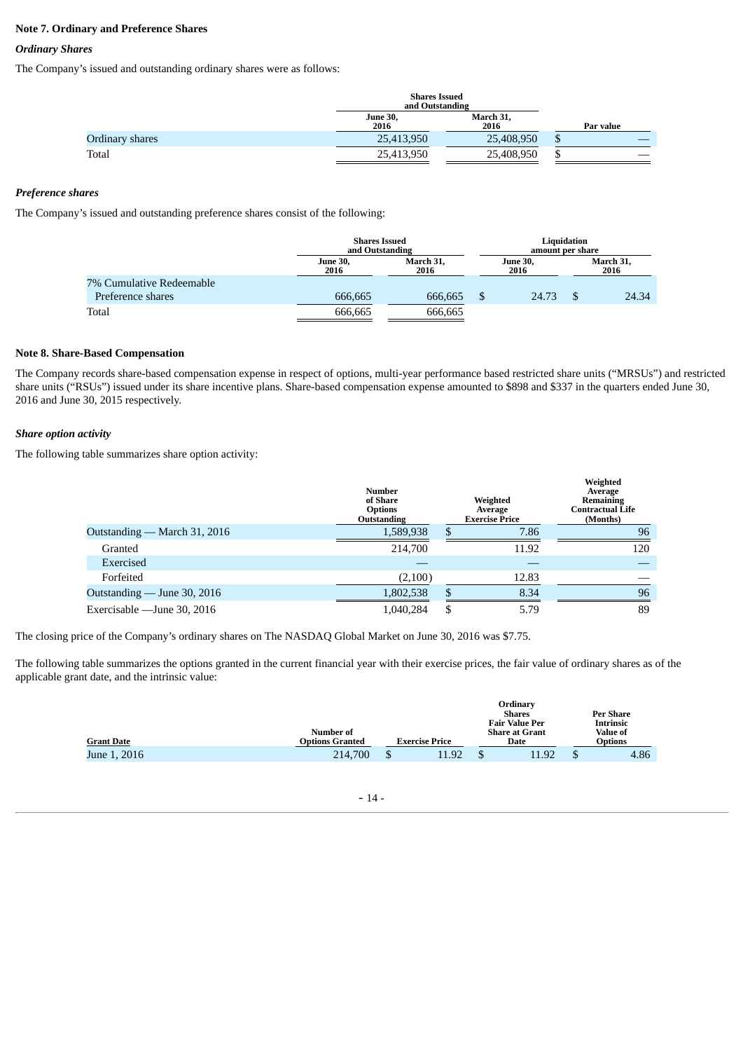**Note 7. Ordinary and Preference Shares**

***Ordinary Shares***

The Company's issued and outstanding ordinary shares were as follows:

| | Shares Issued and Outstanding | | |
|---|---|---|---|
| | June 30, 2016 | March 31, 2016 | Par value |
| Ordinary shares | 25,413,950 | 25,408,950 | $ — |
| Total | 25,413,950 | 25,408,950 | $ — |

***Preference shares***

The Company's issued and outstanding preference shares consist of the following:

| | Shares Issued and Outstanding | | Liquidation amount per share | |
|---|---|---|---|---|
| | June 30, 2016 | March 31, 2016 | June 30, 2016 | March 31, 2016 |
| 7% Cumulative Redeemable Preference shares | 666,665 | 666,665 | $ 24.73 | $ 24.34 |
| Total | 666,665 | 666,665 | | |

**Note 8. Share-Based Compensation**

The Company records share-based compensation expense in respect of options, multi-year performance based restricted share units ("MRSUs") and restricted share units ("RSUs") issued under its share incentive plans. Share-based compensation expense amounted to $898 and $337 in the quarters ended June 30, 2016 and June 30, 2015 respectively.

***Share option activity***

The following table summarizes share option activity:

| | Number of Share Options Outstanding | Weighted Average Exercise Price | Weighted Average Remaining Contractual Life (Months) |
|---|---|---|---|
| Outstanding — March 31, 2016 | 1,589,938 | $ 7.86 | 96 |
| Granted | 214,700 | 11.92 | 120 |
| Exercised | — | — | — |
| Forfeited | (2,100) | 12.83 | — |
| Outstanding — June 30, 2016 | 1,802,538 | $ 8.34 | 96 |
| Exercisable —June 30, 2016 | 1,040,284 | $ 5.79 | 89 |

The closing price of the Company's ordinary shares on The NASDAQ Global Market on June 30, 2016 was $7.75.

The following table summarizes the options granted in the current financial year with their exercise prices, the fair value of ordinary shares as of the applicable grant date, and the intrinsic value:

| Grant Date | Number of Options Granted | Exercise Price | Ordinary Shares Fair Value Per Share at Grant Date | Per Share Intrinsic Value of Options |
|---|---|---|---|---|
| June 1, 2016 | 214,700 | $ 11.92 | $ 11.92 | $ 4.86 |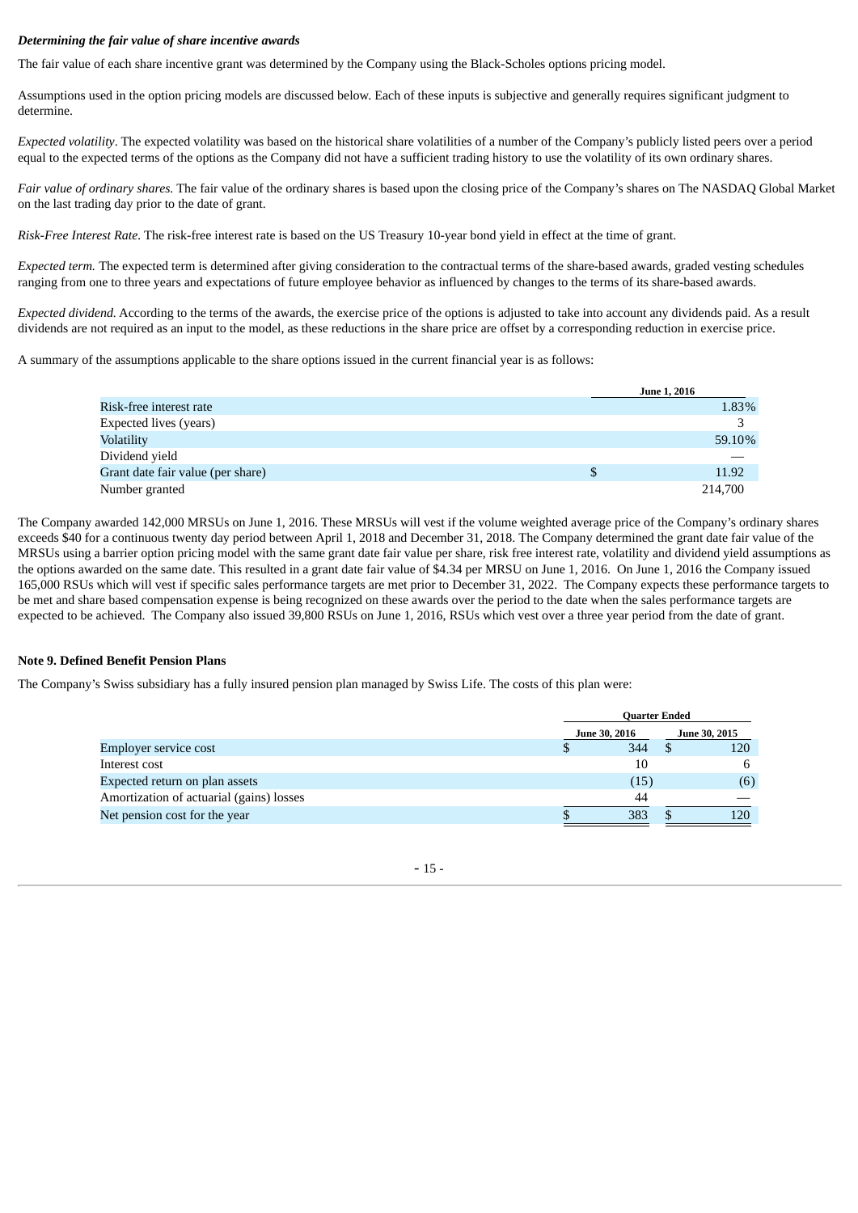***Determining the fair value of share incentive awards***

The fair value of each share incentive grant was determined by the Company using the Black-Scholes options pricing model.

Assumptions used in the option pricing models are discussed below. Each of these inputs is subjective and generally requires significant judgment to determine.

*Expected volatility*. The expected volatility was based on the historical share volatilities of a number of the Company's publicly listed peers over a period equal to the expected terms of the options as the Company did not have a sufficient trading history to use the volatility of its own ordinary shares.

*Fair value of ordinary shares.* The fair value of the ordinary shares is based upon the closing price of the Company's shares on The NASDAQ Global Market on the last trading day prior to the date of grant.

*Risk-Free Interest Rate.* The risk-free interest rate is based on the US Treasury 10-year bond yield in effect at the time of grant.

*Expected term.* The expected term is determined after giving consideration to the contractual terms of the share-based awards, graded vesting schedules ranging from one to three years and expectations of future employee behavior as influenced by changes to the terms of its share-based awards.

*Expected dividend.* According to the terms of the awards, the exercise price of the options is adjusted to take into account any dividends paid. As a result dividends are not required as an input to the model, as these reductions in the share price are offset by a corresponding reduction in exercise price.

A summary of the assumptions applicable to the share options issued in the current financial year is as follows:

| | June 1, 2016 |
|---|---|
| Risk-free interest rate | 1.83% |
| Expected lives (years) | 3 |
| Volatility | 59.10% |
| Dividend yield | — |
| Grant date fair value (per share) | $ 11.92 |
| Number granted | 214,700 |

The Company awarded 142,000 MRSUs on June 1, 2016. These MRSUs will vest if the volume weighted average price of the Company's ordinary shares exceeds $40 for a continuous twenty day period between April 1, 2018 and December 31, 2018. The Company determined the grant date fair value of the MRSUs using a barrier option pricing model with the same grant date fair value per share, risk free interest rate, volatility and dividend yield assumptions as the options awarded on the same date. This resulted in a grant date fair value of $4.34 per MRSU on June 1, 2016. On June 1, 2016 the Company issued 165,000 RSUs which will vest if specific sales performance targets are met prior to December 31, 2022. The Company expects these performance targets to be met and share based compensation expense is being recognized on these awards over the period to the date when the sales performance targets are expected to be achieved. The Company also issued 39,800 RSUs on June 1, 2016, RSUs which vest over a three year period from the date of grant.

## Note 9. Defined Benefit Pension Plans

The Company's Swiss subsidiary has a fully insured pension plan managed by Swiss Life. The costs of this plan were:

| | Quarter Ended | |
|---|---|---|
| | June 30, 2016 | June 30, 2015 |
| Employer service cost | $ 344 | $ 120 |
| Interest cost | 10 | 6 |
| Expected return on plan assets | (15) | (6) |
| Amortization of actuarial (gains) losses | 44 | — |
| Net pension cost for the year | $ 383 | $ 120 |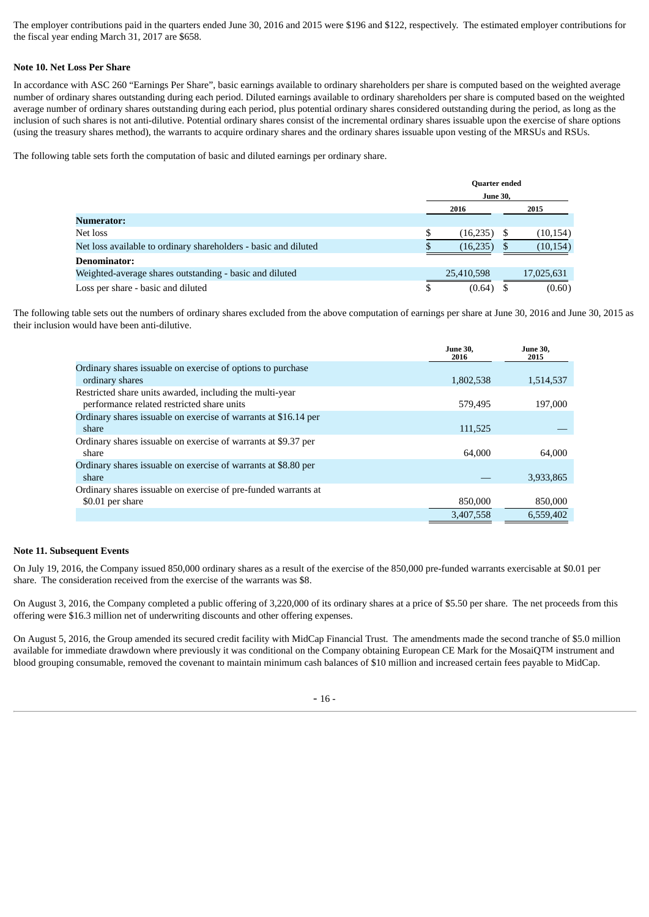The employer contributions paid in the quarters ended June 30, 2016 and 2015 were $196 and $122, respectively. The estimated employer contributions for the fiscal year ending March 31, 2017 are $658.

### Note 10. Net Loss Per Share

In accordance with ASC 260 "Earnings Per Share", basic earnings available to ordinary shareholders per share is computed based on the weighted average number of ordinary shares outstanding during each period. Diluted earnings available to ordinary shareholders per share is computed based on the weighted average number of ordinary shares outstanding during each period, plus potential ordinary shares considered outstanding during the period, as long as the inclusion of such shares is not anti-dilutive. Potential ordinary shares consist of the incremental ordinary shares issuable upon the exercise of share options (using the treasury shares method), the warrants to acquire ordinary shares and the ordinary shares issuable upon vesting of the MRSUs and RSUs.

The following table sets forth the computation of basic and diluted earnings per ordinary share.

| | Quarter ended June 30, | |
|---|---|---|
| | 2016 | 2015 |
| **Numerator:** | | |
| Net loss | $ (16,235) | $ (10,154) |
| Net loss available to ordinary shareholders - basic and diluted | $ (16,235) | $ (10,154) |
| **Denominator:** | | |
| Weighted-average shares outstanding - basic and diluted | 25,410,598 | 17,025,631 |
| Loss per share - basic and diluted | $ (0.64) | $ (0.60) |

The following table sets out the numbers of ordinary shares excluded from the above computation of earnings per share at June 30, 2016 and June 30, 2015 as their inclusion would have been anti-dilutive.

| | June 30, 2016 | June 30, 2015 |
|---|---|---|
| Ordinary shares issuable on exercise of options to purchase ordinary shares | 1,802,538 | 1,514,537 |
| Restricted share units awarded, including the multi-year performance related restricted share units | 579,495 | 197,000 |
| Ordinary shares issuable on exercise of warrants at $16.14 per share | 111,525 | — |
| Ordinary shares issuable on exercise of warrants at $9.37 per share | 64,000 | 64,000 |
| Ordinary shares issuable on exercise of warrants at $8.80 per share | — | 3,933,865 |
| Ordinary shares issuable on exercise of pre-funded warrants at $0.01 per share | 850,000 | 850,000 |
| | 3,407,558 | 6,559,402 |

### Note 11. Subsequent Events

On July 19, 2016, the Company issued 850,000 ordinary shares as a result of the exercise of the 850,000 pre-funded warrants exercisable at $0.01 per share. The consideration received from the exercise of the warrants was $8.

On August 3, 2016, the Company completed a public offering of 3,220,000 of its ordinary shares at a price of $5.50 per share. The net proceeds from this offering were $16.3 million net of underwriting discounts and other offering expenses.

On August 5, 2016, the Group amended its secured credit facility with MidCap Financial Trust. The amendments made the second tranche of $5.0 million available for immediate drawdown where previously it was conditional on the Company obtaining European CE Mark for the MosaiQTM instrument and blood grouping consumable, removed the covenant to maintain minimum cash balances of $10 million and increased certain fees payable to MidCap.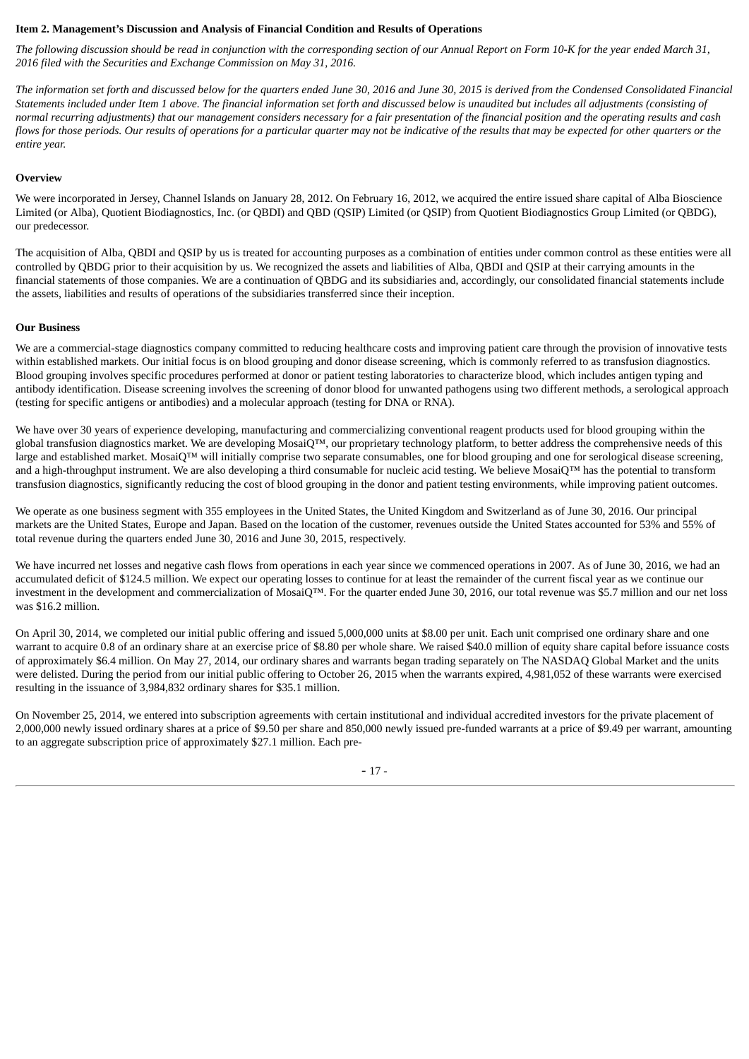**Item 2. Management's Discussion and Analysis of Financial Condition and Results of Operations**

*The following discussion should be read in conjunction with the corresponding section of our Annual Report on Form 10-K for the year ended March 31, 2016 filed with the Securities and Exchange Commission on May 31, 2016.*

*The information set forth and discussed below for the quarters ended June 30, 2016 and June 30, 2015 is derived from the Condensed Consolidated Financial Statements included under Item 1 above. The financial information set forth and discussed below is unaudited but includes all adjustments (consisting of normal recurring adjustments) that our management considers necessary for a fair presentation of the financial position and the operating results and cash flows for those periods. Our results of operations for a particular quarter may not be indicative of the results that may be expected for other quarters or the entire year.*

**Overview**

We were incorporated in Jersey, Channel Islands on January 28, 2012. On February 16, 2012, we acquired the entire issued share capital of Alba Bioscience Limited (or Alba), Quotient Biodiagnostics, Inc. (or QBDI) and QBD (QSIP) Limited (or QSIP) from Quotient Biodiagnostics Group Limited (or QBDG), our predecessor.

The acquisition of Alba, QBDI and QSIP by us is treated for accounting purposes as a combination of entities under common control as these entities were all controlled by QBDG prior to their acquisition by us. We recognized the assets and liabilities of Alba, QBDI and QSIP at their carrying amounts in the financial statements of those companies. We are a continuation of QBDG and its subsidiaries and, accordingly, our consolidated financial statements include the assets, liabilities and results of operations of the subsidiaries transferred since their inception.

**Our Business**

We are a commercial-stage diagnostics company committed to reducing healthcare costs and improving patient care through the provision of innovative tests within established markets. Our initial focus is on blood grouping and donor disease screening, which is commonly referred to as transfusion diagnostics. Blood grouping involves specific procedures performed at donor or patient testing laboratories to characterize blood, which includes antigen typing and antibody identification. Disease screening involves the screening of donor blood for unwanted pathogens using two different methods, a serological approach (testing for specific antigens or antibodies) and a molecular approach (testing for DNA or RNA).

We have over 30 years of experience developing, manufacturing and commercializing conventional reagent products used for blood grouping within the global transfusion diagnostics market. We are developing MosaiQ™, our proprietary technology platform, to better address the comprehensive needs of this large and established market. MosaiQ™ will initially comprise two separate consumables, one for blood grouping and one for serological disease screening, and a high-throughput instrument. We are also developing a third consumable for nucleic acid testing. We believe MosaiQ™ has the potential to transform transfusion diagnostics, significantly reducing the cost of blood grouping in the donor and patient testing environments, while improving patient outcomes.

We operate as one business segment with 355 employees in the United States, the United Kingdom and Switzerland as of June 30, 2016. Our principal markets are the United States, Europe and Japan. Based on the location of the customer, revenues outside the United States accounted for 53% and 55% of total revenue during the quarters ended June 30, 2016 and June 30, 2015, respectively.

We have incurred net losses and negative cash flows from operations in each year since we commenced operations in 2007. As of June 30, 2016, we had an accumulated deficit of $124.5 million. We expect our operating losses to continue for at least the remainder of the current fiscal year as we continue our investment in the development and commercialization of MosaiQ™. For the quarter ended June 30, 2016, our total revenue was $5.7 million and our net loss was $16.2 million.

On April 30, 2014, we completed our initial public offering and issued 5,000,000 units at $8.00 per unit. Each unit comprised one ordinary share and one warrant to acquire 0.8 of an ordinary share at an exercise price of $8.80 per whole share. We raised $40.0 million of equity share capital before issuance costs of approximately $6.4 million. On May 27, 2014, our ordinary shares and warrants began trading separately on The NASDAQ Global Market and the units were delisted. During the period from our initial public offering to October 26, 2015 when the warrants expired, 4,981,052 of these warrants were exercised resulting in the issuance of 3,984,832 ordinary shares for $35.1 million.

On November 25, 2014, we entered into subscription agreements with certain institutional and individual accredited investors for the private placement of 2,000,000 newly issued ordinary shares at a price of $9.50 per share and 850,000 newly issued pre-funded warrants at a price of $9.49 per warrant, amounting to an aggregate subscription price of approximately $27.1 million. Each pre-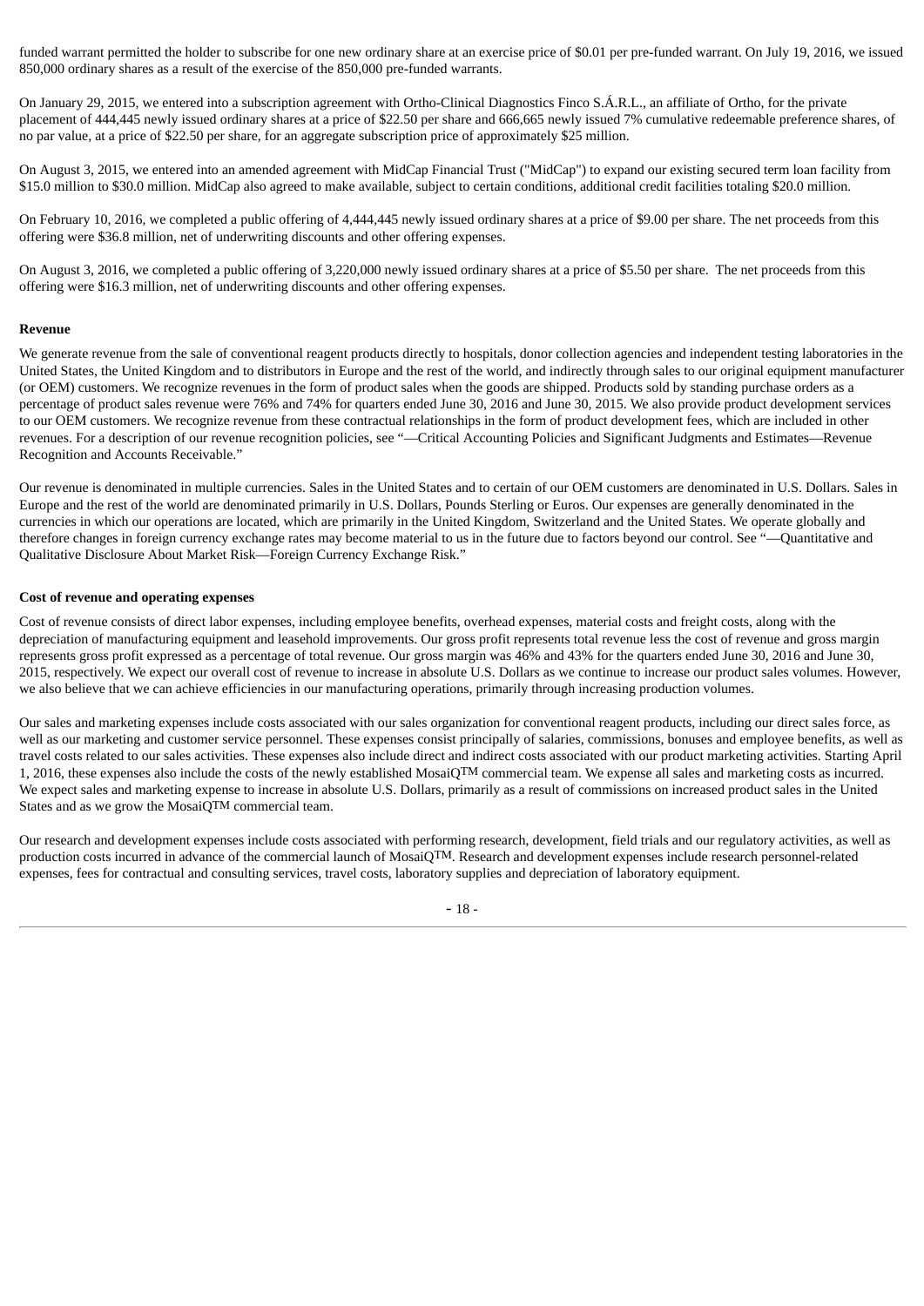funded warrant permitted the holder to subscribe for one new ordinary share at an exercise price of $0.01 per pre-funded warrant. On July 19, 2016, we issued 850,000 ordinary shares as a result of the exercise of the 850,000 pre-funded warrants.

On January 29, 2015, we entered into a subscription agreement with Ortho-Clinical Diagnostics Finco S.Á.R.L., an affiliate of Ortho, for the private placement of 444,445 newly issued ordinary shares at a price of $22.50 per share and 666,665 newly issued 7% cumulative redeemable preference shares, of no par value, at a price of $22.50 per share, for an aggregate subscription price of approximately $25 million.

On August 3, 2015, we entered into an amended agreement with MidCap Financial Trust ("MidCap") to expand our existing secured term loan facility from $15.0 million to $30.0 million. MidCap also agreed to make available, subject to certain conditions, additional credit facilities totaling $20.0 million.

On February 10, 2016, we completed a public offering of 4,444,445 newly issued ordinary shares at a price of $9.00 per share. The net proceeds from this offering were $36.8 million, net of underwriting discounts and other offering expenses.

On August 3, 2016, we completed a public offering of 3,220,000 newly issued ordinary shares at a price of $5.50 per share. The net proceeds from this offering were $16.3 million, net of underwriting discounts and other offering expenses.

**Revenue**

We generate revenue from the sale of conventional reagent products directly to hospitals, donor collection agencies and independent testing laboratories in the United States, the United Kingdom and to distributors in Europe and the rest of the world, and indirectly through sales to our original equipment manufacturer (or OEM) customers. We recognize revenues in the form of product sales when the goods are shipped. Products sold by standing purchase orders as a percentage of product sales revenue were 76% and 74% for quarters ended June 30, 2016 and June 30, 2015. We also provide product development services to our OEM customers. We recognize revenue from these contractual relationships in the form of product development fees, which are included in other revenues. For a description of our revenue recognition policies, see "—Critical Accounting Policies and Significant Judgments and Estimates—Revenue Recognition and Accounts Receivable."

Our revenue is denominated in multiple currencies. Sales in the United States and to certain of our OEM customers are denominated in U.S. Dollars. Sales in Europe and the rest of the world are denominated primarily in U.S. Dollars, Pounds Sterling or Euros. Our expenses are generally denominated in the currencies in which our operations are located, which are primarily in the United Kingdom, Switzerland and the United States. We operate globally and therefore changes in foreign currency exchange rates may become material to us in the future due to factors beyond our control. See "—Quantitative and Qualitative Disclosure About Market Risk—Foreign Currency Exchange Risk."

**Cost of revenue and operating expenses**

Cost of revenue consists of direct labor expenses, including employee benefits, overhead expenses, material costs and freight costs, along with the depreciation of manufacturing equipment and leasehold improvements. Our gross profit represents total revenue less the cost of revenue and gross margin represents gross profit expressed as a percentage of total revenue. Our gross margin was 46% and 43% for the quarters ended June 30, 2016 and June 30, 2015, respectively. We expect our overall cost of revenue to increase in absolute U.S. Dollars as we continue to increase our product sales volumes. However, we also believe that we can achieve efficiencies in our manufacturing operations, primarily through increasing production volumes.

Our sales and marketing expenses include costs associated with our sales organization for conventional reagent products, including our direct sales force, as well as our marketing and customer service personnel. These expenses consist principally of salaries, commissions, bonuses and employee benefits, as well as travel costs related to our sales activities. These expenses also include direct and indirect costs associated with our product marketing activities. Starting April 1, 2016, these expenses also include the costs of the newly established MosaiQ™ commercial team. We expense all sales and marketing costs as incurred. We expect sales and marketing expense to increase in absolute U.S. Dollars, primarily as a result of commissions on increased product sales in the United States and as we grow the MosaiQ™ commercial team.

Our research and development expenses include costs associated with performing research, development, field trials and our regulatory activities, as well as production costs incurred in advance of the commercial launch of MosaiQ™. Research and development expenses include research personnel-related expenses, fees for contractual and consulting services, travel costs, laboratory supplies and depreciation of laboratory equipment.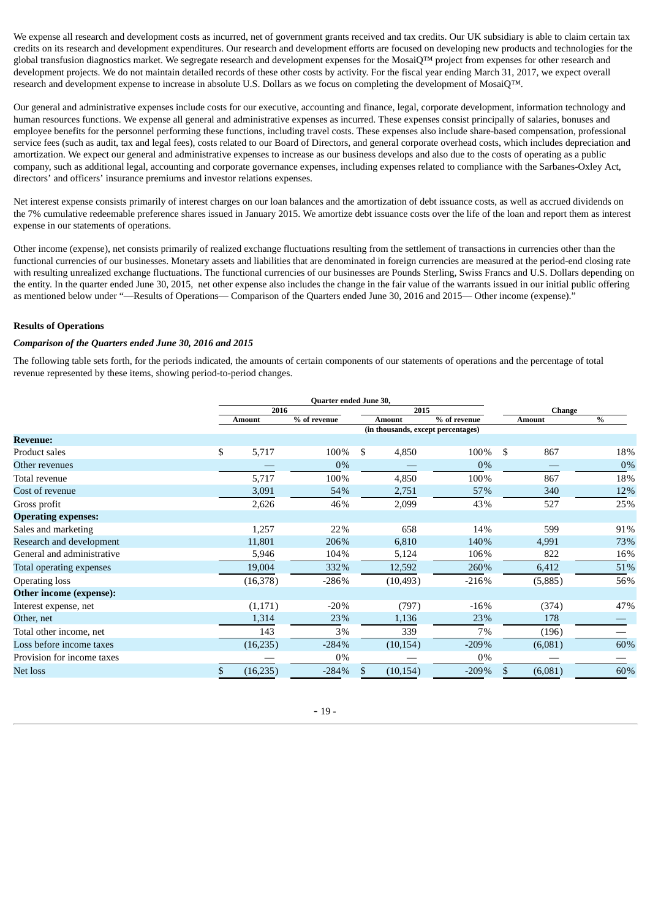We expense all research and development costs as incurred, net of government grants received and tax credits. Our UK subsidiary is able to claim certain tax credits on its research and development expenditures. Our research and development efforts are focused on developing new products and technologies for the global transfusion diagnostics market. We segregate research and development expenses for the MosaiQ™ project from expenses for other research and development projects. We do not maintain detailed records of these other costs by activity. For the fiscal year ending March 31, 2017, we expect overall research and development expense to increase in absolute U.S. Dollars as we focus on completing the development of MosaiQ™.

Our general and administrative expenses include costs for our executive, accounting and finance, legal, corporate development, information technology and human resources functions. We expense all general and administrative expenses as incurred. These expenses consist principally of salaries, bonuses and employee benefits for the personnel performing these functions, including travel costs. These expenses also include share-based compensation, professional service fees (such as audit, tax and legal fees), costs related to our Board of Directors, and general corporate overhead costs, which includes depreciation and amortization. We expect our general and administrative expenses to increase as our business develops and also due to the costs of operating as a public company, such as additional legal, accounting and corporate governance expenses, including expenses related to compliance with the Sarbanes-Oxley Act, directors' and officers' insurance premiums and investor relations expenses.

Net interest expense consists primarily of interest charges on our loan balances and the amortization of debt issuance costs, as well as accrued dividends on the 7% cumulative redeemable preference shares issued in January 2015. We amortize debt issuance costs over the life of the loan and report them as interest expense in our statements of operations.

Other income (expense), net consists primarily of realized exchange fluctuations resulting from the settlement of transactions in currencies other than the functional currencies of our businesses. Monetary assets and liabilities that are denominated in foreign currencies are measured at the period-end closing rate with resulting unrealized exchange fluctuations. The functional currencies of our businesses are Pounds Sterling, Swiss Francs and U.S. Dollars depending on the entity. In the quarter ended June 30, 2015, net other expense also includes the change in the fair value of the warrants issued in our initial public offering as mentioned below under "—Results of Operations— Comparison of the Quarters ended June 30, 2016 and 2015— Other income (expense)."

**Results of Operations**

***Comparison of the Quarters ended June 30, 2016 and 2015***

The following table sets forth, for the periods indicated, the amounts of certain components of our statements of operations and the percentage of total revenue represented by these items, showing period-to-period changes.

| | Quarter ended June 30, | | | | Change | |
|---|---|---|---|---|---|---|
| | 2016 | | 2015 | | | |
| | Amount | % of revenue | Amount | % of revenue | Amount | % |
| | (in thousands, except percentages) | | | | | |
| **Revenue:** | | | | | | |
| Product sales | $ 5,717 | 100% | $ 4,850 | 100% | $ 867 | 18% |
| Other revenues | — | 0% | — | 0% | — | 0% |
| Total revenue | 5,717 | 100% | 4,850 | 100% | 867 | 18% |
| Cost of revenue | 3,091 | 54% | 2,751 | 57% | 340 | 12% |
| Gross profit | 2,626 | 46% | 2,099 | 43% | 527 | 25% |
| **Operating expenses:** | | | | | | |
| Sales and marketing | 1,257 | 22% | 658 | 14% | 599 | 91% |
| Research and development | 11,801 | 206% | 6,810 | 140% | 4,991 | 73% |
| General and administrative | 5,946 | 104% | 5,124 | 106% | 822 | 16% |
| Total operating expenses | 19,004 | 332% | 12,592 | 260% | 6,412 | 51% |
| Operating loss | (16,378) | -286% | (10,493) | -216% | (5,885) | 56% |
| **Other income (expense):** | | | | | | |
| Interest expense, net | (1,171) | -20% | (797) | -16% | (374) | 47% |
| Other, net | 1,314 | 23% | 1,136 | 23% | 178 | — |
| Total other income, net | 143 | 3% | 339 | 7% | (196) | — |
| Loss before income taxes | (16,235) | -284% | (10,154) | -209% | (6,081) | 60% |
| Provision for income taxes | — | 0% | — | 0% | — | — |
| Net loss | $ (16,235) | -284% | $ (10,154) | -209% | $ (6,081) | 60% |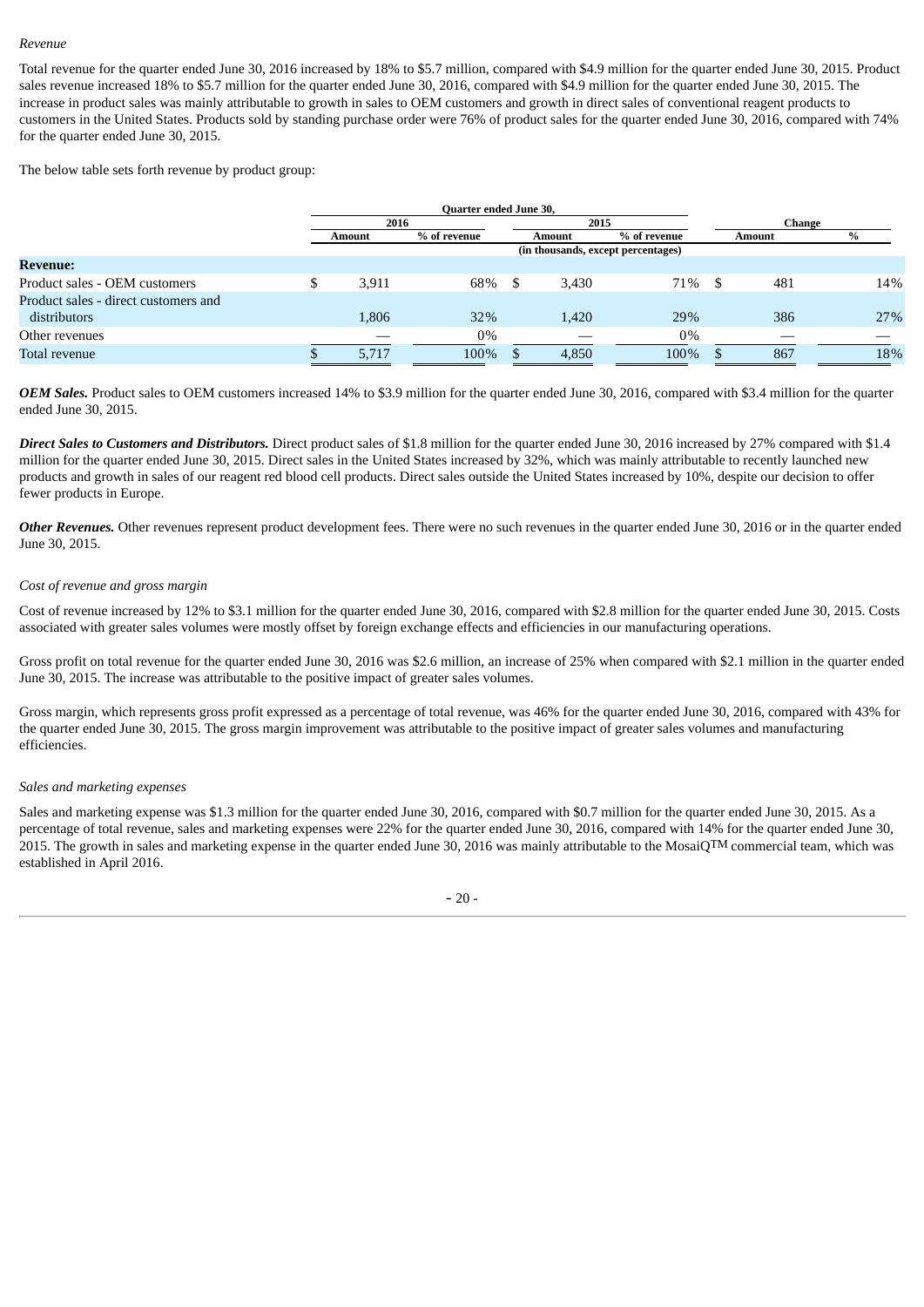*Revenue*

Total revenue for the quarter ended June 30, 2016 increased by 18% to $5.7 million, compared with $4.9 million for the quarter ended June 30, 2015. Product sales revenue increased 18% to $5.7 million for the quarter ended June 30, 2016, compared with $4.9 million for the quarter ended June 30, 2015. The increase in product sales was mainly attributable to growth in sales to OEM customers and growth in direct sales of conventional reagent products to customers in the United States. Products sold by standing purchase order were 76% of product sales for the quarter ended June 30, 2016, compared with 74% for the quarter ended June 30, 2015.

The below table sets forth revenue by product group:

| | Quarter ended June 30, | | | | Change | |
|---|---|---|---|---|---|---|
| | 2016 | | 2015 | | | |
| | Amount | % of revenue | Amount | % of revenue | Amount | % |
| | (in thousands, except percentages) | | | | | |
| **Revenue:** | | | | | | |
| Product sales - OEM customers | $ 3,911 | 68% | $ 3,430 | 71% | $ 481 | 14% |
| Product sales - direct customers and distributors | 1,806 | 32% | 1,420 | 29% | 386 | 27% |
| Other revenues | — | 0% | — | 0% | — | — |
| Total revenue | $ 5,717 | 100% | $ 4,850 | 100% | $ 867 | 18% |

***OEM Sales.*** Product sales to OEM customers increased 14% to $3.9 million for the quarter ended June 30, 2016, compared with $3.4 million for the quarter ended June 30, 2015.

***Direct Sales to Customers and Distributors.*** Direct product sales of $1.8 million for the quarter ended June 30, 2016 increased by 27% compared with $1.4 million for the quarter ended June 30, 2015. Direct sales in the United States increased by 32%, which was mainly attributable to recently launched new products and growth in sales of our reagent red blood cell products. Direct sales outside the United States increased by 10%, despite our decision to offer fewer products in Europe.

***Other Revenues.*** Other revenues represent product development fees. There were no such revenues in the quarter ended June 30, 2016 or in the quarter ended June 30, 2015.

*Cost of revenue and gross margin*

Cost of revenue increased by 12% to $3.1 million for the quarter ended June 30, 2016, compared with $2.8 million for the quarter ended June 30, 2015. Costs associated with greater sales volumes were mostly offset by foreign exchange effects and efficiencies in our manufacturing operations.

Gross profit on total revenue for the quarter ended June 30, 2016 was $2.6 million, an increase of 25% when compared with $2.1 million in the quarter ended June 30, 2015. The increase was attributable to the positive impact of greater sales volumes.

Gross margin, which represents gross profit expressed as a percentage of total revenue, was 46% for the quarter ended June 30, 2016, compared with 43% for the quarter ended June 30, 2015. The gross margin improvement was attributable to the positive impact of greater sales volumes and manufacturing efficiencies.

*Sales and marketing expenses*

Sales and marketing expense was $1.3 million for the quarter ended June 30, 2016, compared with $0.7 million for the quarter ended June 30, 2015. As a percentage of total revenue, sales and marketing expenses were 22% for the quarter ended June 30, 2016, compared with 14% for the quarter ended June 30, 2015. The growth in sales and marketing expense in the quarter ended June 30, 2016 was mainly attributable to the MosaiQ™ commercial team, which was established in April 2016.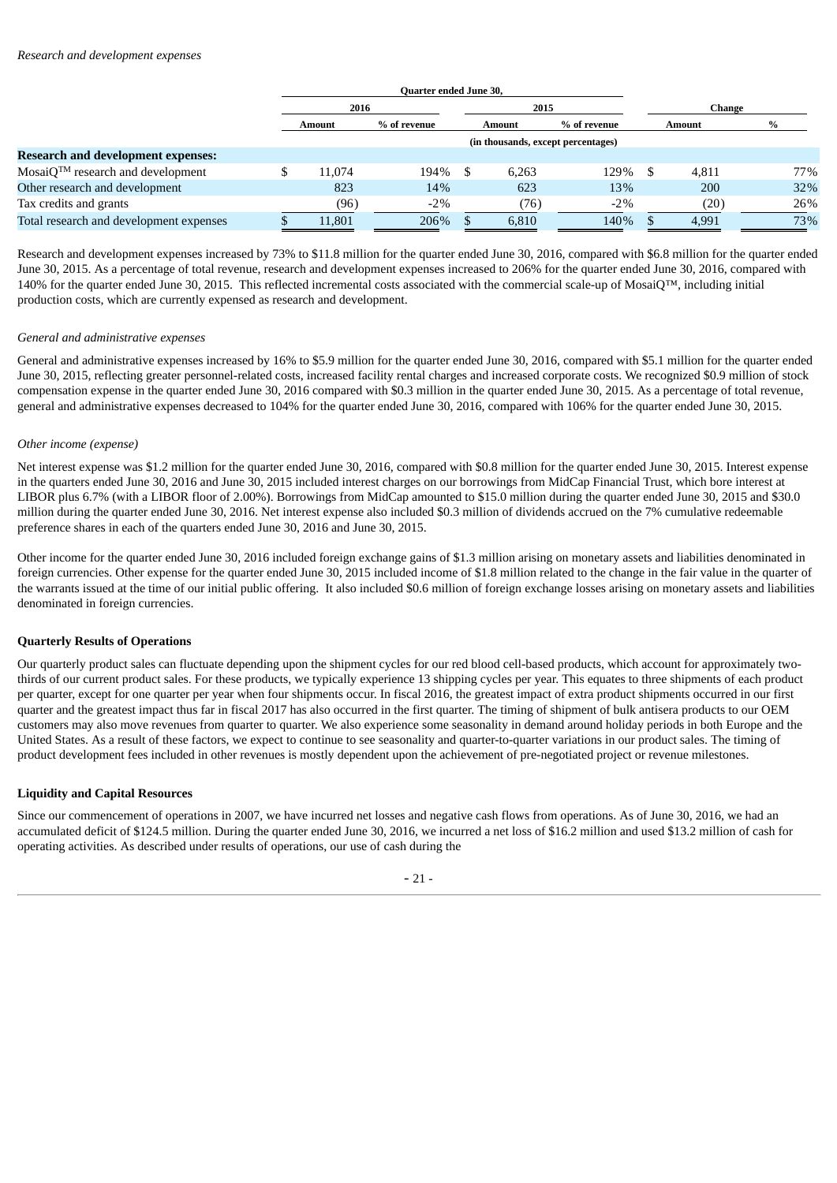*Research and development expenses*

| | Quarter ended June 30, | | | | | |
|---|---|---|---|---|---|---|
| | 2016 | | 2015 | | Change | |
| | Amount | % of revenue | Amount | % of revenue | Amount | % |
| | (in thousands, except percentages) | | | | | |
| **Research and development expenses:** | | | | | | |
| MosaiQ™ research and development | $ 11,074 | 194% | $ 6,263 | 129% | $ 4,811 | 77% |
| Other research and development | 823 | 14% | 623 | 13% | 200 | 32% |
| Tax credits and grants | (96) | -2% | (76) | -2% | (20) | 26% |
| Total research and development expenses | $ 11,801 | 206% | $ 6,810 | 140% | $ 4,991 | 73% |

Research and development expenses increased by 73% to $11.8 million for the quarter ended June 30, 2016, compared with $6.8 million for the quarter ended June 30, 2015. As a percentage of total revenue, research and development expenses increased to 206% for the quarter ended June 30, 2016, compared with 140% for the quarter ended June 30, 2015. This reflected incremental costs associated with the commercial scale-up of MosaiQ™, including initial production costs, which are currently expensed as research and development.

*General and administrative expenses*

General and administrative expenses increased by 16% to $5.9 million for the quarter ended June 30, 2016, compared with $5.1 million for the quarter ended June 30, 2015, reflecting greater personnel-related costs, increased facility rental charges and increased corporate costs. We recognized $0.9 million of stock compensation expense in the quarter ended June 30, 2016 compared with $0.3 million in the quarter ended June 30, 2015. As a percentage of total revenue, general and administrative expenses decreased to 104% for the quarter ended June 30, 2016, compared with 106% for the quarter ended June 30, 2015.

*Other income (expense)*

Net interest expense was $1.2 million for the quarter ended June 30, 2016, compared with $0.8 million for the quarter ended June 30, 2015. Interest expense in the quarters ended June 30, 2016 and June 30, 2015 included interest charges on our borrowings from MidCap Financial Trust, which bore interest at LIBOR plus 6.7% (with a LIBOR floor of 2.00%). Borrowings from MidCap amounted to $15.0 million during the quarter ended June 30, 2015 and $30.0 million during the quarter ended June 30, 2016. Net interest expense also included $0.3 million of dividends accrued on the 7% cumulative redeemable preference shares in each of the quarters ended June 30, 2016 and June 30, 2015.

Other income for the quarter ended June 30, 2016 included foreign exchange gains of $1.3 million arising on monetary assets and liabilities denominated in foreign currencies. Other expense for the quarter ended June 30, 2015 included income of $1.8 million related to the change in the fair value in the quarter of the warrants issued at the time of our initial public offering. It also included $0.6 million of foreign exchange losses arising on monetary assets and liabilities denominated in foreign currencies.

**Quarterly Results of Operations**

Our quarterly product sales can fluctuate depending upon the shipment cycles for our red blood cell-based products, which account for approximately two-thirds of our current product sales. For these products, we typically experience 13 shipping cycles per year. This equates to three shipments of each product per quarter, except for one quarter per year when four shipments occur. In fiscal 2016, the greatest impact of extra product shipments occurred in our first quarter and the greatest impact thus far in fiscal 2017 has also occurred in the first quarter. The timing of shipment of bulk antisera products to our OEM customers may also move revenues from quarter to quarter. We also experience some seasonality in demand around holiday periods in both Europe and the United States. As a result of these factors, we expect to continue to see seasonality and quarter-to-quarter variations in our product sales. The timing of product development fees included in other revenues is mostly dependent upon the achievement of pre-negotiated project or revenue milestones.

**Liquidity and Capital Resources**

Since our commencement of operations in 2007, we have incurred net losses and negative cash flows from operations. As of June 30, 2016, we had an accumulated deficit of $124.5 million. During the quarter ended June 30, 2016, we incurred a net loss of $16.2 million and used $13.2 million of cash for operating activities. As described under results of operations, our use of cash during the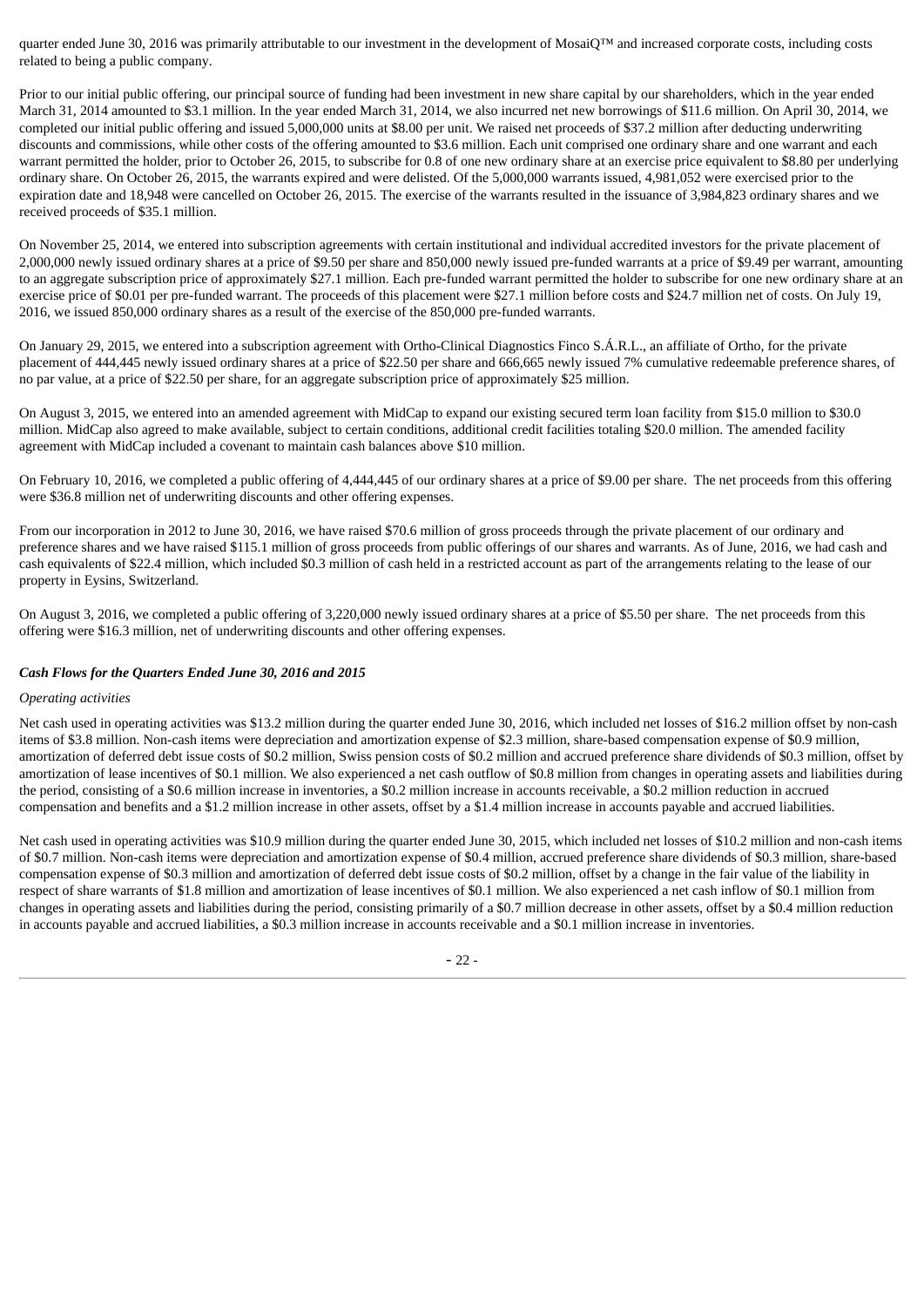quarter ended June 30, 2016 was primarily attributable to our investment in the development of MosaiQ™ and increased corporate costs, including costs related to being a public company.

Prior to our initial public offering, our principal source of funding had been investment in new share capital by our shareholders, which in the year ended March 31, 2014 amounted to $3.1 million. In the year ended March 31, 2014, we also incurred net new borrowings of $11.6 million. On April 30, 2014, we completed our initial public offering and issued 5,000,000 units at $8.00 per unit. We raised net proceeds of $37.2 million after deducting underwriting discounts and commissions, while other costs of the offering amounted to $3.6 million. Each unit comprised one ordinary share and one warrant and each warrant permitted the holder, prior to October 26, 2015, to subscribe for 0.8 of one new ordinary share at an exercise price equivalent to $8.80 per underlying ordinary share. On October 26, 2015, the warrants expired and were delisted. Of the 5,000,000 warrants issued, 4,981,052 were exercised prior to the expiration date and 18,948 were cancelled on October 26, 2015. The exercise of the warrants resulted in the issuance of 3,984,823 ordinary shares and we received proceeds of $35.1 million.

On November 25, 2014, we entered into subscription agreements with certain institutional and individual accredited investors for the private placement of 2,000,000 newly issued ordinary shares at a price of $9.50 per share and 850,000 newly issued pre-funded warrants at a price of $9.49 per warrant, amounting to an aggregate subscription price of approximately $27.1 million. Each pre-funded warrant permitted the holder to subscribe for one new ordinary share at an exercise price of $0.01 per pre-funded warrant. The proceeds of this placement were $27.1 million before costs and $24.7 million net of costs. On July 19, 2016, we issued 850,000 ordinary shares as a result of the exercise of the 850,000 pre-funded warrants.

On January 29, 2015, we entered into a subscription agreement with Ortho-Clinical Diagnostics Finco S.Á.R.L., an affiliate of Ortho, for the private placement of 444,445 newly issued ordinary shares at a price of $22.50 per share and 666,665 newly issued 7% cumulative redeemable preference shares, of no par value, at a price of $22.50 per share, for an aggregate subscription price of approximately $25 million.

On August 3, 2015, we entered into an amended agreement with MidCap to expand our existing secured term loan facility from $15.0 million to $30.0 million. MidCap also agreed to make available, subject to certain conditions, additional credit facilities totaling $20.0 million. The amended facility agreement with MidCap included a covenant to maintain cash balances above $10 million.

On February 10, 2016, we completed a public offering of 4,444,445 of our ordinary shares at a price of $9.00 per share. The net proceeds from this offering were $36.8 million net of underwriting discounts and other offering expenses.

From our incorporation in 2012 to June 30, 2016, we have raised $70.6 million of gross proceeds through the private placement of our ordinary and preference shares and we have raised $115.1 million of gross proceeds from public offerings of our shares and warrants. As of June, 2016, we had cash and cash equivalents of $22.4 million, which included $0.3 million of cash held in a restricted account as part of the arrangements relating to the lease of our property in Eysins, Switzerland.

On August 3, 2016, we completed a public offering of 3,220,000 newly issued ordinary shares at a price of $5.50 per share. The net proceeds from this offering were $16.3 million, net of underwriting discounts and other offering expenses.

### *Cash Flows for the Quarters Ended June 30, 2016 and 2015*

*Operating activities*

Net cash used in operating activities was $13.2 million during the quarter ended June 30, 2016, which included net losses of $16.2 million offset by non-cash items of $3.8 million. Non-cash items were depreciation and amortization expense of $2.3 million, share-based compensation expense of $0.9 million, amortization of deferred debt issue costs of $0.2 million, Swiss pension costs of $0.2 million and accrued preference share dividends of $0.3 million, offset by amortization of lease incentives of $0.1 million. We also experienced a net cash outflow of $0.8 million from changes in operating assets and liabilities during the period, consisting of a $0.6 million increase in inventories, a $0.2 million increase in accounts receivable, a $0.2 million reduction in accrued compensation and benefits and a $1.2 million increase in other assets, offset by a $1.4 million increase in accounts payable and accrued liabilities.

Net cash used in operating activities was $10.9 million during the quarter ended June 30, 2015, which included net losses of $10.2 million and non-cash items of $0.7 million. Non-cash items were depreciation and amortization expense of $0.4 million, accrued preference share dividends of $0.3 million, share-based compensation expense of $0.3 million and amortization of deferred debt issue costs of $0.2 million, offset by a change in the fair value of the liability in respect of share warrants of $1.8 million and amortization of lease incentives of $0.1 million. We also experienced a net cash inflow of $0.1 million from changes in operating assets and liabilities during the period, consisting primarily of a $0.7 million decrease in other assets, offset by a $0.4 million reduction in accounts payable and accrued liabilities, a $0.3 million increase in accounts receivable and a $0.1 million increase in inventories.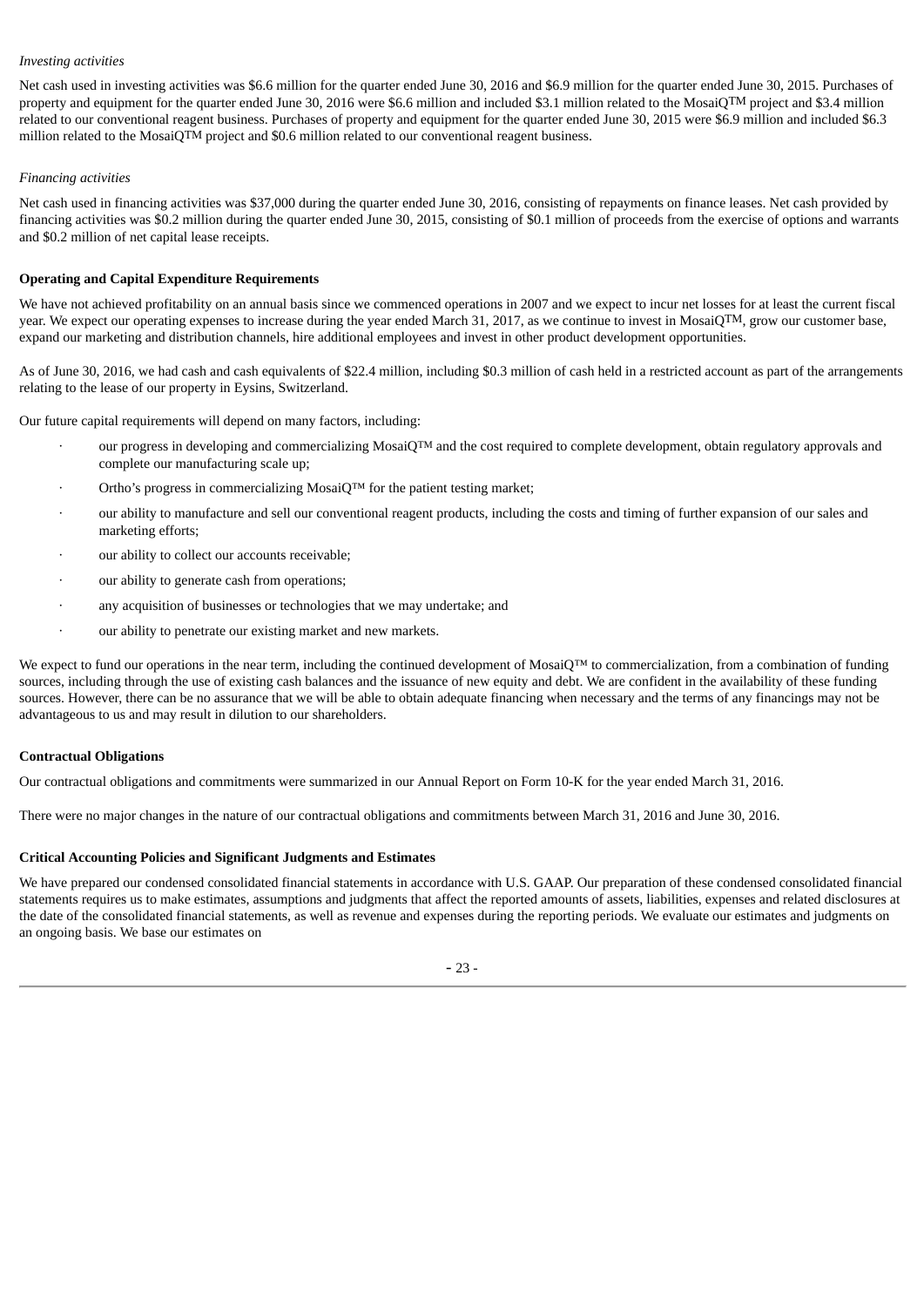*Investing activities*

Net cash used in investing activities was $6.6 million for the quarter ended June 30, 2016 and $6.9 million for the quarter ended June 30, 2015. Purchases of property and equipment for the quarter ended June 30, 2016 were $6.6 million and included $3.1 million related to the MosaiQTM project and $3.4 million related to our conventional reagent business. Purchases of property and equipment for the quarter ended June 30, 2015 were $6.9 million and included $6.3 million related to the MosaiQTM project and $0.6 million related to our conventional reagent business.

*Financing activities*

Net cash used in financing activities was $37,000 during the quarter ended June 30, 2016, consisting of repayments on finance leases. Net cash provided by financing activities was $0.2 million during the quarter ended June 30, 2015, consisting of $0.1 million of proceeds from the exercise of options and warrants and $0.2 million of net capital lease receipts.

**Operating and Capital Expenditure Requirements**

We have not achieved profitability on an annual basis since we commenced operations in 2007 and we expect to incur net losses for at least the current fiscal year. We expect our operating expenses to increase during the year ended March 31, 2017, as we continue to invest in MosaiQTM, grow our customer base, expand our marketing and distribution channels, hire additional employees and invest in other product development opportunities.

As of June 30, 2016, we had cash and cash equivalents of $22.4 million, including $0.3 million of cash held in a restricted account as part of the arrangements relating to the lease of our property in Eysins, Switzerland.

Our future capital requirements will depend on many factors, including:

- our progress in developing and commercializing MosaiQ™ and the cost required to complete development, obtain regulatory approvals and complete our manufacturing scale up;
- Ortho's progress in commercializing MosaiQ™ for the patient testing market;
- our ability to manufacture and sell our conventional reagent products, including the costs and timing of further expansion of our sales and marketing efforts;
- our ability to collect our accounts receivable;
- our ability to generate cash from operations;
- any acquisition of businesses or technologies that we may undertake; and
- our ability to penetrate our existing market and new markets.

We expect to fund our operations in the near term, including the continued development of MosaiQ™ to commercialization, from a combination of funding sources, including through the use of existing cash balances and the issuance of new equity and debt. We are confident in the availability of these funding sources. However, there can be no assurance that we will be able to obtain adequate financing when necessary and the terms of any financings may not be advantageous to us and may result in dilution to our shareholders.

**Contractual Obligations**

Our contractual obligations and commitments were summarized in our Annual Report on Form 10-K for the year ended March 31, 2016.

There were no major changes in the nature of our contractual obligations and commitments between March 31, 2016 and June 30, 2016.

**Critical Accounting Policies and Significant Judgments and Estimates**

We have prepared our condensed consolidated financial statements in accordance with U.S. GAAP. Our preparation of these condensed consolidated financial statements requires us to make estimates, assumptions and judgments that affect the reported amounts of assets, liabilities, expenses and related disclosures at the date of the consolidated financial statements, as well as revenue and expenses during the reporting periods. We evaluate our estimates and judgments on an ongoing basis. We base our estimates on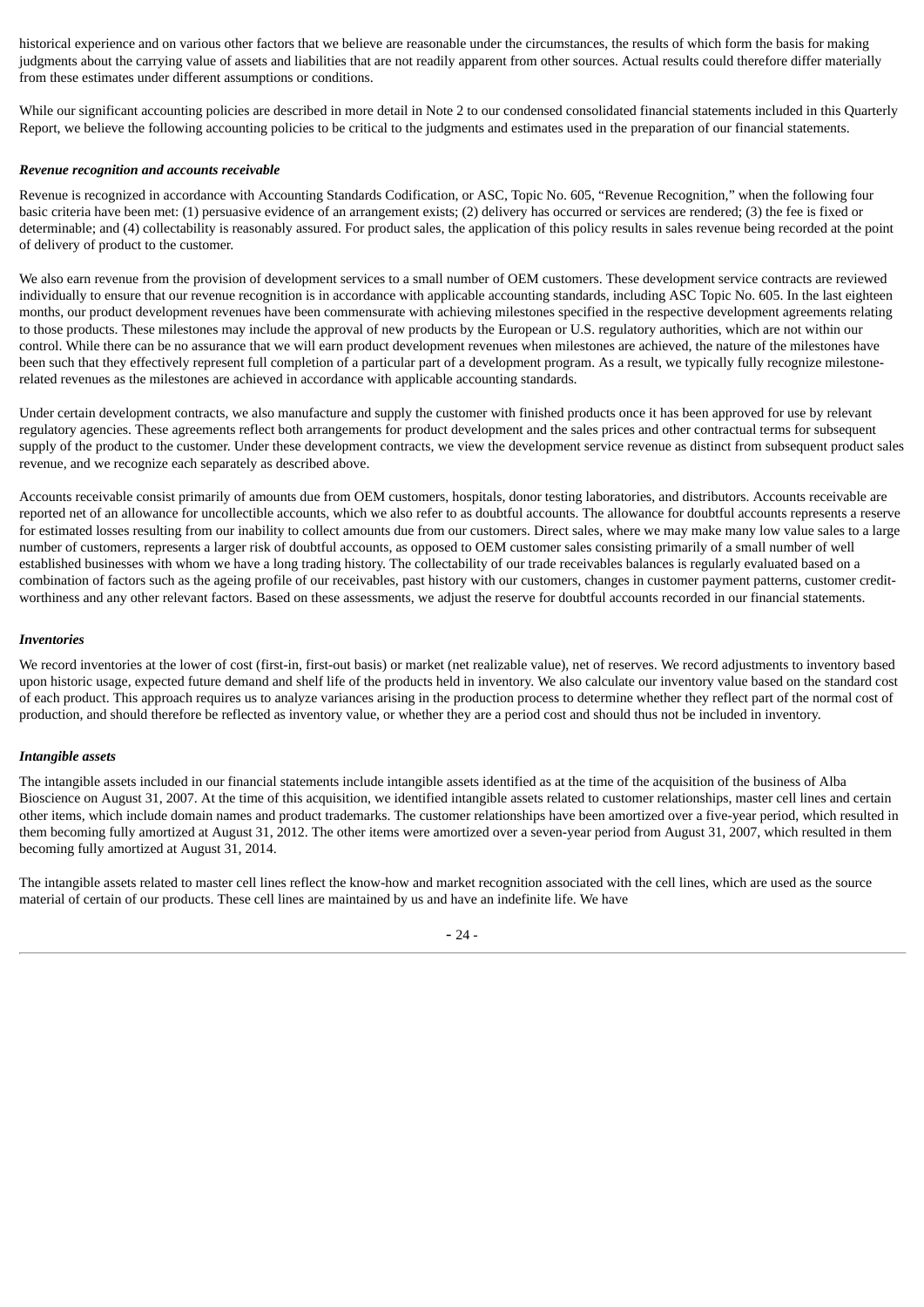historical experience and on various other factors that we believe are reasonable under the circumstances, the results of which form the basis for making judgments about the carrying value of assets and liabilities that are not readily apparent from other sources. Actual results could therefore differ materially from these estimates under different assumptions or conditions.

While our significant accounting policies are described in more detail in Note 2 to our condensed consolidated financial statements included in this Quarterly Report, we believe the following accounting policies to be critical to the judgments and estimates used in the preparation of our financial statements.

***Revenue recognition and accounts receivable***

Revenue is recognized in accordance with Accounting Standards Codification, or ASC, Topic No. 605, "Revenue Recognition," when the following four basic criteria have been met: (1) persuasive evidence of an arrangement exists; (2) delivery has occurred or services are rendered; (3) the fee is fixed or determinable; and (4) collectability is reasonably assured. For product sales, the application of this policy results in sales revenue being recorded at the point of delivery of product to the customer.

We also earn revenue from the provision of development services to a small number of OEM customers. These development service contracts are reviewed individually to ensure that our revenue recognition is in accordance with applicable accounting standards, including ASC Topic No. 605. In the last eighteen months, our product development revenues have been commensurate with achieving milestones specified in the respective development agreements relating to those products. These milestones may include the approval of new products by the European or U.S. regulatory authorities, which are not within our control. While there can be no assurance that we will earn product development revenues when milestones are achieved, the nature of the milestones have been such that they effectively represent full completion of a particular part of a development program. As a result, we typically fully recognize milestone-related revenues as the milestones are achieved in accordance with applicable accounting standards.

Under certain development contracts, we also manufacture and supply the customer with finished products once it has been approved for use by relevant regulatory agencies. These agreements reflect both arrangements for product development and the sales prices and other contractual terms for subsequent supply of the product to the customer. Under these development contracts, we view the development service revenue as distinct from subsequent product sales revenue, and we recognize each separately as described above.

Accounts receivable consist primarily of amounts due from OEM customers, hospitals, donor testing laboratories, and distributors. Accounts receivable are reported net of an allowance for uncollectible accounts, which we also refer to as doubtful accounts. The allowance for doubtful accounts represents a reserve for estimated losses resulting from our inability to collect amounts due from our customers. Direct sales, where we may make many low value sales to a large number of customers, represents a larger risk of doubtful accounts, as opposed to OEM customer sales consisting primarily of a small number of well established businesses with whom we have a long trading history. The collectability of our trade receivables balances is regularly evaluated based on a combination of factors such as the ageing profile of our receivables, past history with our customers, changes in customer payment patterns, customer credit-worthiness and any other relevant factors. Based on these assessments, we adjust the reserve for doubtful accounts recorded in our financial statements.

***Inventories***

We record inventories at the lower of cost (first-in, first-out basis) or market (net realizable value), net of reserves. We record adjustments to inventory based upon historic usage, expected future demand and shelf life of the products held in inventory. We also calculate our inventory value based on the standard cost of each product. This approach requires us to analyze variances arising in the production process to determine whether they reflect part of the normal cost of production, and should therefore be reflected as inventory value, or whether they are a period cost and should thus not be included in inventory.

***Intangible assets***

The intangible assets included in our financial statements include intangible assets identified as at the time of the acquisition of the business of Alba Bioscience on August 31, 2007. At the time of this acquisition, we identified intangible assets related to customer relationships, master cell lines and certain other items, which include domain names and product trademarks. The customer relationships have been amortized over a five-year period, which resulted in them becoming fully amortized at August 31, 2012. The other items were amortized over a seven-year period from August 31, 2007, which resulted in them becoming fully amortized at August 31, 2014.

The intangible assets related to master cell lines reflect the know-how and market recognition associated with the cell lines, which are used as the source material of certain of our products. These cell lines are maintained by us and have an indefinite life. We have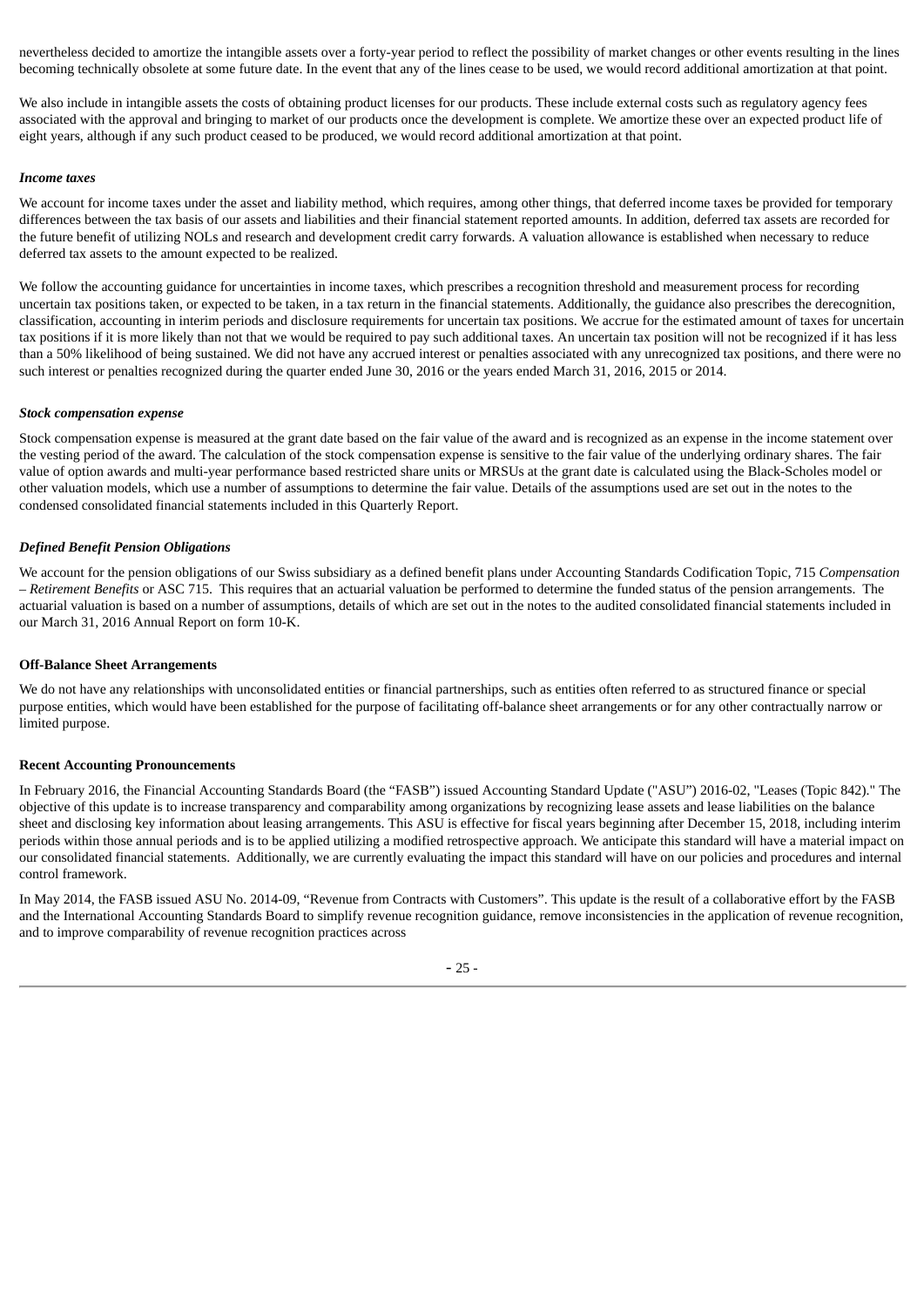nevertheless decided to amortize the intangible assets over a forty-year period to reflect the possibility of market changes or other events resulting in the lines becoming technically obsolete at some future date. In the event that any of the lines cease to be used, we would record additional amortization at that point.

We also include in intangible assets the costs of obtaining product licenses for our products. These include external costs such as regulatory agency fees associated with the approval and bringing to market of our products once the development is complete. We amortize these over an expected product life of eight years, although if any such product ceased to be produced, we would record additional amortization at that point.

***Income taxes***

We account for income taxes under the asset and liability method, which requires, among other things, that deferred income taxes be provided for temporary differences between the tax basis of our assets and liabilities and their financial statement reported amounts. In addition, deferred tax assets are recorded for the future benefit of utilizing NOLs and research and development credit carry forwards. A valuation allowance is established when necessary to reduce deferred tax assets to the amount expected to be realized.

We follow the accounting guidance for uncertainties in income taxes, which prescribes a recognition threshold and measurement process for recording uncertain tax positions taken, or expected to be taken, in a tax return in the financial statements. Additionally, the guidance also prescribes the derecognition, classification, accounting in interim periods and disclosure requirements for uncertain tax positions. We accrue for the estimated amount of taxes for uncertain tax positions if it is more likely than not that we would be required to pay such additional taxes. An uncertain tax position will not be recognized if it has less than a 50% likelihood of being sustained. We did not have any accrued interest or penalties associated with any unrecognized tax positions, and there were no such interest or penalties recognized during the quarter ended June 30, 2016 or the years ended March 31, 2016, 2015 or 2014.

***Stock compensation expense***

Stock compensation expense is measured at the grant date based on the fair value of the award and is recognized as an expense in the income statement over the vesting period of the award. The calculation of the stock compensation expense is sensitive to the fair value of the underlying ordinary shares. The fair value of option awards and multi-year performance based restricted share units or MRSUs at the grant date is calculated using the Black-Scholes model or other valuation models, which use a number of assumptions to determine the fair value. Details of the assumptions used are set out in the notes to the condensed consolidated financial statements included in this Quarterly Report.

***Defined Benefit Pension Obligations***

We account for the pension obligations of our Swiss subsidiary as a defined benefit plans under Accounting Standards Codification Topic, 715 *Compensation – Retirement Benefits* or ASC 715. This requires that an actuarial valuation be performed to determine the funded status of the pension arrangements. The actuarial valuation is based on a number of assumptions, details of which are set out in the notes to the audited consolidated financial statements included in our March 31, 2016 Annual Report on form 10-K.

**Off-Balance Sheet Arrangements**

We do not have any relationships with unconsolidated entities or financial partnerships, such as entities often referred to as structured finance or special purpose entities, which would have been established for the purpose of facilitating off-balance sheet arrangements or for any other contractually narrow or limited purpose.

**Recent Accounting Pronouncements**

In February 2016, the Financial Accounting Standards Board (the "FASB") issued Accounting Standard Update ("ASU") 2016-02, "Leases (Topic 842)." The objective of this update is to increase transparency and comparability among organizations by recognizing lease assets and lease liabilities on the balance sheet and disclosing key information about leasing arrangements. This ASU is effective for fiscal years beginning after December 15, 2018, including interim periods within those annual periods and is to be applied utilizing a modified retrospective approach. We anticipate this standard will have a material impact on our consolidated financial statements. Additionally, we are currently evaluating the impact this standard will have on our policies and procedures and internal control framework.

In May 2014, the FASB issued ASU No. 2014-09, "Revenue from Contracts with Customers". This update is the result of a collaborative effort by the FASB and the International Accounting Standards Board to simplify revenue recognition guidance, remove inconsistencies in the application of revenue recognition, and to improve comparability of revenue recognition practices across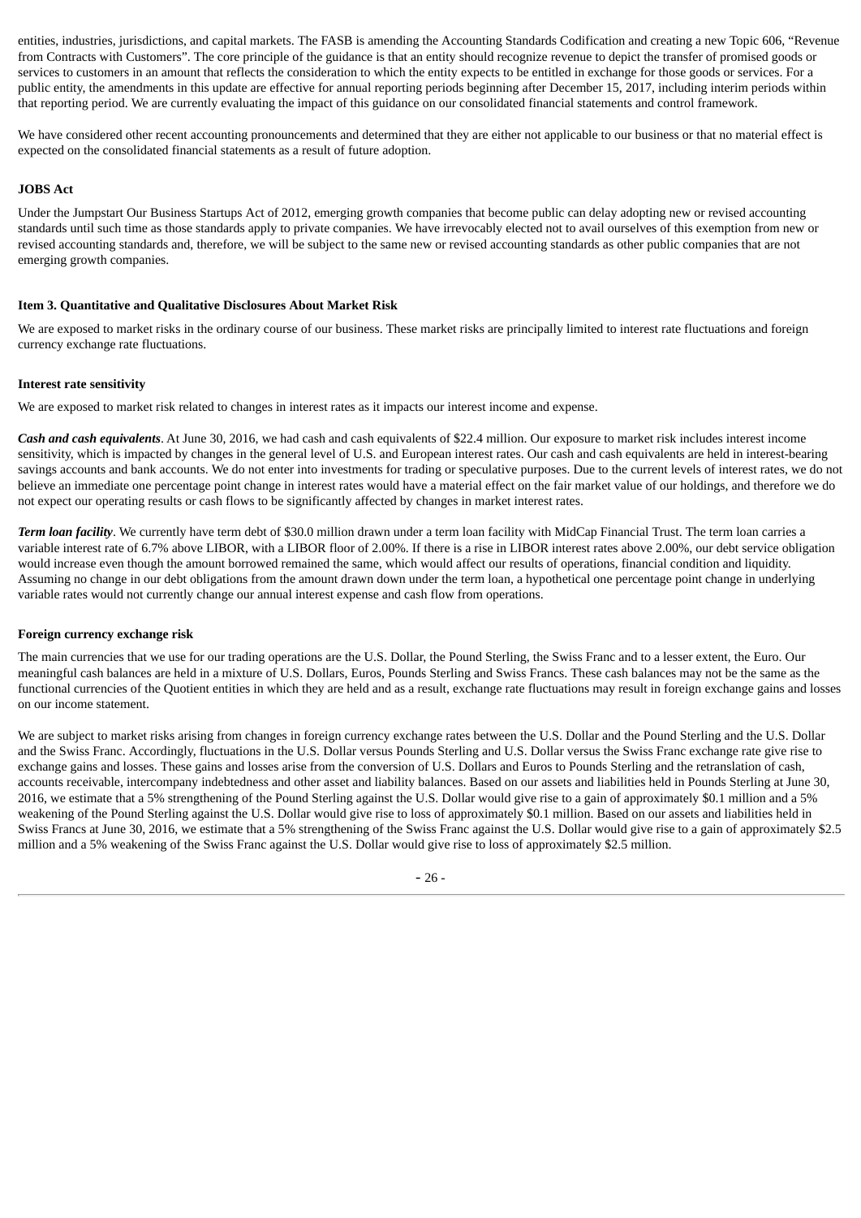entities, industries, jurisdictions, and capital markets. The FASB is amending the Accounting Standards Codification and creating a new Topic 606, "Revenue from Contracts with Customers". The core principle of the guidance is that an entity should recognize revenue to depict the transfer of promised goods or services to customers in an amount that reflects the consideration to which the entity expects to be entitled in exchange for those goods or services. For a public entity, the amendments in this update are effective for annual reporting periods beginning after December 15, 2017, including interim periods within that reporting period. We are currently evaluating the impact of this guidance on our consolidated financial statements and control framework.

We have considered other recent accounting pronouncements and determined that they are either not applicable to our business or that no material effect is expected on the consolidated financial statements as a result of future adoption.

**JOBS Act**

Under the Jumpstart Our Business Startups Act of 2012, emerging growth companies that become public can delay adopting new or revised accounting standards until such time as those standards apply to private companies. We have irrevocably elected not to avail ourselves of this exemption from new or revised accounting standards and, therefore, we will be subject to the same new or revised accounting standards as other public companies that are not emerging growth companies.

## Item 3. Quantitative and Qualitative Disclosures About Market Risk

We are exposed to market risks in the ordinary course of our business. These market risks are principally limited to interest rate fluctuations and foreign currency exchange rate fluctuations.

**Interest rate sensitivity**

We are exposed to market risk related to changes in interest rates as it impacts our interest income and expense.

***Cash and cash equivalents***. At June 30, 2016, we had cash and cash equivalents of $22.4 million. Our exposure to market risk includes interest income sensitivity, which is impacted by changes in the general level of U.S. and European interest rates. Our cash and cash equivalents are held in interest-bearing savings accounts and bank accounts. We do not enter into investments for trading or speculative purposes. Due to the current levels of interest rates, we do not believe an immediate one percentage point change in interest rates would have a material effect on the fair market value of our holdings, and therefore we do not expect our operating results or cash flows to be significantly affected by changes in market interest rates.

***Term loan facility***. We currently have term debt of $30.0 million drawn under a term loan facility with MidCap Financial Trust. The term loan carries a variable interest rate of 6.7% above LIBOR, with a LIBOR floor of 2.00%. If there is a rise in LIBOR interest rates above 2.00%, our debt service obligation would increase even though the amount borrowed remained the same, which would affect our results of operations, financial condition and liquidity. Assuming no change in our debt obligations from the amount drawn down under the term loan, a hypothetical one percentage point change in underlying variable rates would not currently change our annual interest expense and cash flow from operations.

**Foreign currency exchange risk**

The main currencies that we use for our trading operations are the U.S. Dollar, the Pound Sterling, the Swiss Franc and to a lesser extent, the Euro. Our meaningful cash balances are held in a mixture of U.S. Dollars, Euros, Pounds Sterling and Swiss Francs. These cash balances may not be the same as the functional currencies of the Quotient entities in which they are held and as a result, exchange rate fluctuations may result in foreign exchange gains and losses on our income statement.

We are subject to market risks arising from changes in foreign currency exchange rates between the U.S. Dollar and the Pound Sterling and the U.S. Dollar and the Swiss Franc. Accordingly, fluctuations in the U.S. Dollar versus Pounds Sterling and U.S. Dollar versus the Swiss Franc exchange rate give rise to exchange gains and losses. These gains and losses arise from the conversion of U.S. Dollars and Euros to Pounds Sterling and the retranslation of cash, accounts receivable, intercompany indebtedness and other asset and liability balances. Based on our assets and liabilities held in Pounds Sterling at June 30, 2016, we estimate that a 5% strengthening of the Pound Sterling against the U.S. Dollar would give rise to a gain of approximately $0.1 million and a 5% weakening of the Pound Sterling against the U.S. Dollar would give rise to loss of approximately $0.1 million. Based on our assets and liabilities held in Swiss Francs at June 30, 2016, we estimate that a 5% strengthening of the Swiss Franc against the U.S. Dollar would give rise to a gain of approximately $2.5 million and a 5% weakening of the Swiss Franc against the U.S. Dollar would give rise to loss of approximately $2.5 million.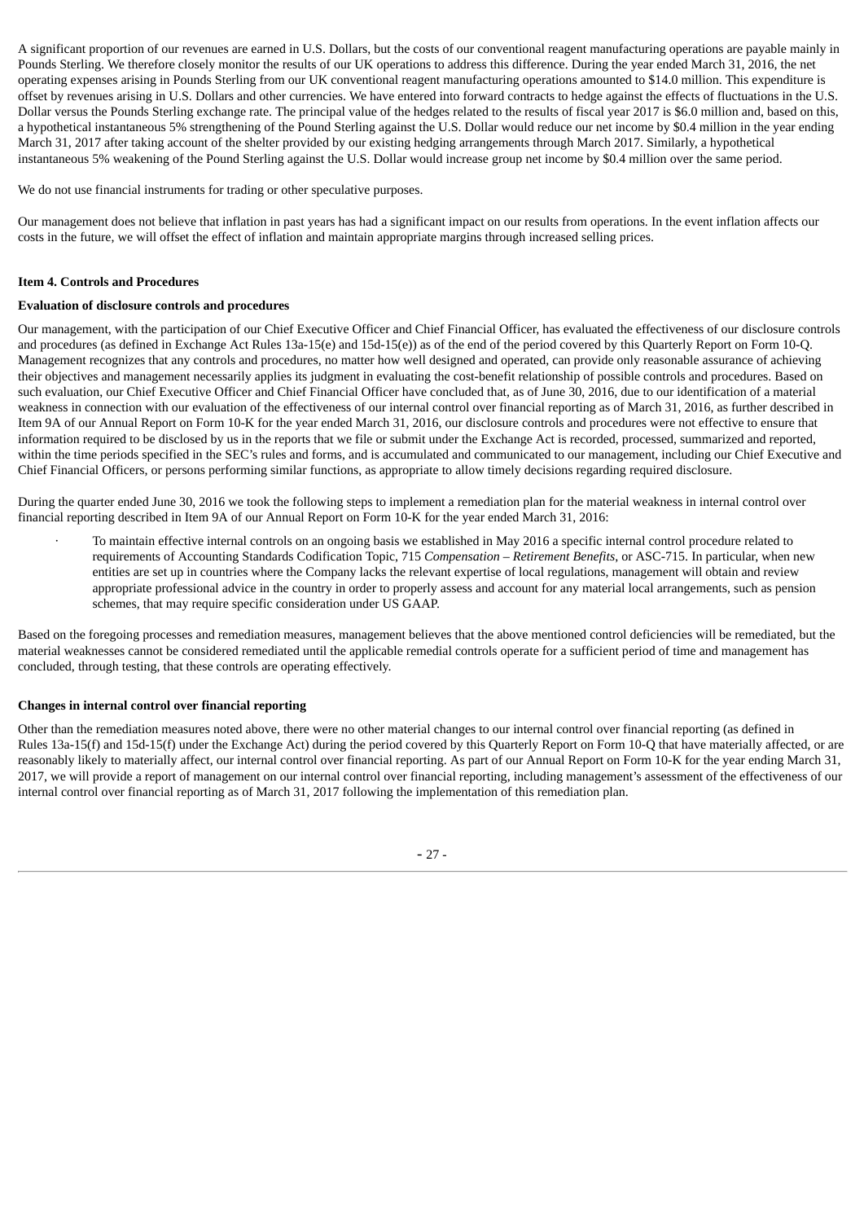A significant proportion of our revenues are earned in U.S. Dollars, but the costs of our conventional reagent manufacturing operations are payable mainly in Pounds Sterling. We therefore closely monitor the results of our UK operations to address this difference. During the year ended March 31, 2016, the net operating expenses arising in Pounds Sterling from our UK conventional reagent manufacturing operations amounted to $14.0 million. This expenditure is offset by revenues arising in U.S. Dollars and other currencies. We have entered into forward contracts to hedge against the effects of fluctuations in the U.S. Dollar versus the Pounds Sterling exchange rate. The principal value of the hedges related to the results of fiscal year 2017 is $6.0 million and, based on this, a hypothetical instantaneous 5% strengthening of the Pound Sterling against the U.S. Dollar would reduce our net income by $0.4 million in the year ending March 31, 2017 after taking account of the shelter provided by our existing hedging arrangements through March 2017. Similarly, a hypothetical instantaneous 5% weakening of the Pound Sterling against the U.S. Dollar would increase group net income by $0.4 million over the same period.

We do not use financial instruments for trading or other speculative purposes.

Our management does not believe that inflation in past years has had a significant impact on our results from operations. In the event inflation affects our costs in the future, we will offset the effect of inflation and maintain appropriate margins through increased selling prices.

**Item 4. Controls and Procedures**

**Evaluation of disclosure controls and procedures**

Our management, with the participation of our Chief Executive Officer and Chief Financial Officer, has evaluated the effectiveness of our disclosure controls and procedures (as defined in Exchange Act Rules 13a-15(e) and 15d-15(e)) as of the end of the period covered by this Quarterly Report on Form 10-Q. Management recognizes that any controls and procedures, no matter how well designed and operated, can provide only reasonable assurance of achieving their objectives and management necessarily applies its judgment in evaluating the cost-benefit relationship of possible controls and procedures. Based on such evaluation, our Chief Executive Officer and Chief Financial Officer have concluded that, as of June 30, 2016, due to our identification of a material weakness in connection with our evaluation of the effectiveness of our internal control over financial reporting as of March 31, 2016, as further described in Item 9A of our Annual Report on Form 10-K for the year ended March 31, 2016, our disclosure controls and procedures were not effective to ensure that information required to be disclosed by us in the reports that we file or submit under the Exchange Act is recorded, processed, summarized and reported, within the time periods specified in the SEC's rules and forms, and is accumulated and communicated to our management, including our Chief Executive and Chief Financial Officers, or persons performing similar functions, as appropriate to allow timely decisions regarding required disclosure.

During the quarter ended June 30, 2016 we took the following steps to implement a remediation plan for the material weakness in internal control over financial reporting described in Item 9A of our Annual Report on Form 10-K for the year ended March 31, 2016:

- To maintain effective internal controls on an ongoing basis we established in May 2016 a specific internal control procedure related to requirements of Accounting Standards Codification Topic, 715 *Compensation – Retirement Benefits*, or ASC-715. In particular, when new entities are set up in countries where the Company lacks the relevant expertise of local regulations, management will obtain and review appropriate professional advice in the country in order to properly assess and account for any material local arrangements, such as pension schemes, that may require specific consideration under US GAAP.

Based on the foregoing processes and remediation measures, management believes that the above mentioned control deficiencies will be remediated, but the material weaknesses cannot be considered remediated until the applicable remedial controls operate for a sufficient period of time and management has concluded, through testing, that these controls are operating effectively.

**Changes in internal control over financial reporting**

Other than the remediation measures noted above, there were no other material changes to our internal control over financial reporting (as defined in Rules 13a-15(f) and 15d-15(f) under the Exchange Act) during the period covered by this Quarterly Report on Form 10-Q that have materially affected, or are reasonably likely to materially affect, our internal control over financial reporting. As part of our Annual Report on Form 10-K for the year ending March 31, 2017, we will provide a report of management on our internal control over financial reporting, including management's assessment of the effectiveness of our internal control over financial reporting as of March 31, 2017 following the implementation of this remediation plan.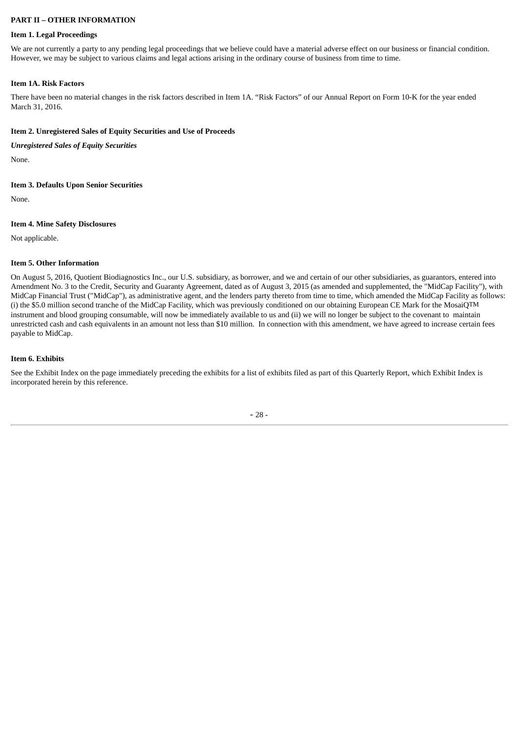## PART II – OTHER INFORMATION

### Item 1. Legal Proceedings

We are not currently a party to any pending legal proceedings that we believe could have a material adverse effect on our business or financial condition. However, we may be subject to various claims and legal actions arising in the ordinary course of business from time to time.

### Item 1A. Risk Factors

There have been no material changes in the risk factors described in Item 1A. "Risk Factors" of our Annual Report on Form 10-K for the year ended March 31, 2016.

### Item 2. Unregistered Sales of Equity Securities and Use of Proceeds

***Unregistered Sales of Equity Securities***

None.

### Item 3. Defaults Upon Senior Securities

None.

### Item 4. Mine Safety Disclosures

Not applicable.

### Item 5. Other Information

On August 5, 2016, Quotient Biodiagnostics Inc., our U.S. subsidiary, as borrower, and we and certain of our other subsidiaries, as guarantors, entered into Amendment No. 3 to the Credit, Security and Guaranty Agreement, dated as of August 3, 2015 (as amended and supplemented, the "MidCap Facility"), with MidCap Financial Trust ("MidCap"), as administrative agent, and the lenders party thereto from time to time, which amended the MidCap Facility as follows: (i) the $5.0 million second tranche of the MidCap Facility, which was previously conditioned on our obtaining European CE Mark for the MosaiQ™ instrument and blood grouping consumable, will now be immediately available to us and (ii) we will no longer be subject to the covenant to maintain unrestricted cash and cash equivalents in an amount not less than $10 million. In connection with this amendment, we have agreed to increase certain fees payable to MidCap.

### Item 6. Exhibits

See the Exhibit Index on the page immediately preceding the exhibits for a list of exhibits filed as part of this Quarterly Report, which Exhibit Index is incorporated herein by this reference.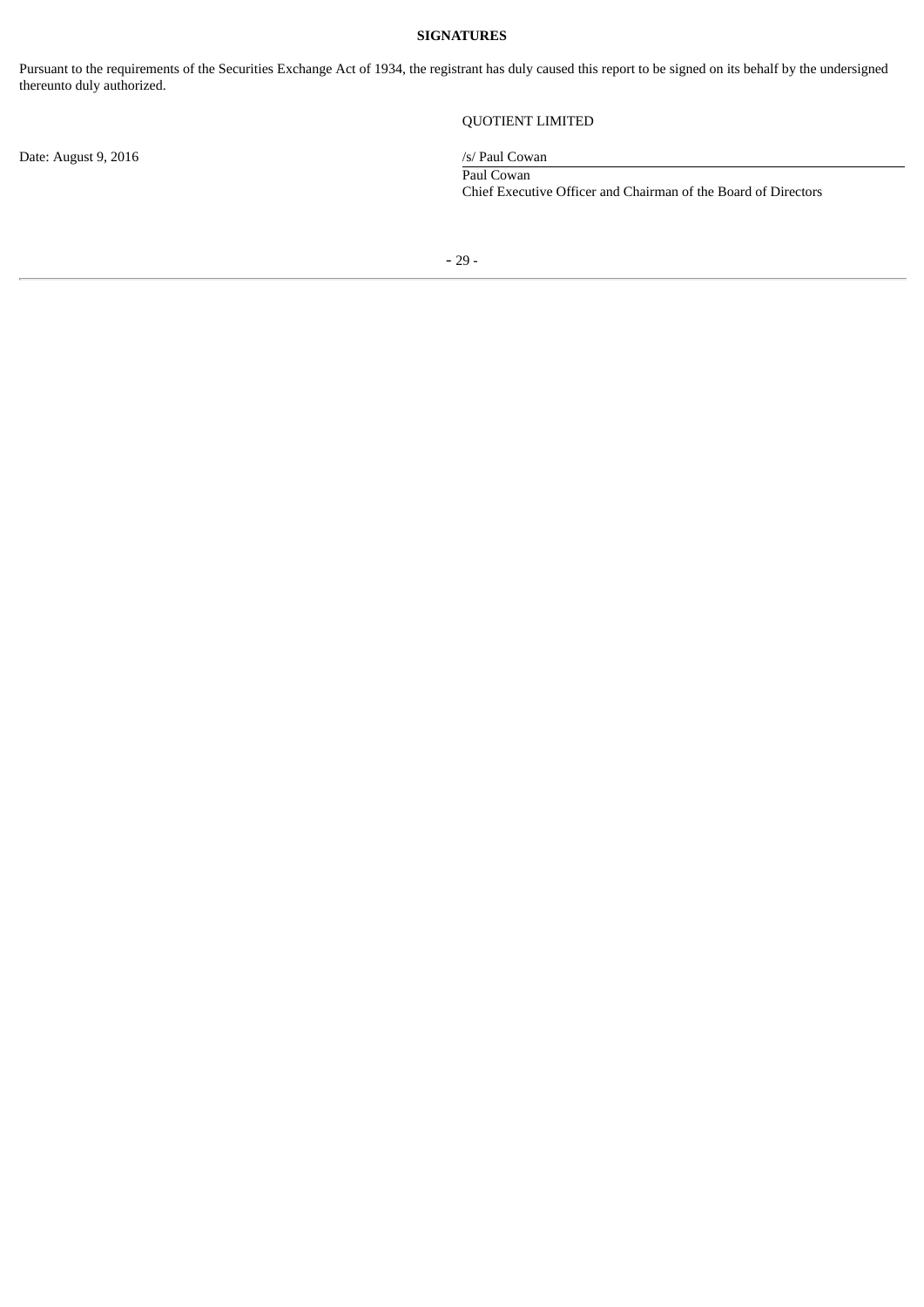**SIGNATURES**

Pursuant to the requirements of the Securities Exchange Act of 1934, the registrant has duly caused this report to be signed on its behalf by the undersigned thereunto duly authorized.

QUOTIENT LIMITED

Date: August 9, 2016

/s/ Paul Cowan

Paul Cowan

Chief Executive Officer and Chairman of the Board of Directors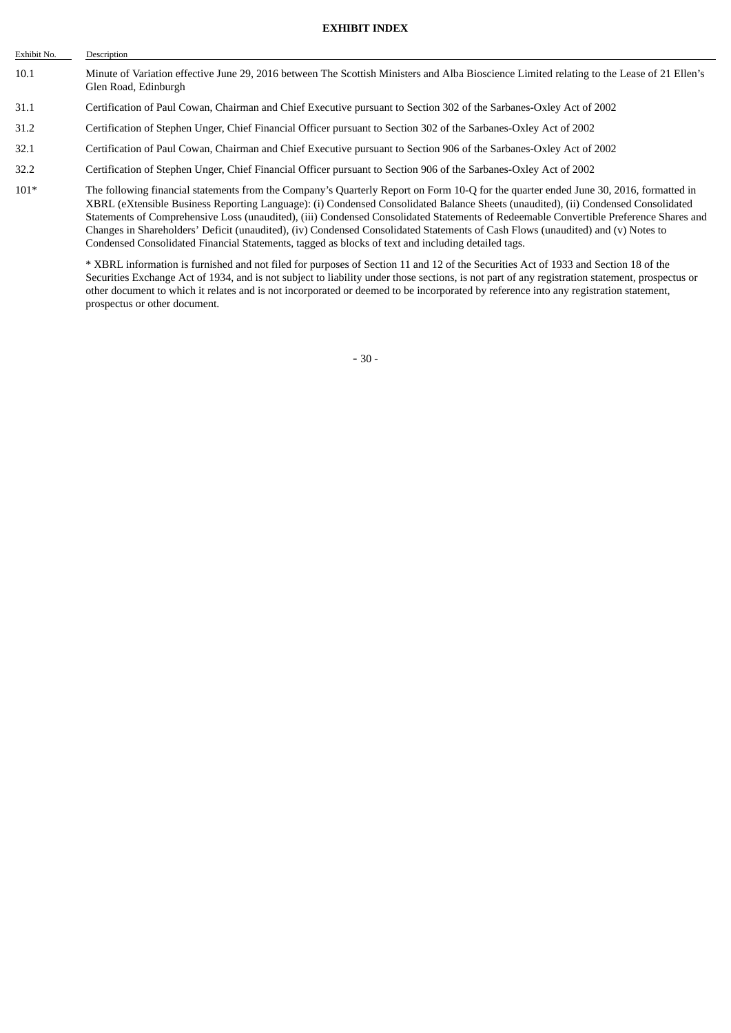**EXHIBIT INDEX**

| Exhibit No. | Description |
|---|---|
| 10.1 | Minute of Variation effective June 29, 2016 between The Scottish Ministers and Alba Bioscience Limited relating to the Lease of 21 Ellen's Glen Road, Edinburgh |
| 31.1 | Certification of Paul Cowan, Chairman and Chief Executive pursuant to Section 302 of the Sarbanes-Oxley Act of 2002 |
| 31.2 | Certification of Stephen Unger, Chief Financial Officer pursuant to Section 302 of the Sarbanes-Oxley Act of 2002 |
| 32.1 | Certification of Paul Cowan, Chairman and Chief Executive pursuant to Section 906 of the Sarbanes-Oxley Act of 2002 |
| 32.2 | Certification of Stephen Unger, Chief Financial Officer pursuant to Section 906 of the Sarbanes-Oxley Act of 2002 |
| 101* | The following financial statements from the Company's Quarterly Report on Form 10-Q for the quarter ended June 30, 2016, formatted in XBRL (eXtensible Business Reporting Language): (i) Condensed Consolidated Balance Sheets (unaudited), (ii) Condensed Consolidated Statements of Comprehensive Loss (unaudited), (iii) Condensed Consolidated Statements of Redeemable Convertible Preference Shares and Changes in Shareholders' Deficit (unaudited), (iv) Condensed Consolidated Statements of Cash Flows (unaudited) and (v) Notes to Condensed Consolidated Financial Statements, tagged as blocks of text and including detailed tags. |

\* XBRL information is furnished and not filed for purposes of Section 11 and 12 of the Securities Act of 1933 and Section 18 of the Securities Exchange Act of 1934, and is not subject to liability under those sections, is not part of any registration statement, prospectus or other document to which it relates and is not incorporated or deemed to be incorporated by reference into any registration statement, prospectus or other document.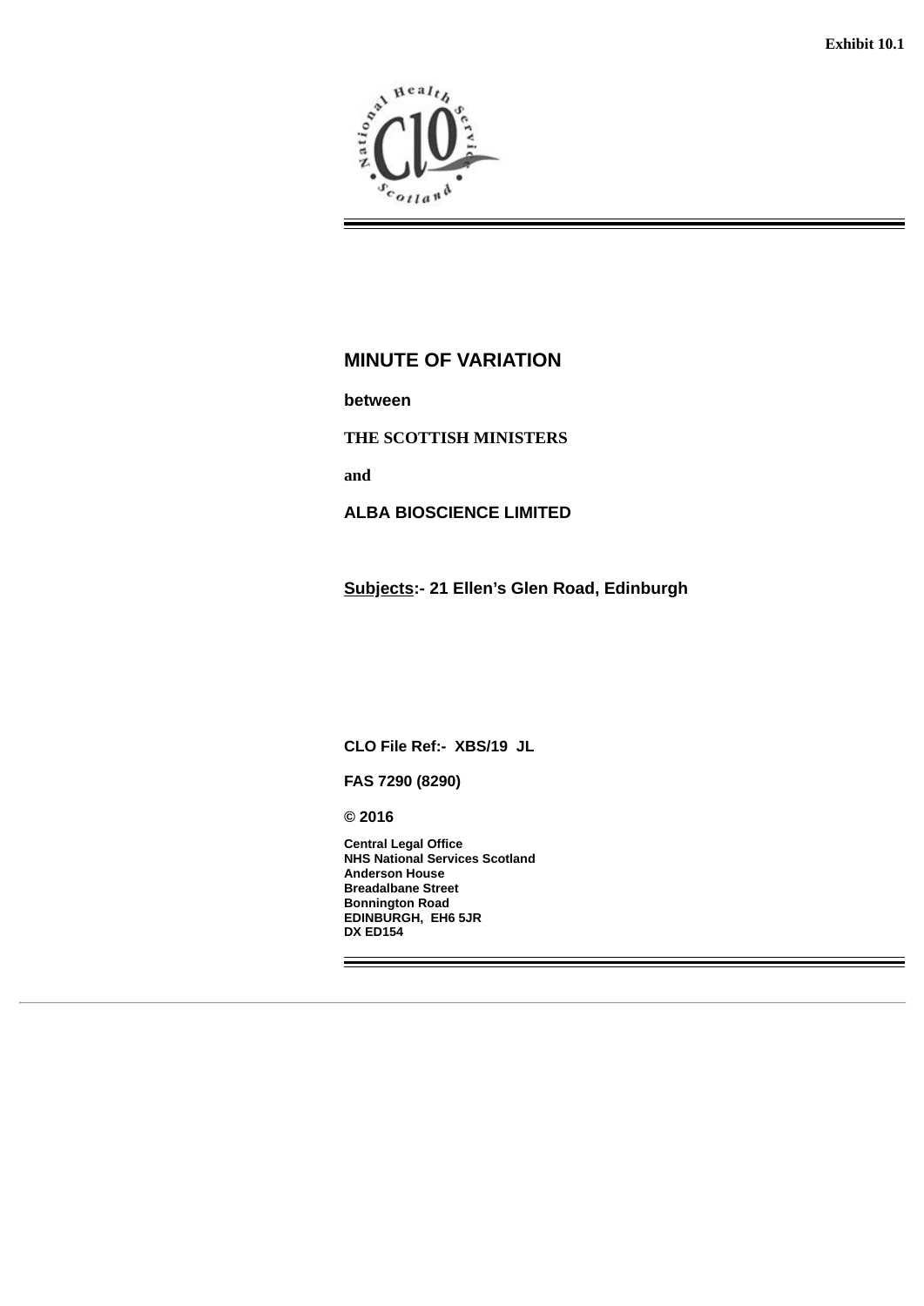**Exhibit 10.1**

# MINUTE OF VARIATION

**between**

**THE SCOTTISH MINISTERS**

**and**

**ALBA BIOSCIENCE LIMITED**

**Subjects:- 21 Ellen's Glen Road, Edinburgh**

**CLO File Ref:- XBS/19 JL**

**FAS 7290 (8290)**

**© 2016**

**Central Legal Office**
**NHS National Services Scotland**
**Anderson House**
**Breadalbane Street**
**Bonnington Road**
**EDINBURGH, EH6 5JR**
**DX ED154**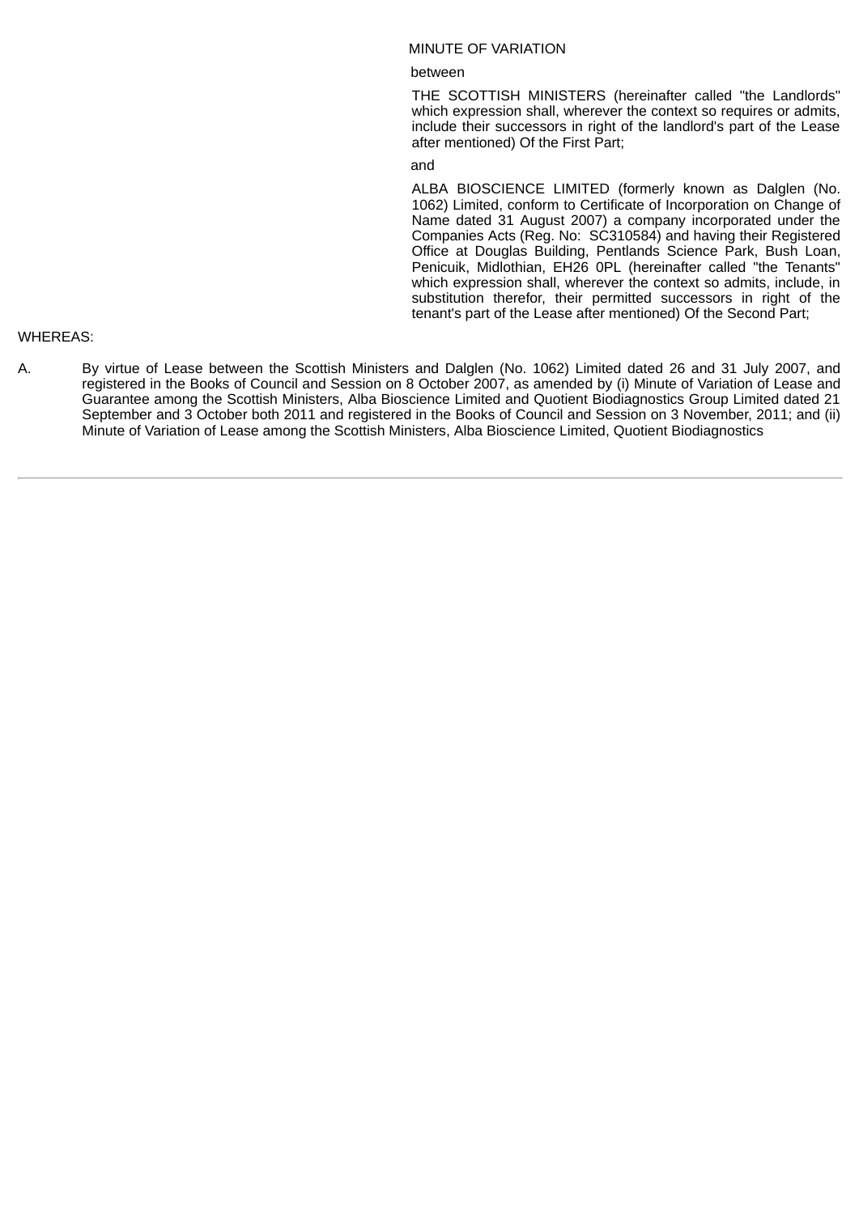MINUTE OF VARIATION

between

THE SCOTTISH MINISTERS (hereinafter called "the Landlords" which expression shall, wherever the context so requires or admits, include their successors in right of the landlord's part of the Lease after mentioned) Of the First Part;

and

ALBA BIOSCIENCE LIMITED (formerly known as Dalglen (No. 1062) Limited, conform to Certificate of Incorporation on Change of Name dated 31 August 2007) a company incorporated under the Companies Acts (Reg. No: SC310584) and having their Registered Office at Douglas Building, Pentlands Science Park, Bush Loan, Penicuik, Midlothian, EH26 0PL (hereinafter called "the Tenants" which expression shall, wherever the context so admits, include, in substitution therefor, their permitted successors in right of the tenant's part of the Lease after mentioned) Of the Second Part;

WHEREAS:

A. By virtue of Lease between the Scottish Ministers and Dalglen (No. 1062) Limited dated 26 and 31 July 2007, and registered in the Books of Council and Session on 8 October 2007, as amended by (i) Minute of Variation of Lease and Guarantee among the Scottish Ministers, Alba Bioscience Limited and Quotient Biodiagnostics Group Limited dated 21 September and 3 October both 2011 and registered in the Books of Council and Session on 3 November, 2011; and (ii) Minute of Variation of Lease among the Scottish Ministers, Alba Bioscience Limited, Quotient Biodiagnostics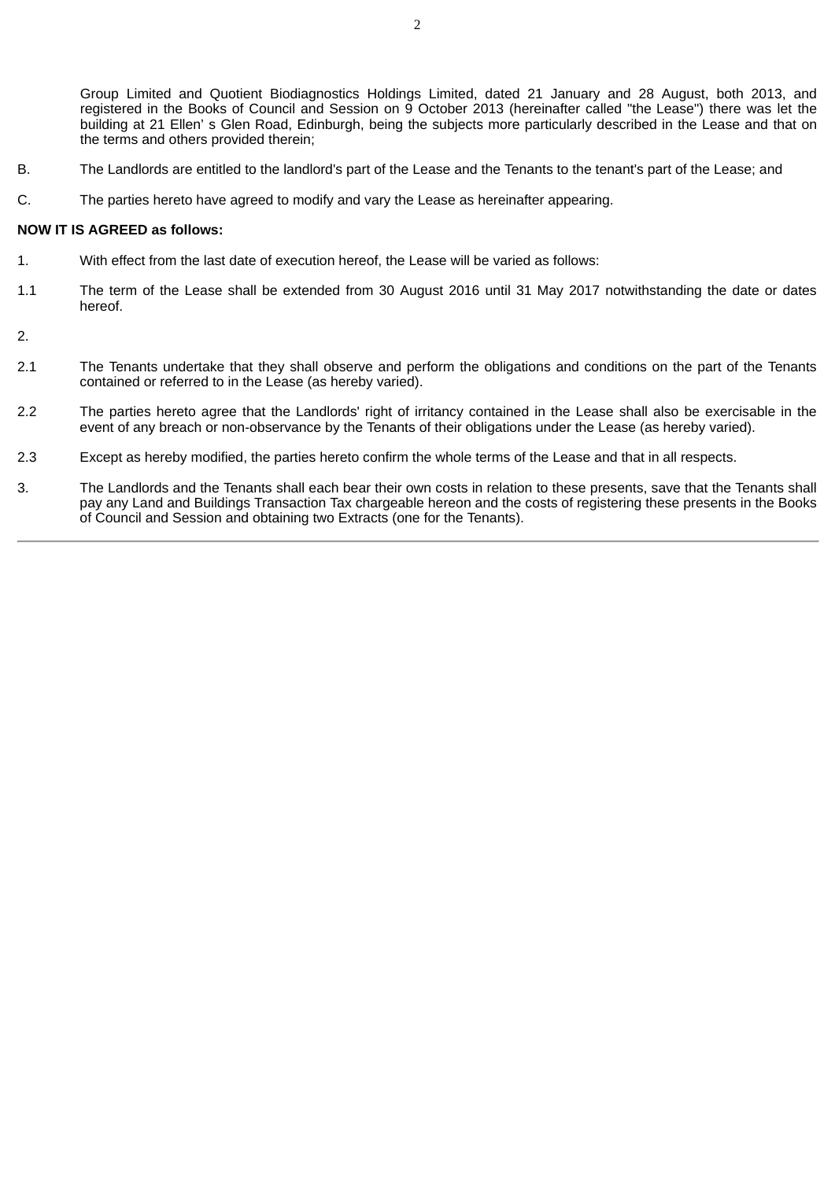Group Limited and Quotient Biodiagnostics Holdings Limited, dated 21 January and 28 August, both 2013, and registered in the Books of Council and Session on 9 October 2013 (hereinafter called "the Lease") there was let the building at 21 Ellen' s Glen Road, Edinburgh, being the subjects more particularly described in the Lease and that on the terms and others provided therein;

B. The Landlords are entitled to the landlord's part of the Lease and the Tenants to the tenant's part of the Lease; and

C. The parties hereto have agreed to modify and vary the Lease as hereinafter appearing.

**NOW IT IS AGREED as follows:**

1. With effect from the last date of execution hereof, the Lease will be varied as follows:

1.1 The term of the Lease shall be extended from 30 August 2016 until 31 May 2017 notwithstanding the date or dates hereof.

2.

2.1 The Tenants undertake that they shall observe and perform the obligations and conditions on the part of the Tenants contained or referred to in the Lease (as hereby varied).

2.2 The parties hereto agree that the Landlords' right of irritancy contained in the Lease shall also be exercisable in the event of any breach or non-observance by the Tenants of their obligations under the Lease (as hereby varied).

2.3 Except as hereby modified, the parties hereto confirm the whole terms of the Lease and that in all respects.

3. The Landlords and the Tenants shall each bear their own costs in relation to these presents, save that the Tenants shall pay any Land and Buildings Transaction Tax chargeable hereon and the costs of registering these presents in the Books of Council and Session and obtaining two Extracts (one for the Tenants).

---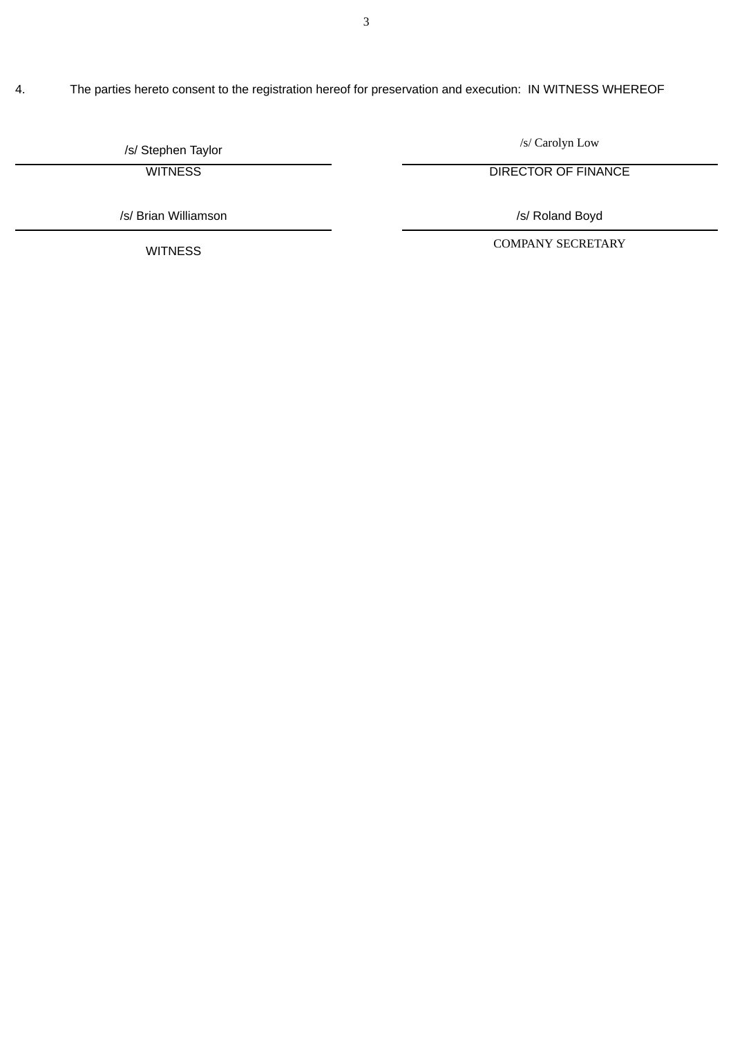4. The parties hereto consent to the registration hereof for preservation and execution: IN WITNESS WHEREOF

| | |
|---|---|
| /s/ Stephen Taylor | /s/ Carolyn Low |
| WITNESS | DIRECTOR OF FINANCE |
| /s/ Brian Williamson | /s/ Roland Boyd |
| WITNESS | COMPANY SECRETARY |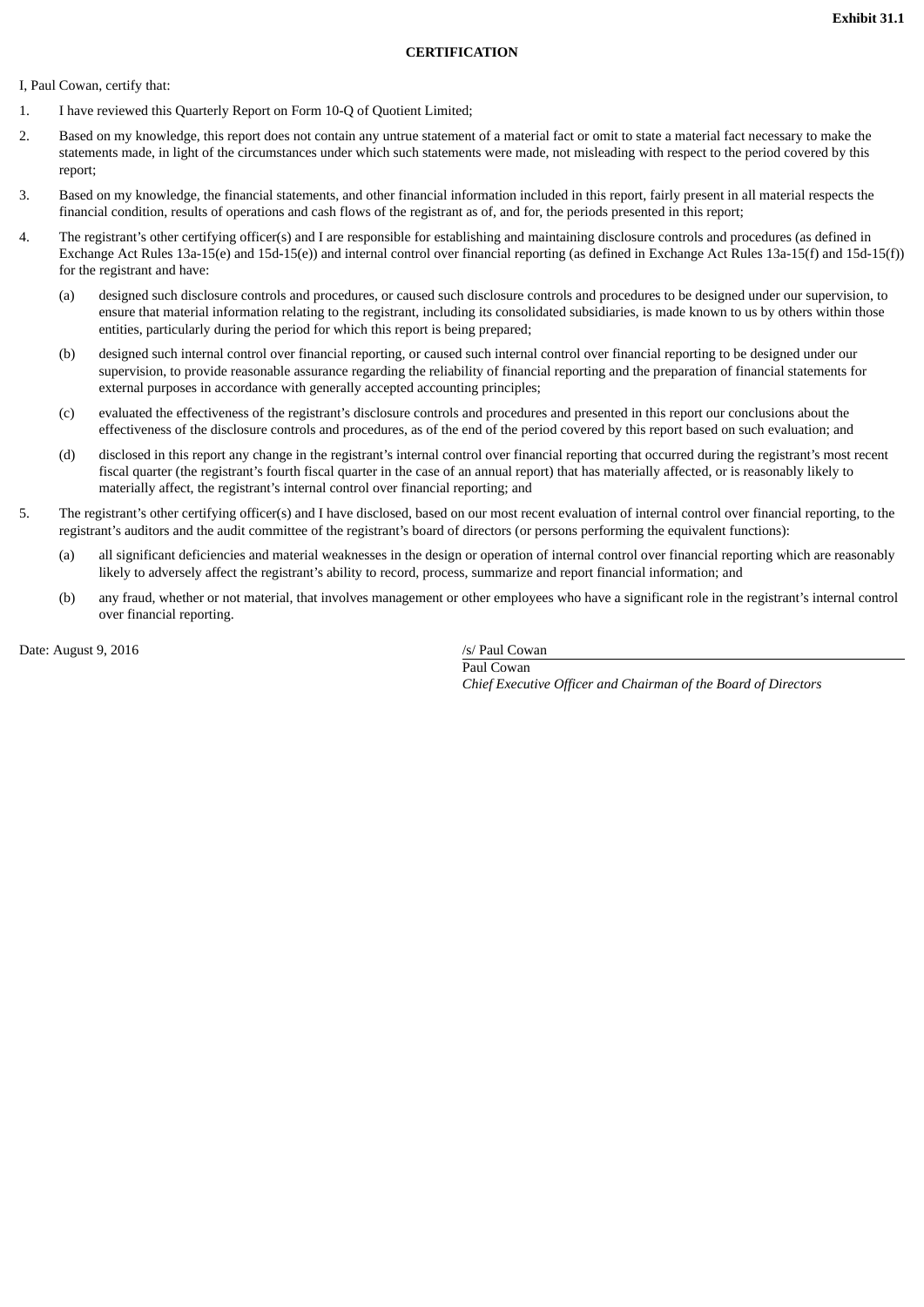**Exhibit 31.1**

**CERTIFICATION**

I, Paul Cowan, certify that:

1. I have reviewed this Quarterly Report on Form 10-Q of Quotient Limited;

2. Based on my knowledge, this report does not contain any untrue statement of a material fact or omit to state a material fact necessary to make the statements made, in light of the circumstances under which such statements were made, not misleading with respect to the period covered by this report;

3. Based on my knowledge, the financial statements, and other financial information included in this report, fairly present in all material respects the financial condition, results of operations and cash flows of the registrant as of, and for, the periods presented in this report;

4. The registrant's other certifying officer(s) and I are responsible for establishing and maintaining disclosure controls and procedures (as defined in Exchange Act Rules 13a-15(e) and 15d-15(e)) and internal control over financial reporting (as defined in Exchange Act Rules 13a-15(f) and 15d-15(f)) for the registrant and have:

   (a) designed such disclosure controls and procedures, or caused such disclosure controls and procedures to be designed under our supervision, to ensure that material information relating to the registrant, including its consolidated subsidiaries, is made known to us by others within those entities, particularly during the period for which this report is being prepared;

   (b) designed such internal control over financial reporting, or caused such internal control over financial reporting to be designed under our supervision, to provide reasonable assurance regarding the reliability of financial reporting and the preparation of financial statements for external purposes in accordance with generally accepted accounting principles;

   (c) evaluated the effectiveness of the registrant's disclosure controls and procedures and presented in this report our conclusions about the effectiveness of the disclosure controls and procedures, as of the end of the period covered by this report based on such evaluation; and

   (d) disclosed in this report any change in the registrant's internal control over financial reporting that occurred during the registrant's most recent fiscal quarter (the registrant's fourth fiscal quarter in the case of an annual report) that has materially affected, or is reasonably likely to materially affect, the registrant's internal control over financial reporting; and

5. The registrant's other certifying officer(s) and I have disclosed, based on our most recent evaluation of internal control over financial reporting, to the registrant's auditors and the audit committee of the registrant's board of directors (or persons performing the equivalent functions):

   (a) all significant deficiencies and material weaknesses in the design or operation of internal control over financial reporting which are reasonably likely to adversely affect the registrant's ability to record, process, summarize and report financial information; and

   (b) any fraud, whether or not material, that involves management or other employees who have a significant role in the registrant's internal control over financial reporting.

Date: August 9, 2016

/s/ Paul Cowan

Paul Cowan

*Chief Executive Officer and Chairman of the Board of Directors*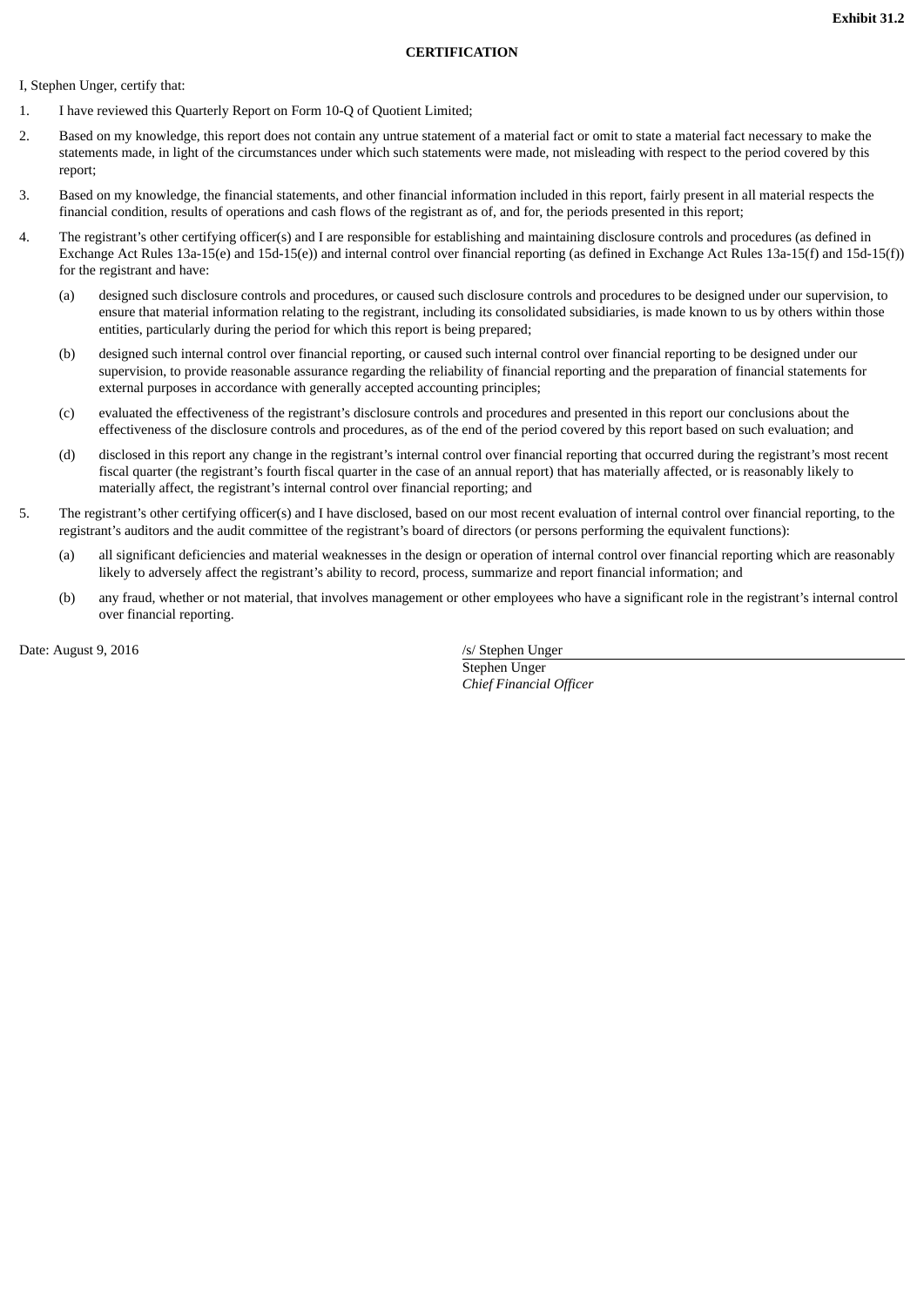**Exhibit 31.2**

**CERTIFICATION**

I, Stephen Unger, certify that:

1. I have reviewed this Quarterly Report on Form 10-Q of Quotient Limited;

2. Based on my knowledge, this report does not contain any untrue statement of a material fact or omit to state a material fact necessary to make the statements made, in light of the circumstances under which such statements were made, not misleading with respect to the period covered by this report;

3. Based on my knowledge, the financial statements, and other financial information included in this report, fairly present in all material respects the financial condition, results of operations and cash flows of the registrant as of, and for, the periods presented in this report;

4. The registrant's other certifying officer(s) and I are responsible for establishing and maintaining disclosure controls and procedures (as defined in Exchange Act Rules 13a-15(e) and 15d-15(e)) and internal control over financial reporting (as defined in Exchange Act Rules 13a-15(f) and 15d-15(f)) for the registrant and have:

   (a) designed such disclosure controls and procedures, or caused such disclosure controls and procedures to be designed under our supervision, to ensure that material information relating to the registrant, including its consolidated subsidiaries, is made known to us by others within those entities, particularly during the period for which this report is being prepared;

   (b) designed such internal control over financial reporting, or caused such internal control over financial reporting to be designed under our supervision, to provide reasonable assurance regarding the reliability of financial reporting and the preparation of financial statements for external purposes in accordance with generally accepted accounting principles;

   (c) evaluated the effectiveness of the registrant's disclosure controls and procedures and presented in this report our conclusions about the effectiveness of the disclosure controls and procedures, as of the end of the period covered by this report based on such evaluation; and

   (d) disclosed in this report any change in the registrant's internal control over financial reporting that occurred during the registrant's most recent fiscal quarter (the registrant's fourth fiscal quarter in the case of an annual report) that has materially affected, or is reasonably likely to materially affect, the registrant's internal control over financial reporting; and

5. The registrant's other certifying officer(s) and I have disclosed, based on our most recent evaluation of internal control over financial reporting, to the registrant's auditors and the audit committee of the registrant's board of directors (or persons performing the equivalent functions):

   (a) all significant deficiencies and material weaknesses in the design or operation of internal control over financial reporting which are reasonably likely to adversely affect the registrant's ability to record, process, summarize and report financial information; and

   (b) any fraud, whether or not material, that involves management or other employees who have a significant role in the registrant's internal control over financial reporting.

Date: August 9, 2016

/s/ Stephen Unger
Stephen Unger
*Chief Financial Officer*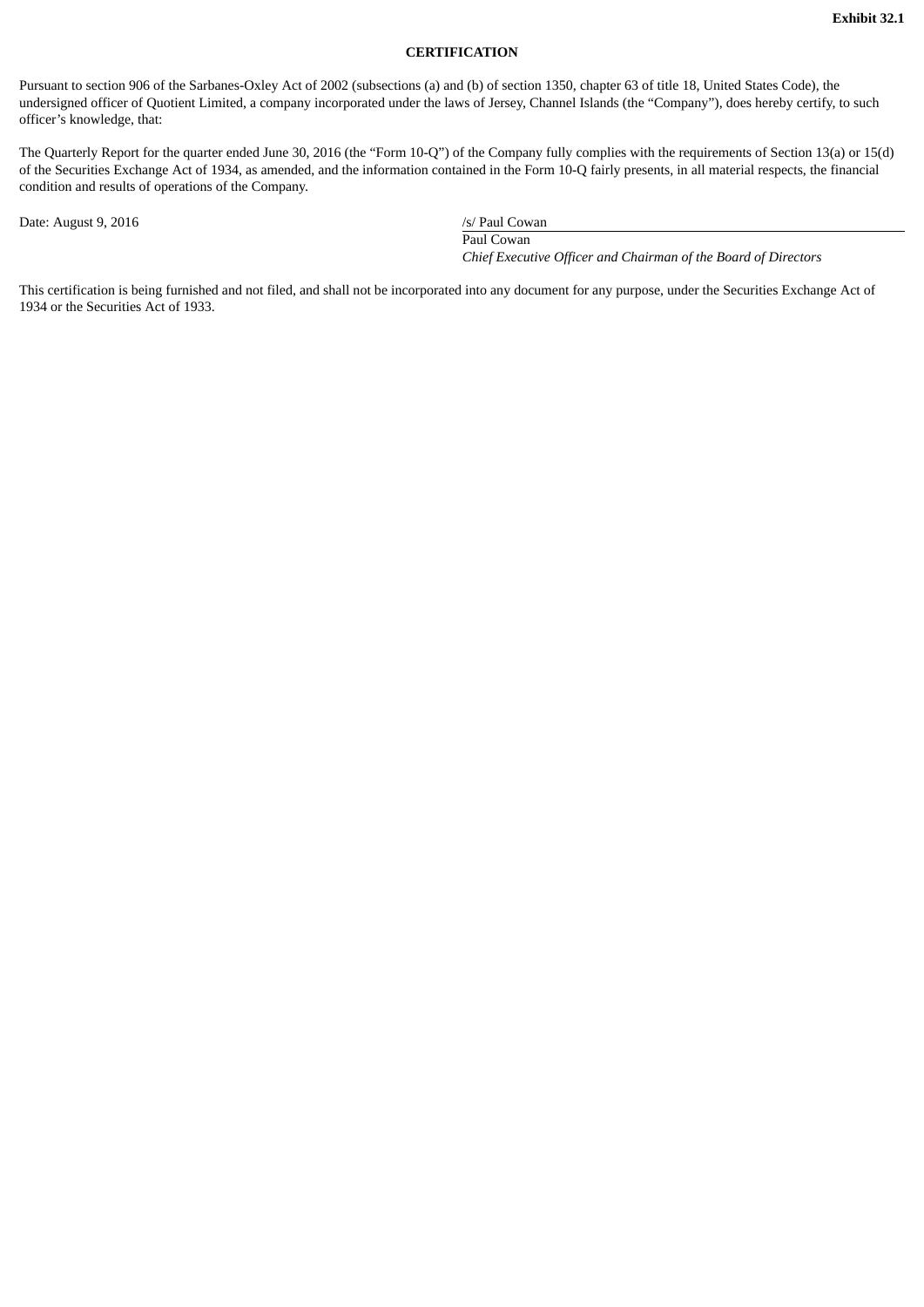**Exhibit 32.1**

**CERTIFICATION**

Pursuant to section 906 of the Sarbanes-Oxley Act of 2002 (subsections (a) and (b) of section 1350, chapter 63 of title 18, United States Code), the undersigned officer of Quotient Limited, a company incorporated under the laws of Jersey, Channel Islands (the "Company"), does hereby certify, to such officer's knowledge, that:

The Quarterly Report for the quarter ended June 30, 2016 (the "Form 10-Q") of the Company fully complies with the requirements of Section 13(a) or 15(d) of the Securities Exchange Act of 1934, as amended, and the information contained in the Form 10-Q fairly presents, in all material respects, the financial condition and results of operations of the Company.

Date: August 9, 2016

/s/ Paul Cowan

Paul Cowan

*Chief Executive Officer and Chairman of the Board of Directors*

This certification is being furnished and not filed, and shall not be incorporated into any document for any purpose, under the Securities Exchange Act of 1934 or the Securities Act of 1933.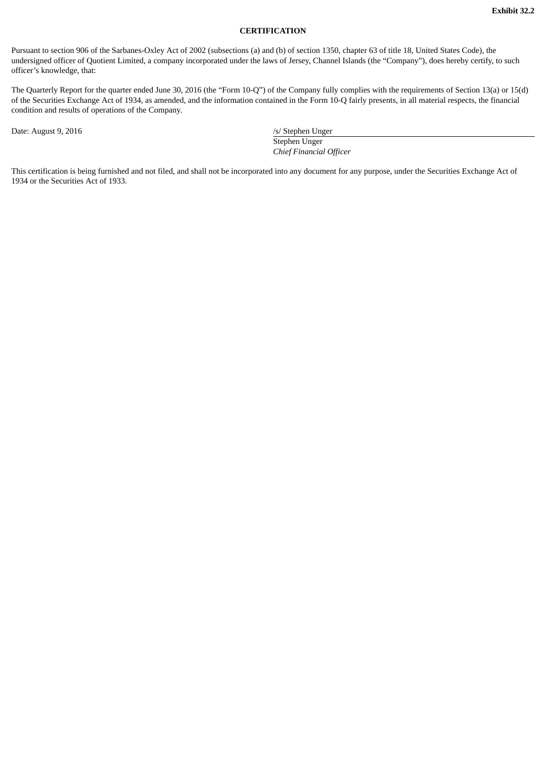**Exhibit 32.2**

**CERTIFICATION**

Pursuant to section 906 of the Sarbanes-Oxley Act of 2002 (subsections (a) and (b) of section 1350, chapter 63 of title 18, United States Code), the undersigned officer of Quotient Limited, a company incorporated under the laws of Jersey, Channel Islands (the "Company"), does hereby certify, to such officer's knowledge, that:

The Quarterly Report for the quarter ended June 30, 2016 (the "Form 10-Q") of the Company fully complies with the requirements of Section 13(a) or 15(d) of the Securities Exchange Act of 1934, as amended, and the information contained in the Form 10-Q fairly presents, in all material respects, the financial condition and results of operations of the Company.

Date: August 9, 2016

/s/ Stephen Unger
Stephen Unger
*Chief Financial Officer*

This certification is being furnished and not filed, and shall not be incorporated into any document for any purpose, under the Securities Exchange Act of 1934 or the Securities Act of 1933.